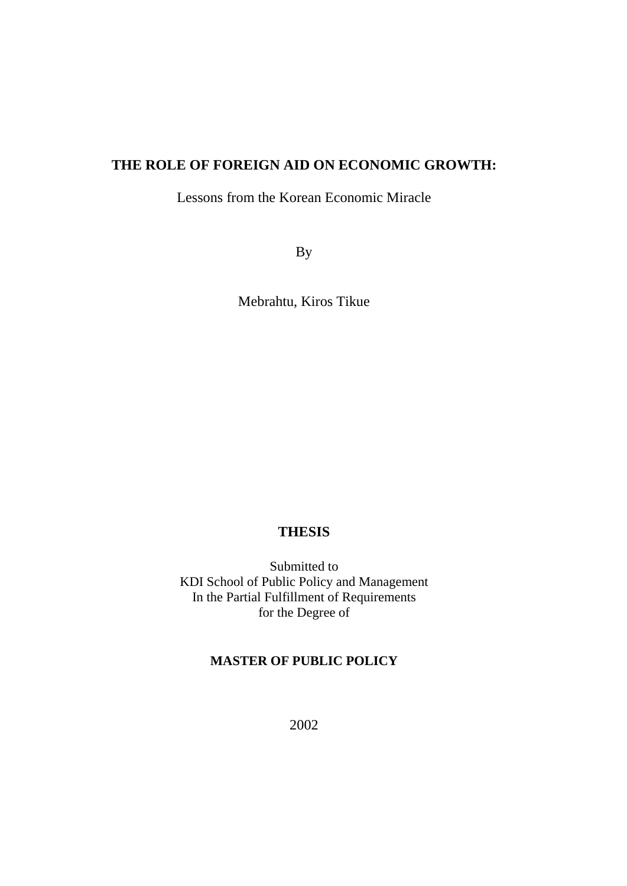# THE ROLE OF FOREIGN AID ON ECONOMIC GROWTH:

Lessons from the Korean Economic Miracle

By

Mebrahtu, Kiros Tikue

**THESIS**

Submitted to
KDI School of Public Policy and Management
In the Partial Fulfillment of Requirements
for the Degree of

**MASTER OF PUBLIC POLICY**

2002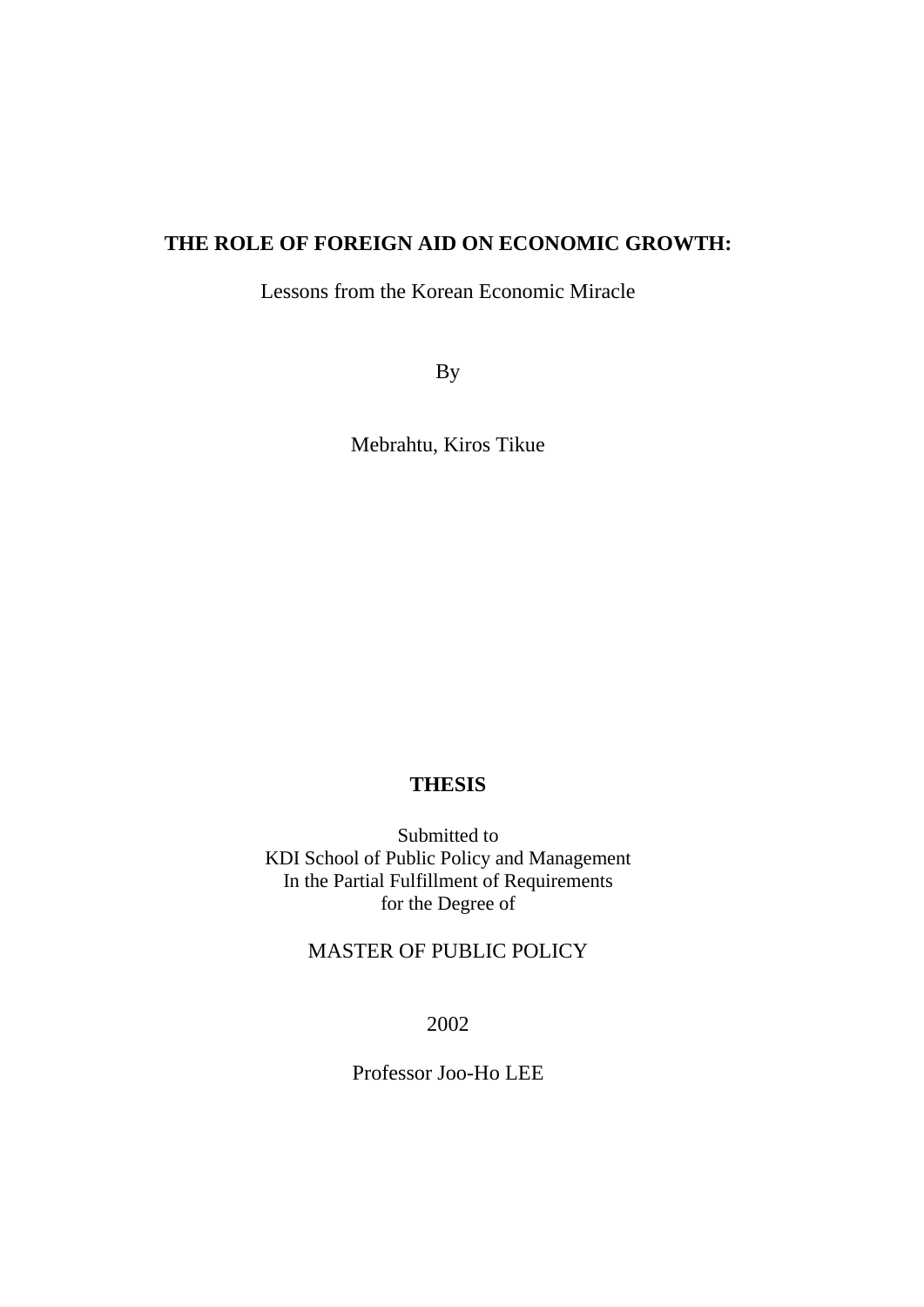# THE ROLE OF FOREIGN AID ON ECONOMIC GROWTH:

Lessons from the Korean Economic Miracle

By

Mebrahtu, Kiros Tikue

**THESIS**

Submitted to
KDI School of Public Policy and Management
In the Partial Fulfillment of Requirements
for the Degree of

MASTER OF PUBLIC POLICY

2002

Professor Joo-Ho LEE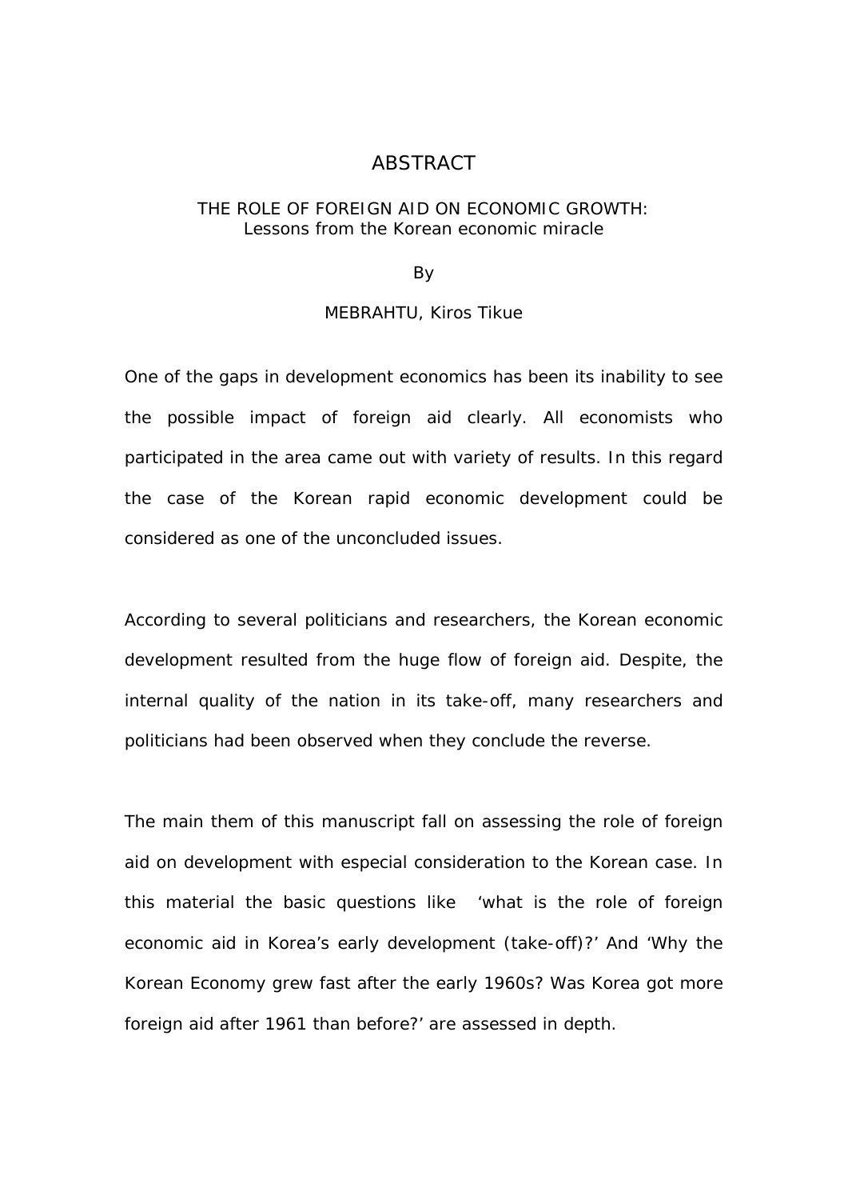# ABSTRACT

THE ROLE OF FOREIGN AID ON ECONOMIC GROWTH:
Lessons from the Korean economic miracle

By

MEBRAHTU, Kiros Tikue

One of the gaps in development economics has been its inability to see the possible impact of foreign aid clearly. All economists who participated in the area came out with variety of results. In this regard the case of the Korean rapid economic development could be considered as one of the unconcluded issues.

According to several politicians and researchers, the Korean economic development resulted from the huge flow of foreign aid. Despite, the internal quality of the nation in its take-off, many researchers and politicians had been observed when they conclude the reverse.

The main them of this manuscript fall on assessing the role of foreign aid on development with especial consideration to the Korean case. In this material the basic questions like 'what is the role of foreign economic aid in Korea's early development (take-off)?' And 'Why the Korean Economy grew fast after the early 1960s? Was Korea got more foreign aid after 1961 than before?' are assessed in depth.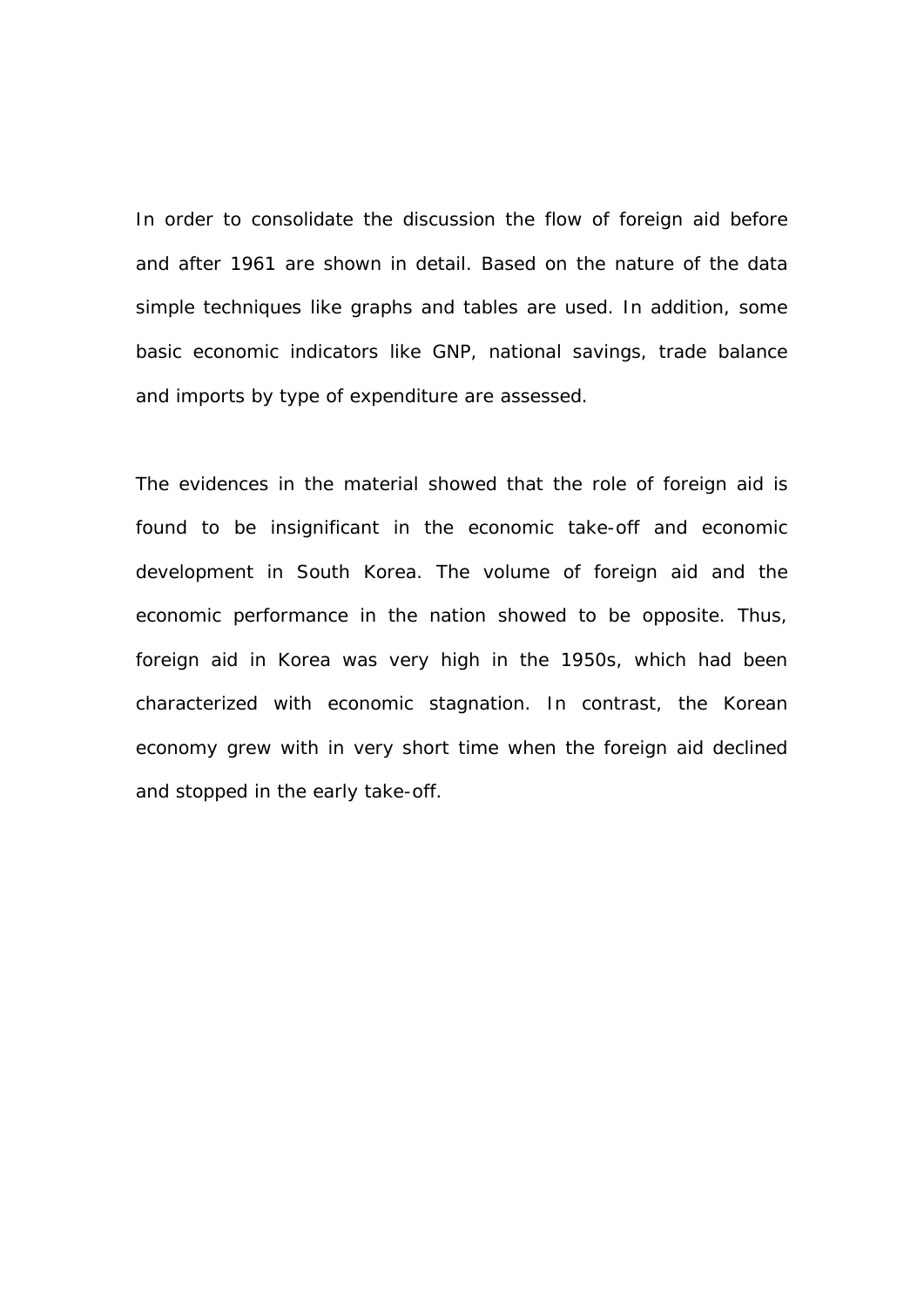In order to consolidate the discussion the flow of foreign aid before and after 1961 are shown in detail. Based on the nature of the data simple techniques like graphs and tables are used. In addition, some basic economic indicators like GNP, national savings, trade balance and imports by type of expenditure are assessed.

The evidences in the material showed that the role of foreign aid is found to be insignificant in the economic take-off and economic development in South Korea. The volume of foreign aid and the economic performance in the nation showed to be opposite. Thus, foreign aid in Korea was very high in the 1950s, which had been characterized with economic stagnation. In contrast, the Korean economy grew with in very short time when the foreign aid declined and stopped in the early take-off.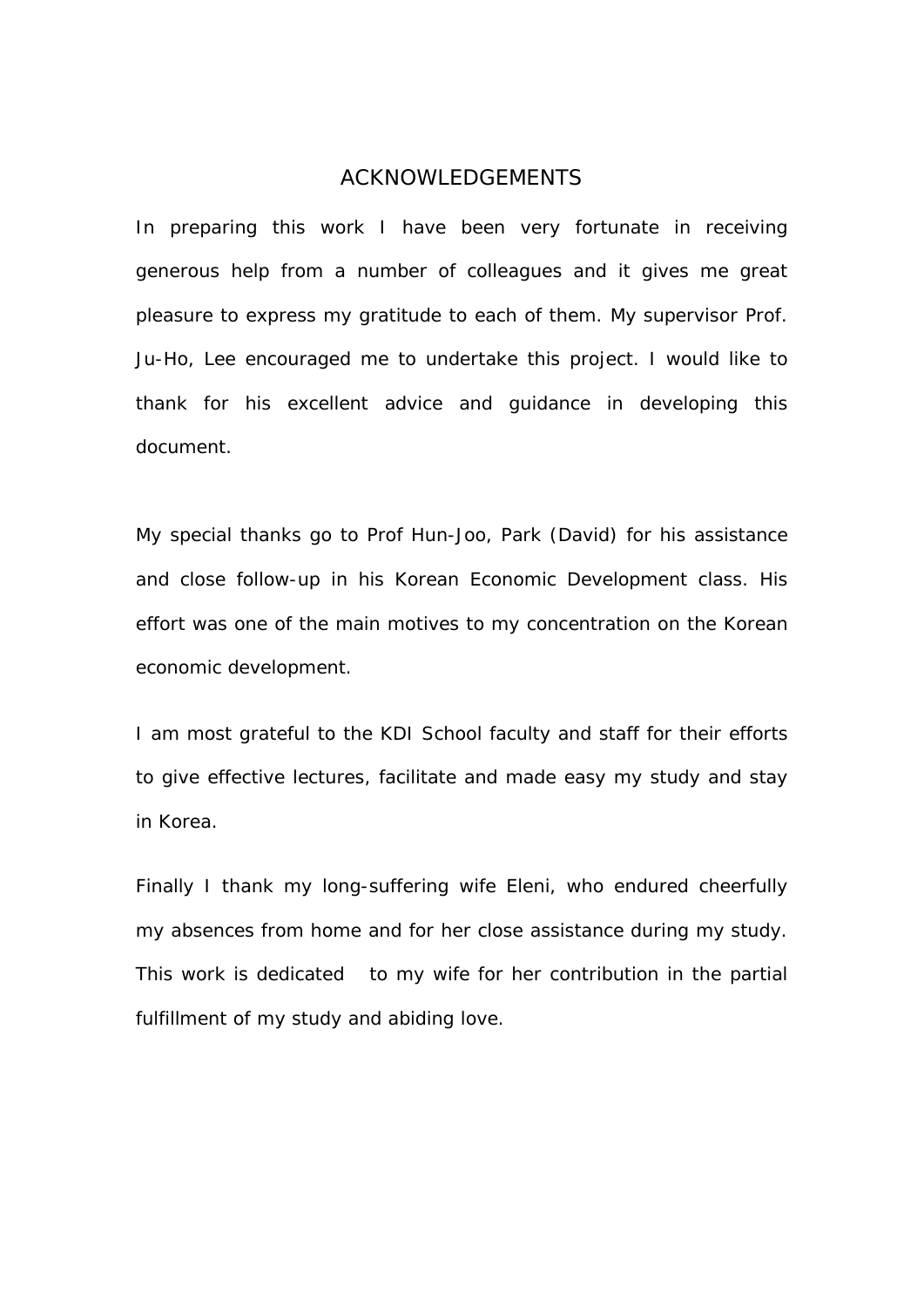# ACKNOWLEDGEMENTS

In preparing this work I have been very fortunate in receiving generous help from a number of colleagues and it gives me great pleasure to express my gratitude to each of them. My supervisor Prof. Ju-Ho, Lee encouraged me to undertake this project. I would like to thank for his excellent advice and guidance in developing this document.

My special thanks go to Prof Hun-Joo, Park (David) for his assistance and close follow-up in his Korean Economic Development class. His effort was one of the main motives to my concentration on the Korean economic development.

I am most grateful to the KDI School faculty and staff for their efforts to give effective lectures, facilitate and made easy my study and stay in Korea.

Finally I thank my long-suffering wife Eleni, who endured cheerfully my absences from home and for her close assistance during my study. This work is dedicated to my wife for her contribution in the partial fulfillment of my study and abiding love.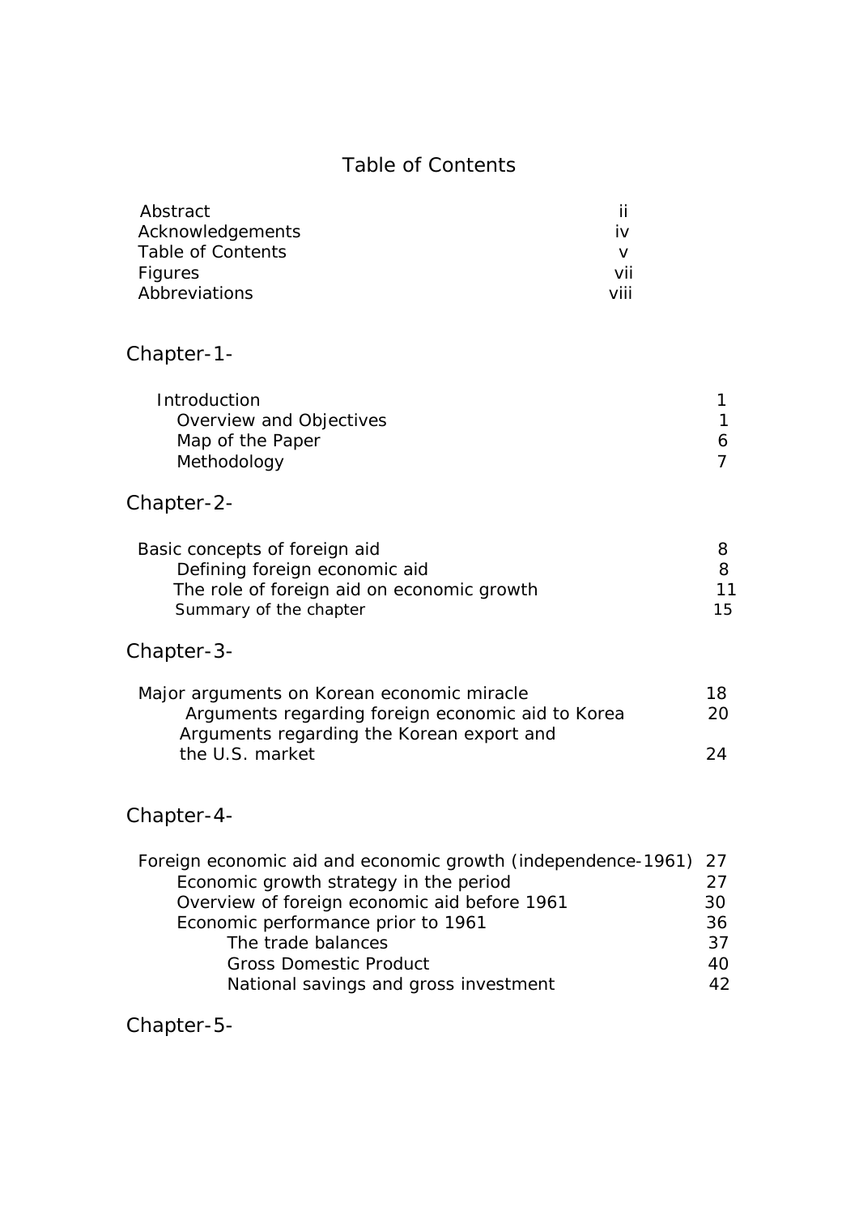# Table of Contents

| | |
|---|---|
| Abstract | ii |
| Acknowledgements | iv |
| Table of Contents | v |
| Figures | vii |
| Abbreviations | viii |

## Chapter-1-

| | |
|---|---|
| Introduction | 1 |
| Overview and Objectives | 1 |
| Map of the Paper | 6 |
| Methodology | 7 |

## Chapter-2-

| | |
|---|---|
| Basic concepts of foreign aid | 8 |
| Defining foreign economic aid | 8 |
| The role of foreign aid on economic growth | 11 |
| Summary of the chapter | 15 |

## Chapter-3-

| | |
|---|---|
| Major arguments on Korean economic miracle | 18 |
| Arguments regarding foreign economic aid to Korea | 20 |
| Arguments regarding the Korean export and the U.S. market | 24 |

## Chapter-4-

| | |
|---|---|
| Foreign economic aid and economic growth (independence-1961) | 27 |
| Economic growth strategy in the period | 27 |
| Overview of foreign economic aid before 1961 | 30 |
| Economic performance prior to 1961 | 36 |
| The trade balances | 37 |
| Gross Domestic Product | 40 |
| National savings and gross investment | 42 |

## Chapter-5-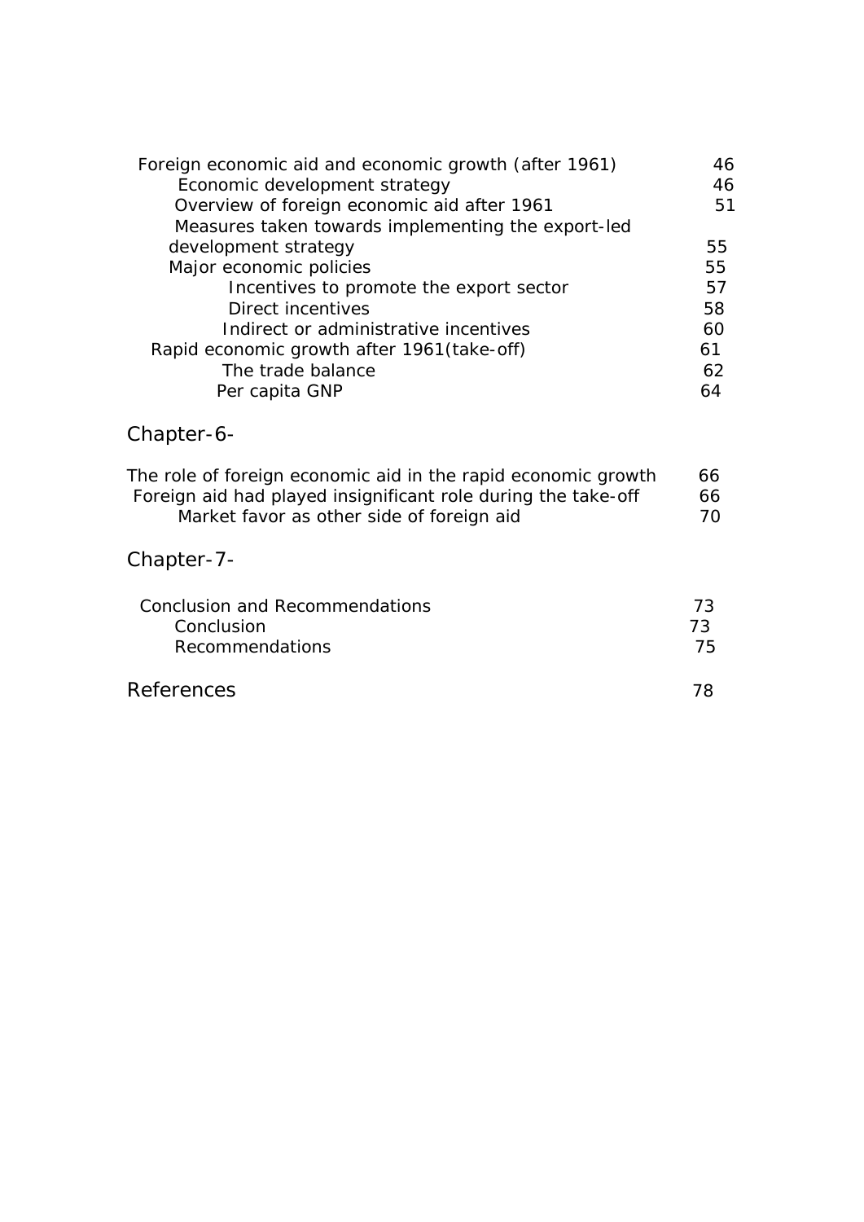Foreign economic aid and economic growth (after 1961) 46
- Economic development strategy 46
- Overview of foreign economic aid after 1961 51
- Measures taken towards implementing the export-led development strategy 55
- Major economic policies 55
  - Incentives to promote the export sector 57
  - Direct incentives 58
  - Indirect or administrative incentives 60
- Rapid economic growth after 1961(take-off) 61
  - The trade balance 62
  - Per capita GNP 64

## Chapter-6-

The role of foreign economic aid in the rapid economic growth 66
- Foreign aid had played insignificant role during the take-off 66
  - Market favor as other side of foreign aid 70

## Chapter-7-

Conclusion and Recommendations 73
- Conclusion 73
- Recommendations 75

## References 78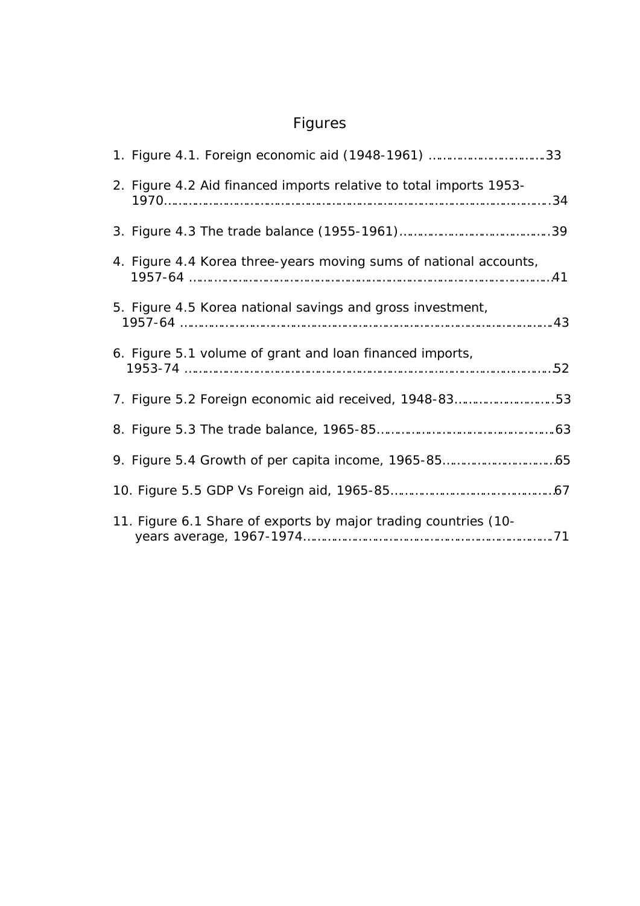# Figures

1. Figure 4.1. Foreign economic aid (1948-1961) ……………………………33
2. Figure 4.2 Aid financed imports relative to total imports 1953-1970……………………………………………………………………………………………34
3. Figure 4.3 The trade balance (1955-1961)……………………………………39
4. Figure 4.4 Korea three-years moving sums of national accounts, 1957-64 ……………………………………………………………………………………………41
5. Figure 4.5 Korea national savings and gross investment, 1957-64 ……………………………………………………………………………………………43
6. Figure 5.1 volume of grant and loan financed imports, 1953-74 ……………………………………………………………………………………………52
7. Figure 5.2 Foreign economic aid received, 1948-83…………………………53
8. Figure 5.3 The trade balance, 1965-85……………………………………………63
9. Figure 5.4 Growth of per capita income, 1965-85……………………………65
10. Figure 5.5 GDP Vs Foreign aid, 1965-85…………………………………………67
11. Figure 6.1 Share of exports by major trading countries (10-years average, 1967-1974……………………………………………………………………71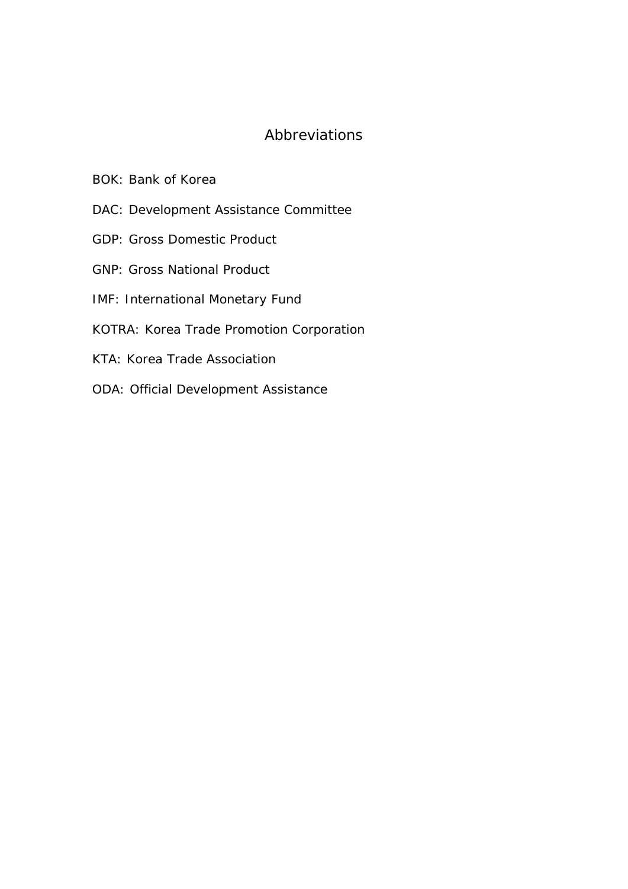# Abbreviations

BOK: Bank of Korea

DAC: Development Assistance Committee

GDP: Gross Domestic Product

GNP: Gross National Product

IMF: International Monetary Fund

KOTRA: Korea Trade Promotion Corporation

KTA: Korea Trade Association

ODA: Official Development Assistance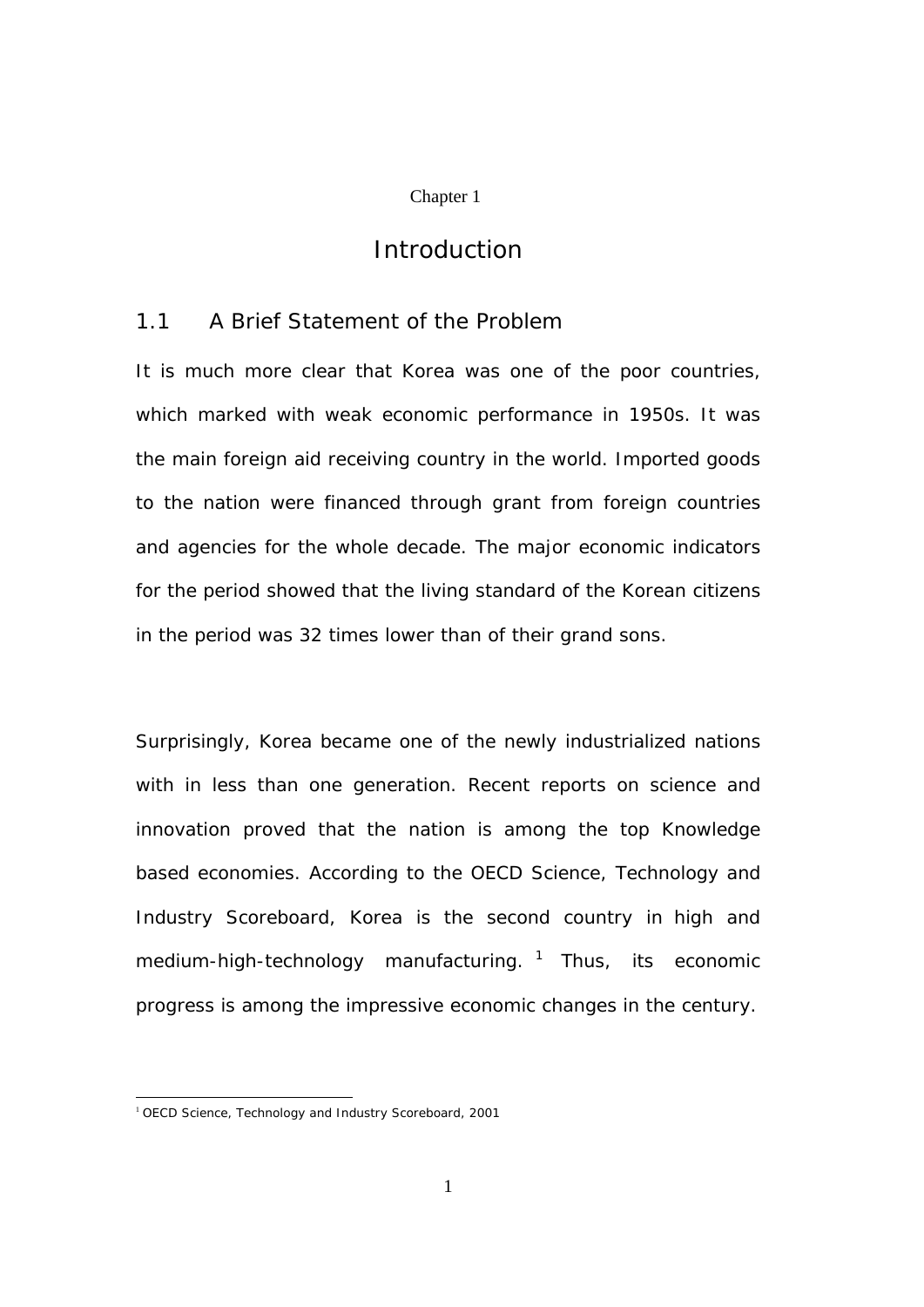Chapter 1

# Introduction

## 1.1 A Brief Statement of the Problem

It is much more clear that Korea was one of the poor countries, which marked with weak economic performance in 1950s. It was the main foreign aid receiving country in the world. Imported goods to the nation were financed through grant from foreign countries and agencies for the whole decade. The major economic indicators for the period showed that the living standard of the Korean citizens in the period was 32 times lower than of their grand sons.

Surprisingly, Korea became one of the newly industrialized nations with in less than one generation. Recent reports on science and innovation proved that the nation is among the top Knowledge based economies. According to the OECD Science, Technology and Industry Scoreboard, Korea is the second country in high and medium-high-technology manufacturing. [1] Thus, its economic progress is among the impressive economic changes in the century.

---

[1] OECD Science, Technology and Industry Scoreboard, 2001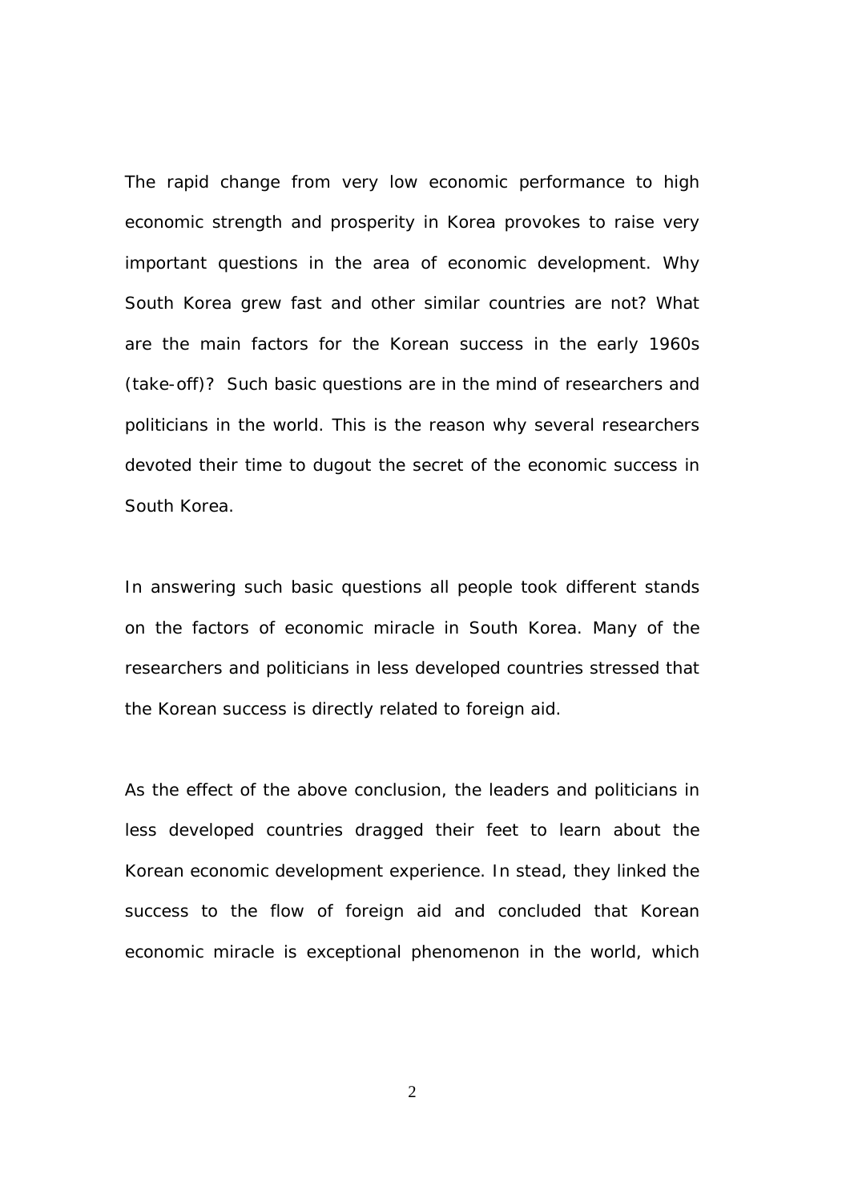The rapid change from very low economic performance to high economic strength and prosperity in Korea provokes to raise very important questions in the area of economic development. Why South Korea grew fast and other similar countries are not? What are the main factors for the Korean success in the early 1960s (take-off)? Such basic questions are in the mind of researchers and politicians in the world. This is the reason why several researchers devoted their time to dugout the secret of the economic success in South Korea.

In answering such basic questions all people took different stands on the factors of economic miracle in South Korea. Many of the researchers and politicians in less developed countries stressed that the Korean success is directly related to foreign aid.

As the effect of the above conclusion, the leaders and politicians in less developed countries dragged their feet to learn about the Korean economic development experience. In stead, they linked the success to the flow of foreign aid and concluded that Korean economic miracle is exceptional phenomenon in the world, which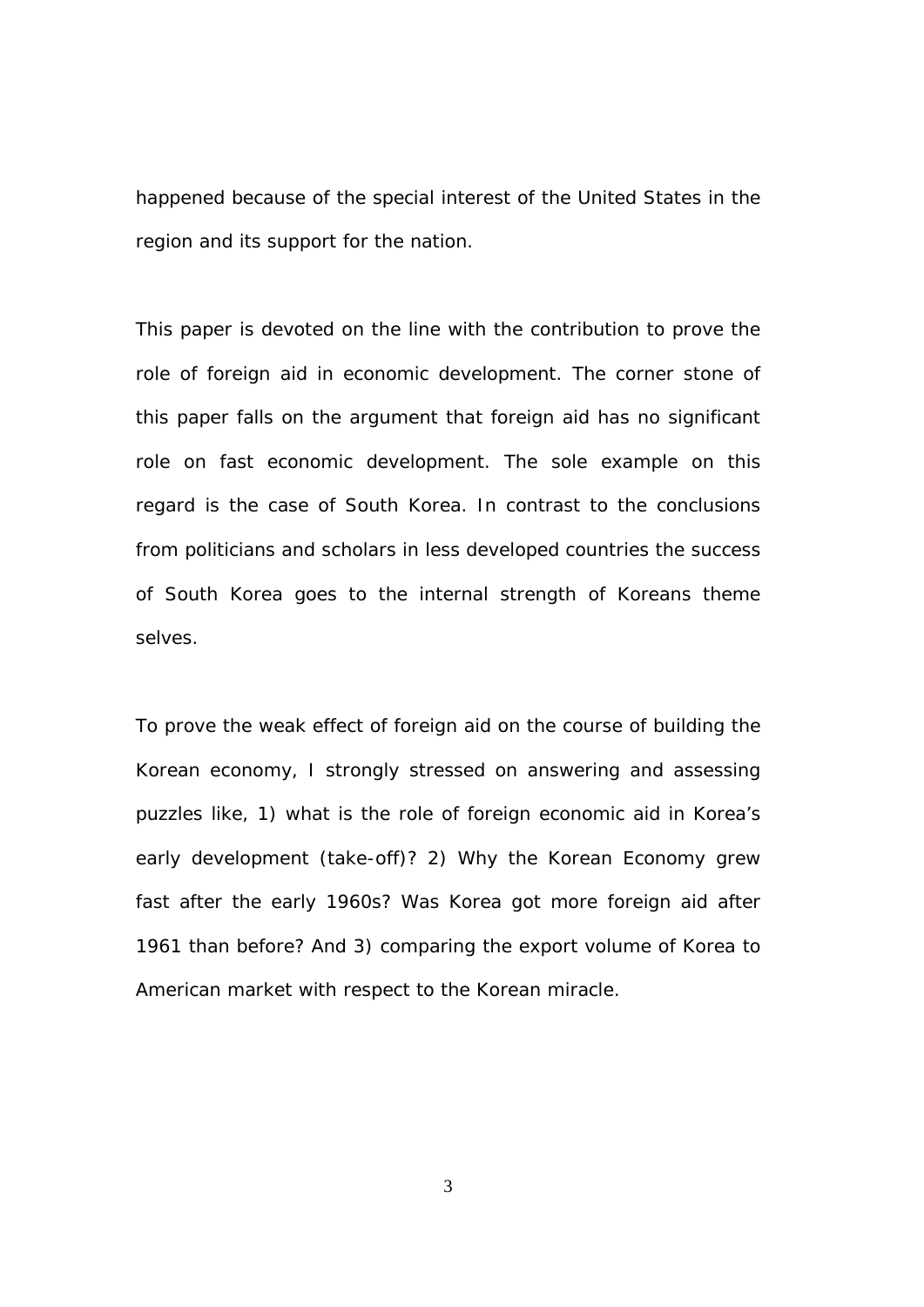happened because of the special interest of the United States in the region and its support for the nation.

This paper is devoted on the line with the contribution to prove the role of foreign aid in economic development. The corner stone of this paper falls on the argument that foreign aid has no significant role on fast economic development. The sole example on this regard is the case of South Korea. In contrast to the conclusions from politicians and scholars in less developed countries the success of South Korea goes to the internal strength of Koreans theme selves.

To prove the weak effect of foreign aid on the course of building the Korean economy, I strongly stressed on answering and assessing puzzles like, 1) what is the role of foreign economic aid in Korea's early development (take-off)? 2) Why the Korean Economy grew fast after the early 1960s? Was Korea got more foreign aid after 1961 than before? And 3) comparing the export volume of Korea to American market with respect to the Korean miracle.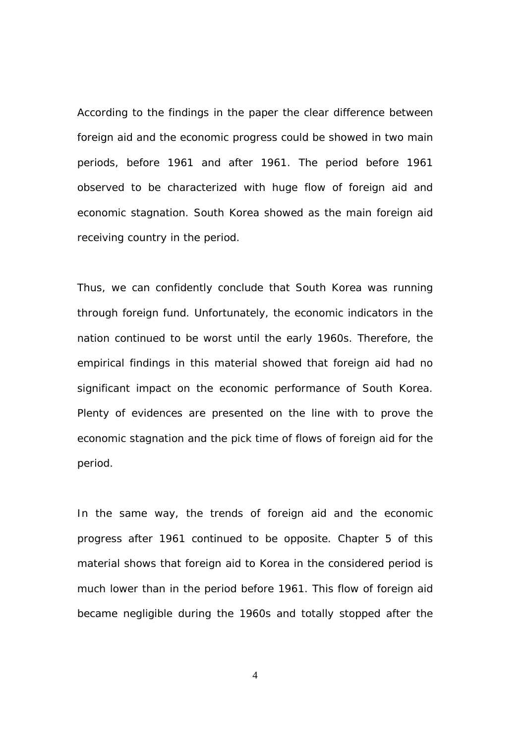According to the findings in the paper the clear difference between foreign aid and the economic progress could be showed in two main periods, before 1961 and after 1961. The period before 1961 observed to be characterized with huge flow of foreign aid and economic stagnation. South Korea showed as the main foreign aid receiving country in the period.

Thus, we can confidently conclude that South Korea was running through foreign fund. Unfortunately, the economic indicators in the nation continued to be worst until the early 1960s. Therefore, the empirical findings in this material showed that foreign aid had no significant impact on the economic performance of South Korea. Plenty of evidences are presented on the line with to prove the economic stagnation and the pick time of flows of foreign aid for the period.

In the same way, the trends of foreign aid and the economic progress after 1961 continued to be opposite. Chapter 5 of this material shows that foreign aid to Korea in the considered period is much lower than in the period before 1961. This flow of foreign aid became negligible during the 1960s and totally stopped after the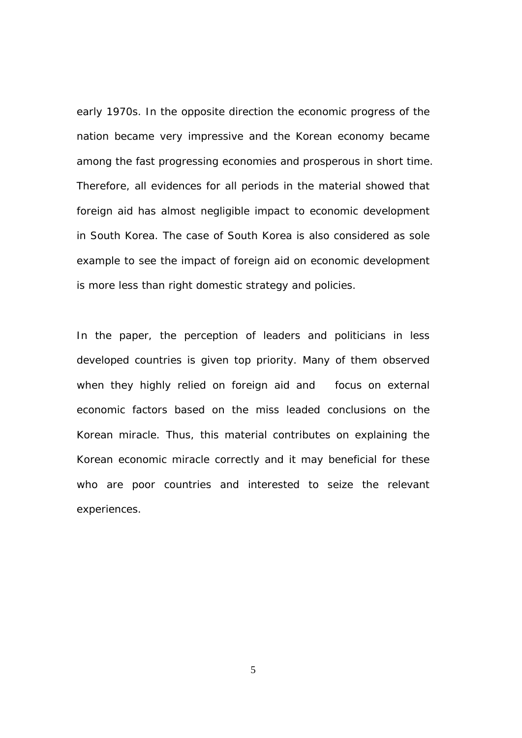early 1970s. In the opposite direction the economic progress of the nation became very impressive and the Korean economy became among the fast progressing economies and prosperous in short time. Therefore, all evidences for all periods in the material showed that foreign aid has almost negligible impact to economic development in South Korea. The case of South Korea is also considered as sole example to see the impact of foreign aid on economic development is more less than right domestic strategy and policies.

In the paper, the perception of leaders and politicians in less developed countries is given top priority. Many of them observed when they highly relied on foreign aid and focus on external economic factors based on the miss leaded conclusions on the Korean miracle. Thus, this material contributes on explaining the Korean economic miracle correctly and it may beneficial for these who are poor countries and interested to seize the relevant experiences.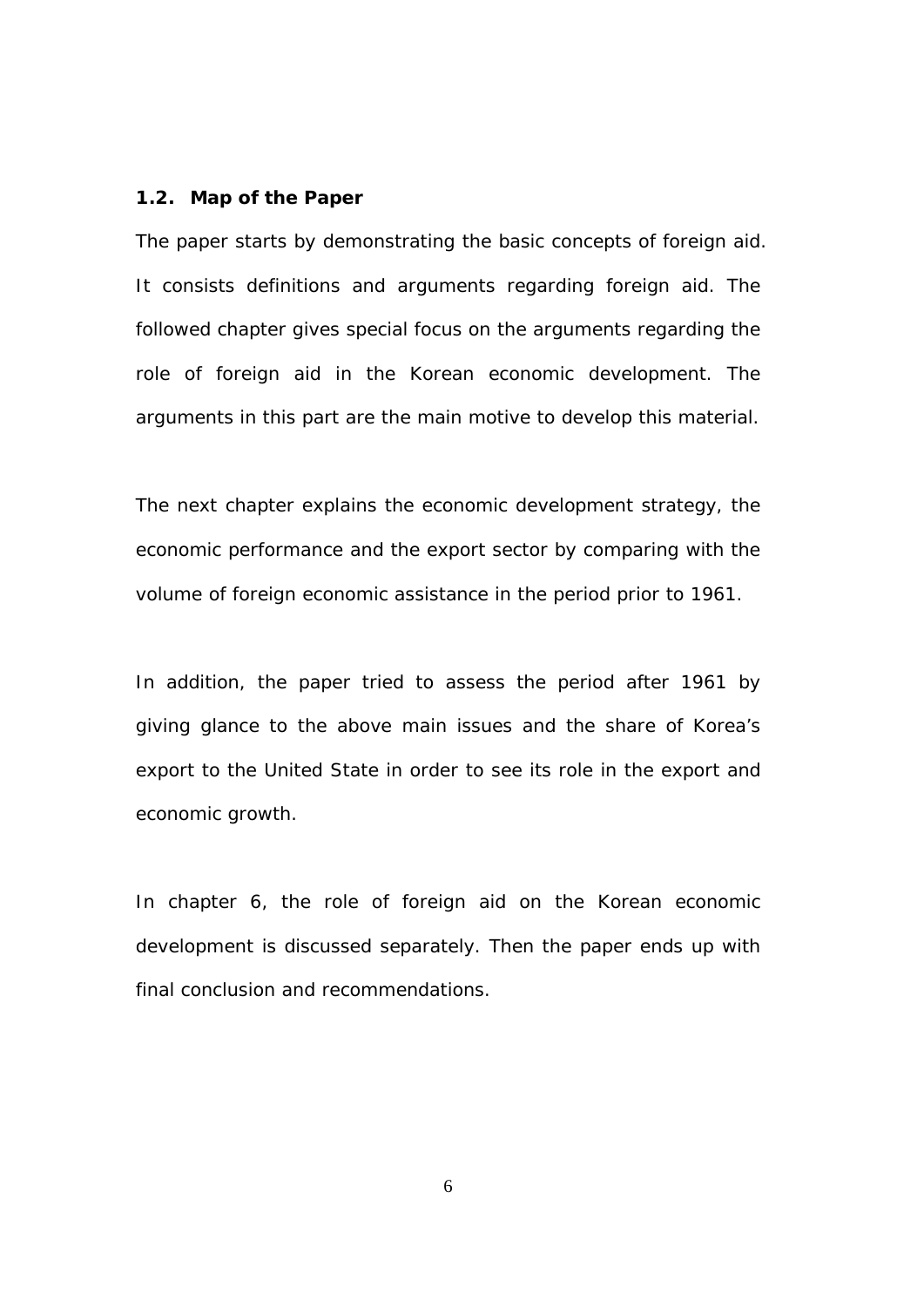### 1.2. Map of the Paper

The paper starts by demonstrating the basic concepts of foreign aid. It consists definitions and arguments regarding foreign aid. The followed chapter gives special focus on the arguments regarding the role of foreign aid in the Korean economic development. The arguments in this part are the main motive to develop this material.

The next chapter explains the economic development strategy, the economic performance and the export sector by comparing with the volume of foreign economic assistance in the period prior to 1961.

In addition, the paper tried to assess the period after 1961 by giving glance to the above main issues and the share of Korea's export to the United State in order to see its role in the export and economic growth.

In chapter 6, the role of foreign aid on the Korean economic development is discussed separately. Then the paper ends up with final conclusion and recommendations.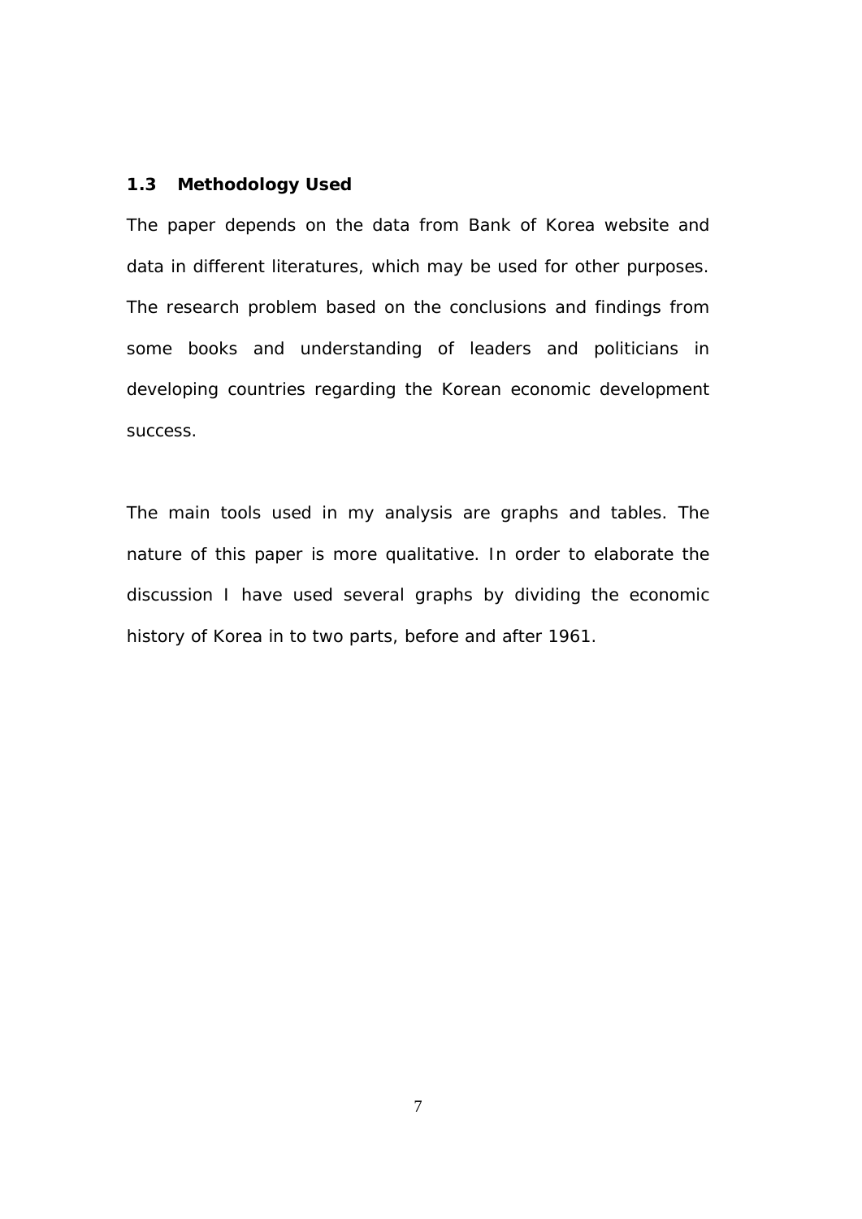### 1.3 Methodology Used

The paper depends on the data from Bank of Korea website and data in different literatures, which may be used for other purposes. The research problem based on the conclusions and findings from some books and understanding of leaders and politicians in developing countries regarding the Korean economic development success.

The main tools used in my analysis are graphs and tables. The nature of this paper is more qualitative. In order to elaborate the discussion I have used several graphs by dividing the economic history of Korea in to two parts, before and after 1961.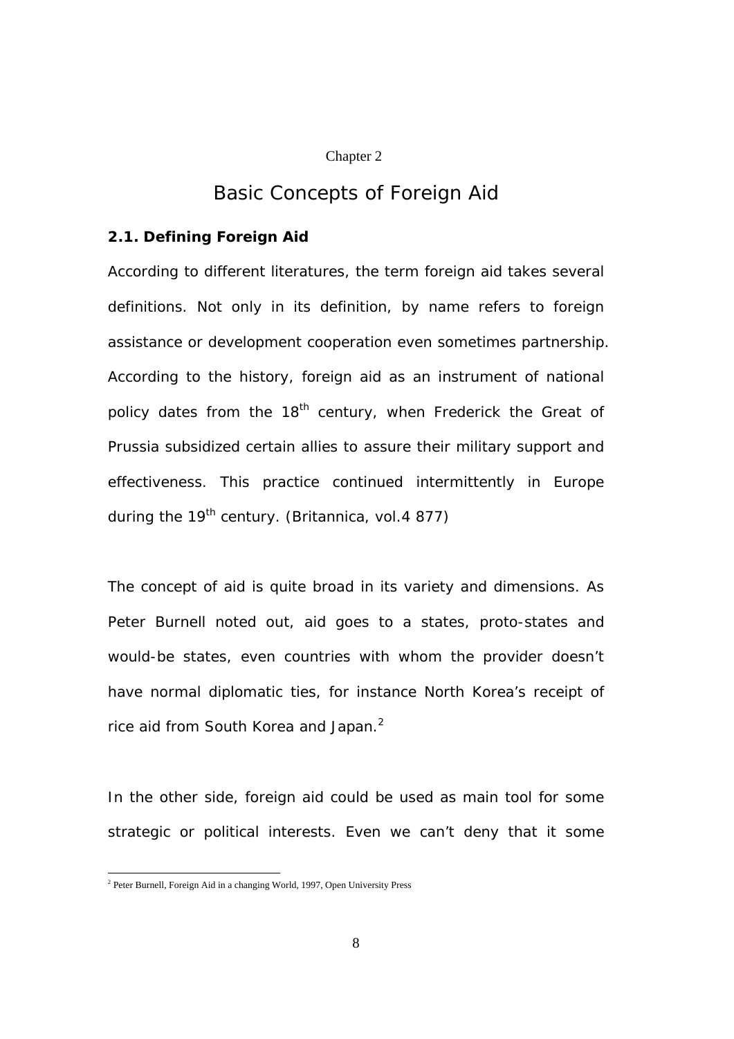Chapter 2

# Basic Concepts of Foreign Aid

## 2.1. Defining Foreign Aid

According to different literatures, the term foreign aid takes several definitions. Not only in its definition, by name refers to foreign assistance or development cooperation even sometimes partnership. According to the history, foreign aid as an instrument of national policy dates from the 18th century, when Frederick the Great of Prussia subsidized certain allies to assure their military support and effectiveness. This practice continued intermittently in Europe during the 19th century. (Britannica, vol.4 877)

The concept of aid is quite broad in its variety and dimensions. As Peter Burnell noted out, aid goes to a states, proto-states and would-be states, even countries with whom the provider doesn't have normal diplomatic ties, for instance North Korea's receipt of rice aid from South Korea and Japan.[2]

In the other side, foreign aid could be used as main tool for some strategic or political interests. Even we can't deny that it some

---

[2] Peter Burnell, Foreign Aid in a changing World, 1997, Open University Press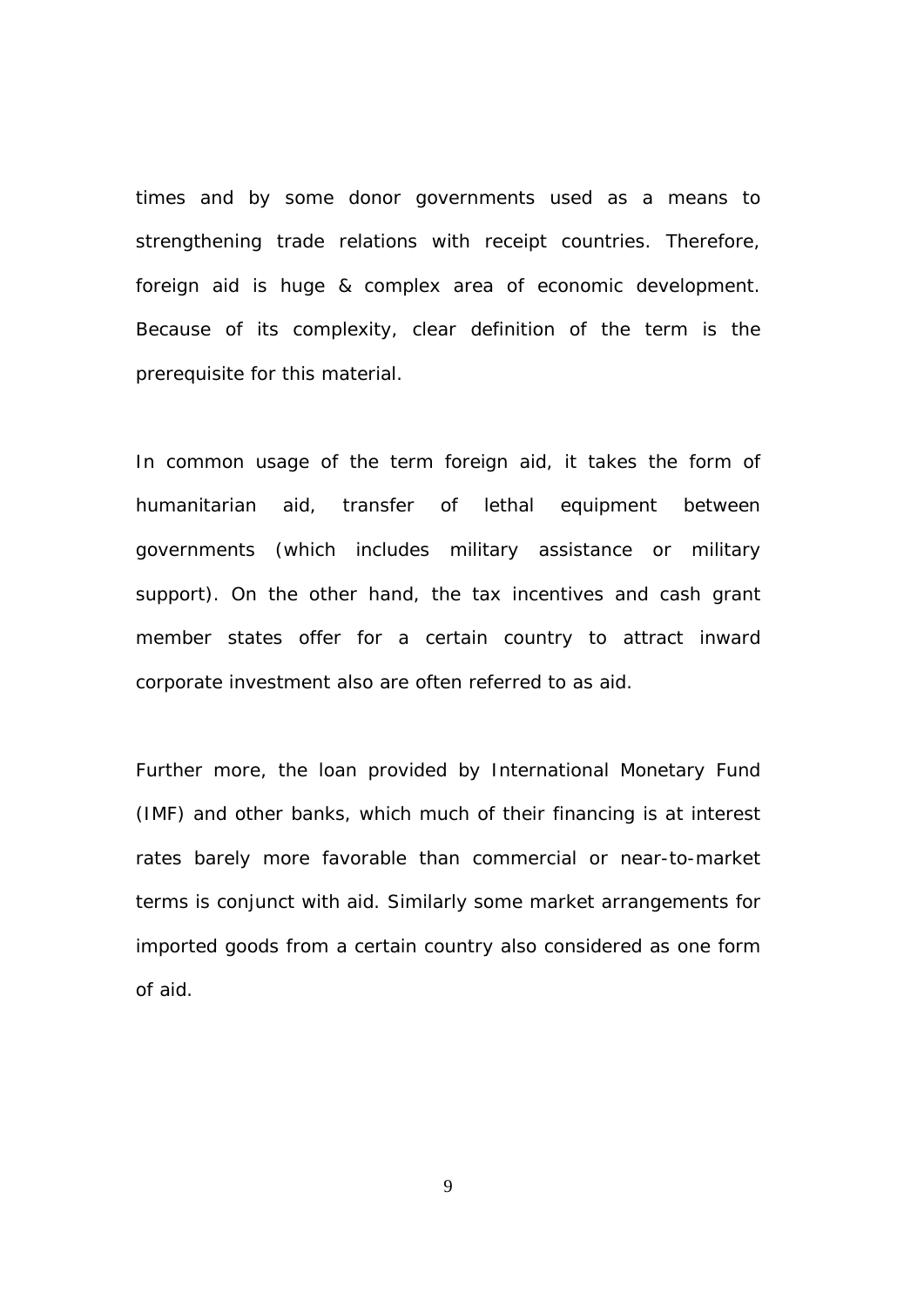times and by some donor governments used as a means to strengthening trade relations with receipt countries. Therefore, foreign aid is huge & complex area of economic development. Because of its complexity, clear definition of the term is the prerequisite for this material.

In common usage of the term foreign aid, it takes the form of humanitarian aid, transfer of lethal equipment between governments (which includes military assistance or military support). On the other hand, the tax incentives and cash grant member states offer for a certain country to attract inward corporate investment also are often referred to as aid.

Further more, the loan provided by International Monetary Fund (IMF) and other banks, which much of their financing is at interest rates barely more favorable than commercial or near-to-market terms is conjunct with aid. Similarly some market arrangements for imported goods from a certain country also considered as one form of aid.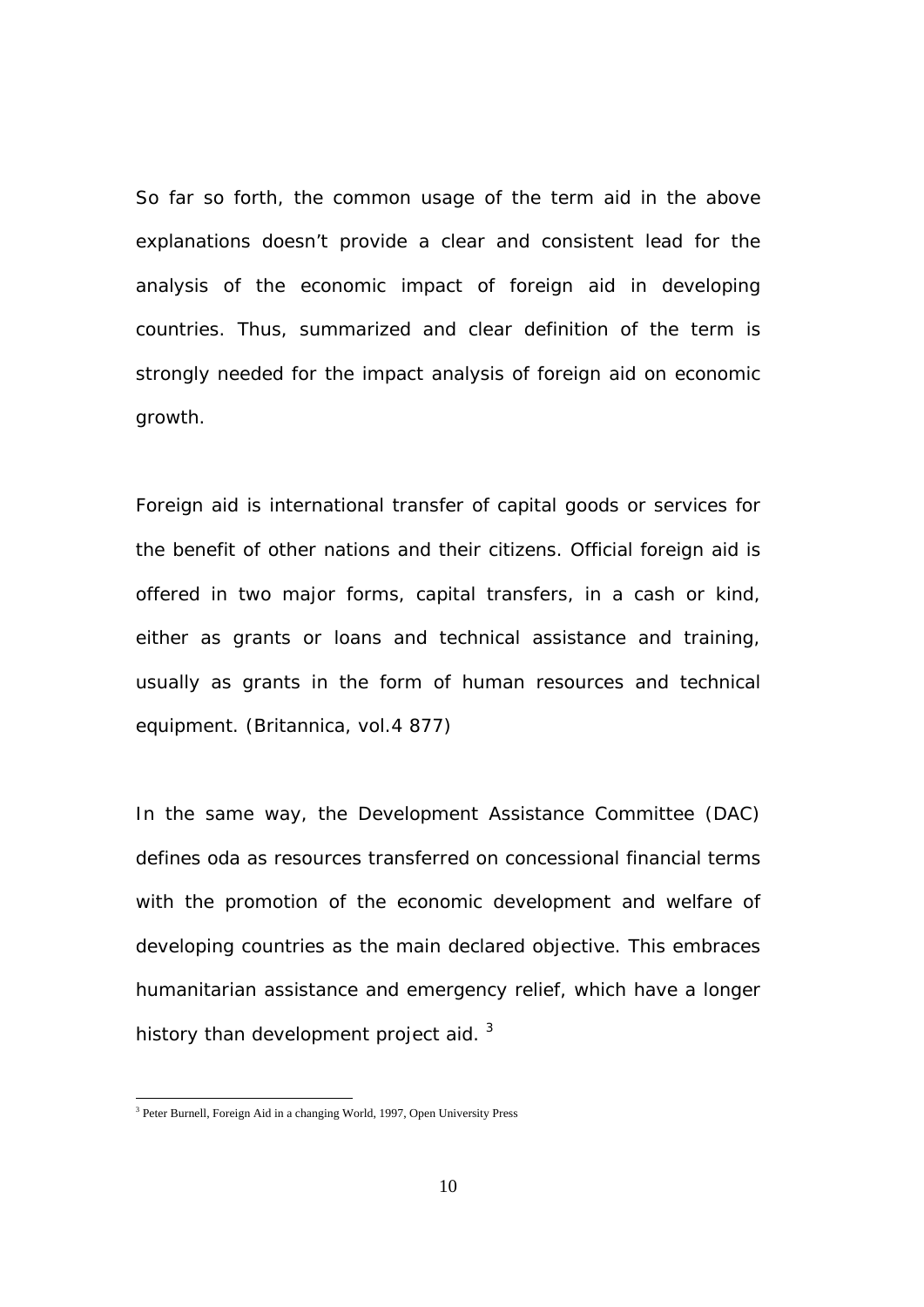So far so forth, the common usage of the term aid in the above explanations doesn't provide a clear and consistent lead for the analysis of the economic impact of foreign aid in developing countries. Thus, summarized and clear definition of the term is strongly needed for the impact analysis of foreign aid on economic growth.

Foreign aid is international transfer of capital goods or services for the benefit of other nations and their citizens. Official foreign aid is offered in two major forms, capital transfers, in a cash or kind, either as grants or loans and technical assistance and training, usually as grants in the form of human resources and technical equipment. (Britannica, vol.4 877)

In the same way, the Development Assistance Committee (DAC) defines oda as resources transferred on concessional financial terms with the promotion of the economic development and welfare of developing countries as the main declared objective. This embraces humanitarian assistance and emergency relief, which have a longer history than development project aid. [3]

[3] Peter Burnell, Foreign Aid in a changing World, 1997, Open University Press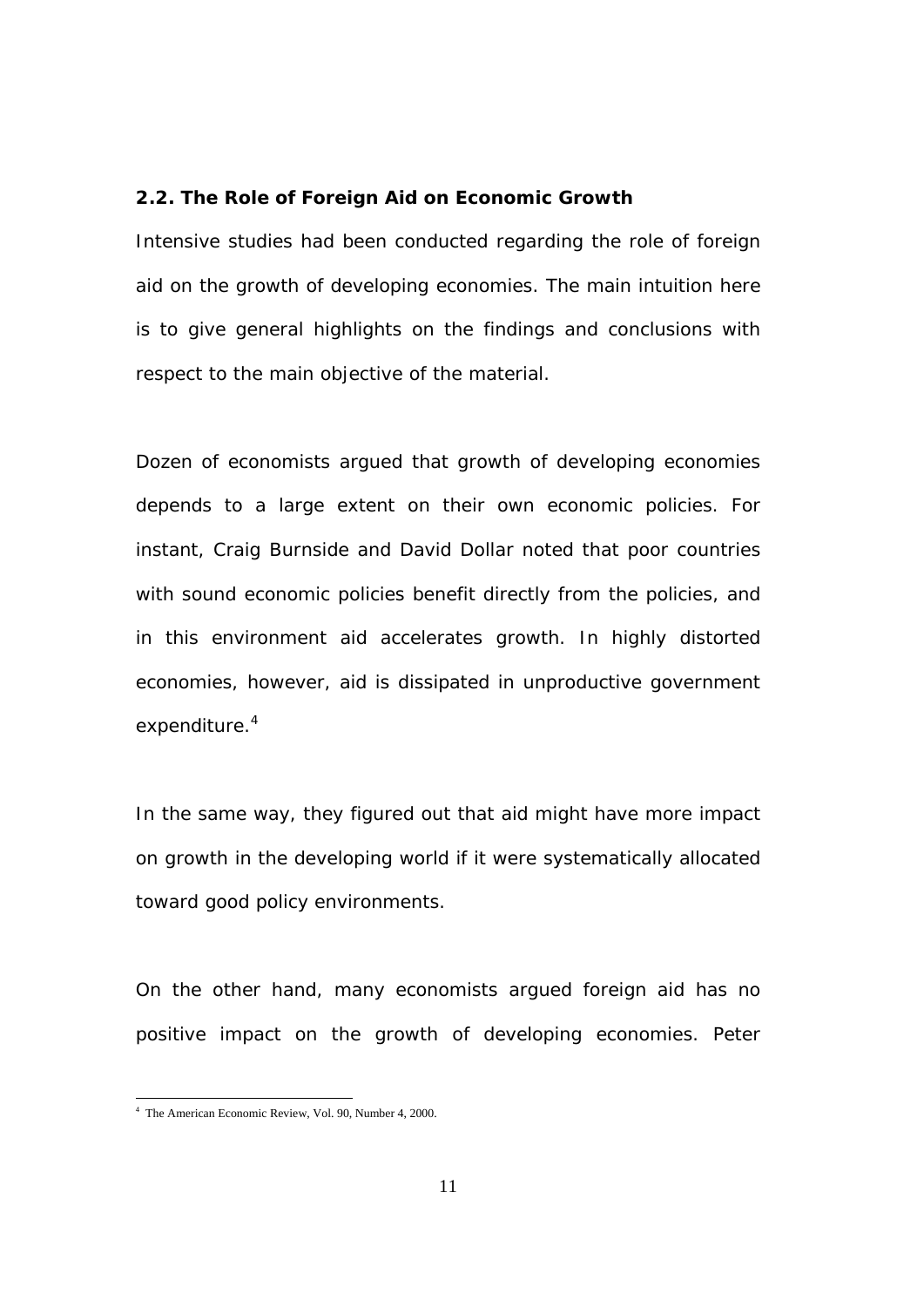### 2.2. The Role of Foreign Aid on Economic Growth

Intensive studies had been conducted regarding the role of foreign aid on the growth of developing economies. The main intuition here is to give general highlights on the findings and conclusions with respect to the main objective of the material.

Dozen of economists argued that growth of developing economies depends to a large extent on their own economic policies. For instant, Craig Burnside and David Dollar noted that poor countries with sound economic policies benefit directly from the policies, and in this environment aid accelerates growth. In highly distorted economies, however, aid is dissipated in unproductive government expenditure.[4]

In the same way, they figured out that aid might have more impact on growth in the developing world if it were systematically allocated toward good policy environments.

On the other hand, many economists argued foreign aid has no positive impact on the growth of developing economies. Peter

---

[4] The American Economic Review, Vol. 90, Number 4, 2000.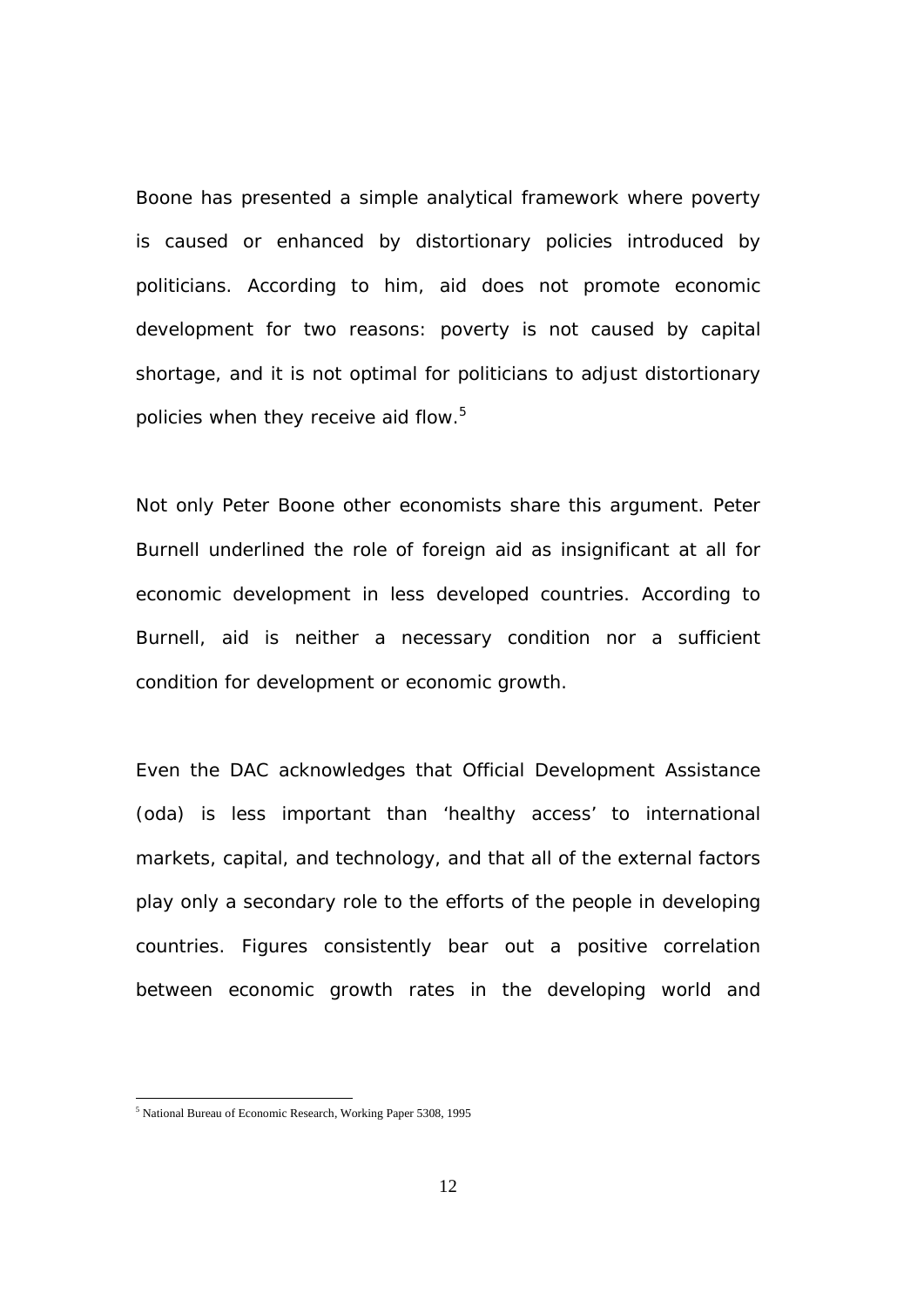Boone has presented a simple analytical framework where poverty is caused or enhanced by distortionary policies introduced by politicians. According to him, aid does not promote economic development for two reasons: poverty is not caused by capital shortage, and it is not optimal for politicians to adjust distortionary policies when they receive aid flow.[5]

Not only Peter Boone other economists share this argument. Peter Burnell underlined the role of foreign aid as insignificant at all for economic development in less developed countries. According to Burnell, aid is neither a necessary condition nor a sufficient condition for development or economic growth.

Even the DAC acknowledges that Official Development Assistance (oda) is less important than 'healthy access' to international markets, capital, and technology, and that all of the external factors play only a secondary role to the efforts of the people in developing countries. Figures consistently bear out a positive correlation between economic growth rates in the developing world and

---

[5] National Bureau of Economic Research, Working Paper 5308, 1995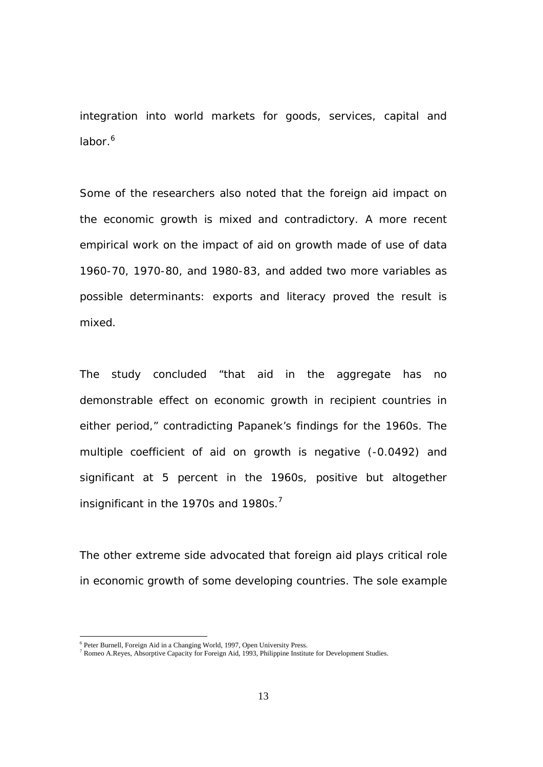integration into world markets for goods, services, capital and labor.[6]

Some of the researchers also noted that the foreign aid impact on the economic growth is mixed and contradictory. A more recent empirical work on the impact of aid on growth made of use of data 1960-70, 1970-80, and 1980-83, and added two more variables as possible determinants: exports and literacy proved the result is mixed.

The study concluded "that aid in the aggregate has no demonstrable effect on economic growth in recipient countries in either period," contradicting Papanek's findings for the 1960s. The multiple coefficient of aid on growth is negative (-0.0492) and significant at 5 percent in the 1960s, positive but altogether insignificant in the 1970s and 1980s.[7]

The other extreme side advocated that foreign aid plays critical role in economic growth of some developing countries. The sole example

---

[6] Peter Burnell, Foreign Aid in a Changing World, 1997, Open University Press.

[7] Romeo A.Reyes, Absorptive Capacity for Foreign Aid, 1993, Philippine Institute for Development Studies.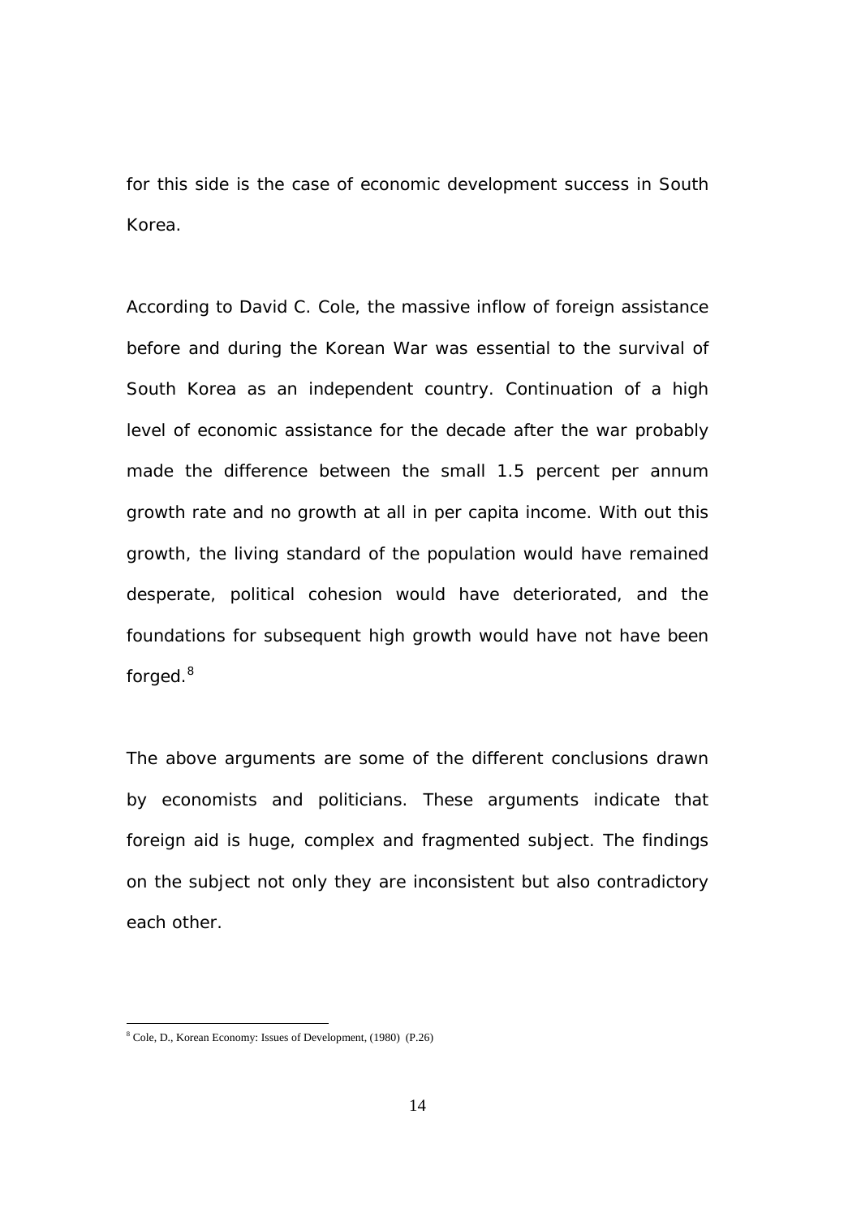for this side is the case of economic development success in South Korea.

According to David C. Cole, the massive inflow of foreign assistance before and during the Korean War was essential to the survival of South Korea as an independent country. Continuation of a high level of economic assistance for the decade after the war probably made the difference between the small 1.5 percent per annum growth rate and no growth at all in per capita income. With out this growth, the living standard of the population would have remained desperate, political cohesion would have deteriorated, and the foundations for subsequent high growth would have not have been forged.[8]

The above arguments are some of the different conclusions drawn by economists and politicians. These arguments indicate that foreign aid is huge, complex and fragmented subject. The findings on the subject not only they are inconsistent but also contradictory each other.

[8] Cole, D., Korean Economy: Issues of Development, (1980) (P.26)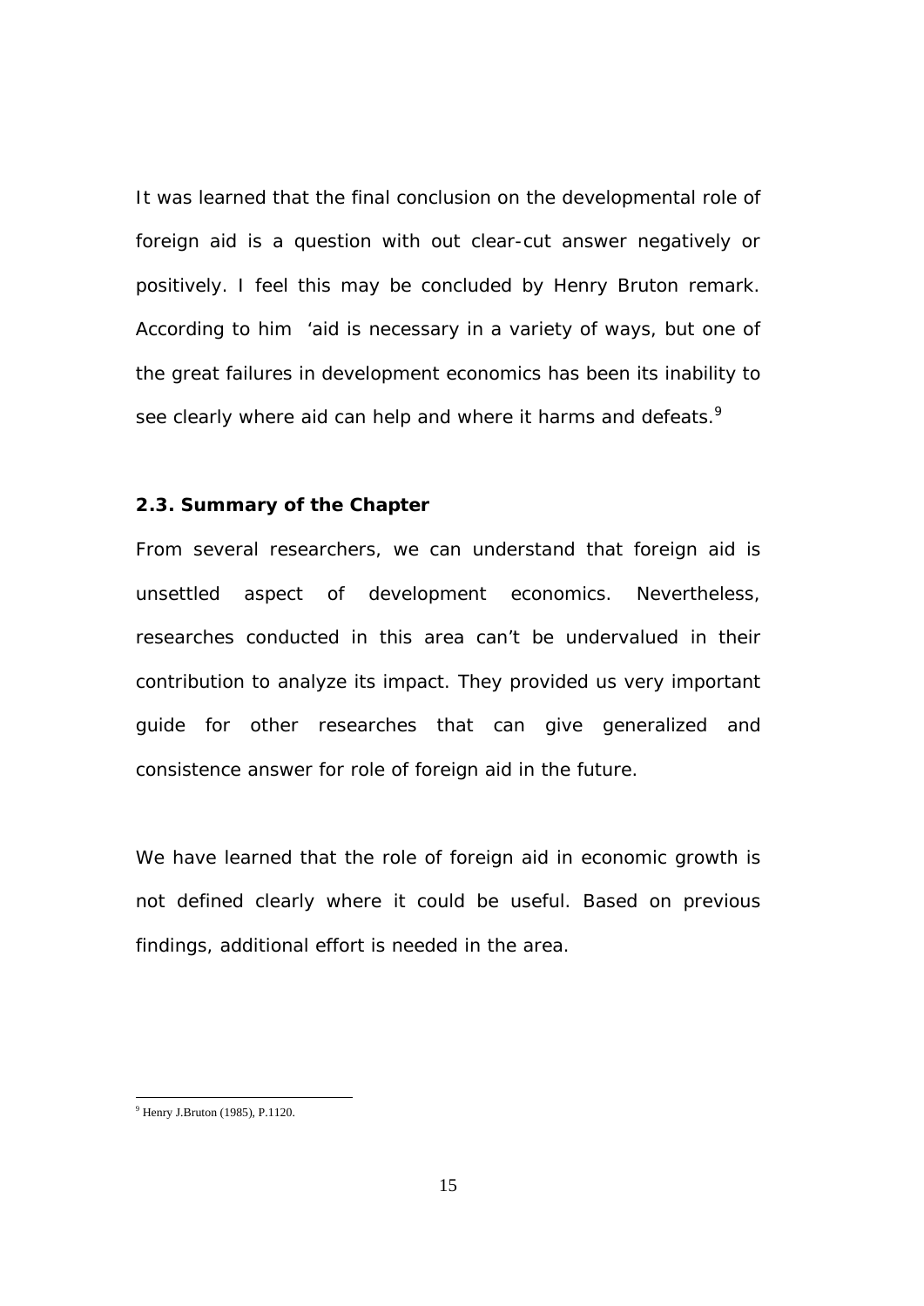It was learned that the final conclusion on the developmental role of foreign aid is a question with out clear-cut answer negatively or positively. I feel this may be concluded by Henry Bruton remark. According to him 'aid is necessary in a variety of ways, but one of the great failures in development economics has been its inability to see clearly where aid can help and where it harms and defeats.[9]

**2.3. Summary of the Chapter**

From several researchers, we can understand that foreign aid is unsettled aspect of development economics. Nevertheless, researches conducted in this area can't be undervalued in their contribution to analyze its impact. They provided us very important guide for other researches that can give generalized and consistence answer for role of foreign aid in the future.

We have learned that the role of foreign aid in economic growth is not defined clearly where it could be useful. Based on previous findings, additional effort is needed in the area.

[9] Henry J.Bruton (1985), P.1120.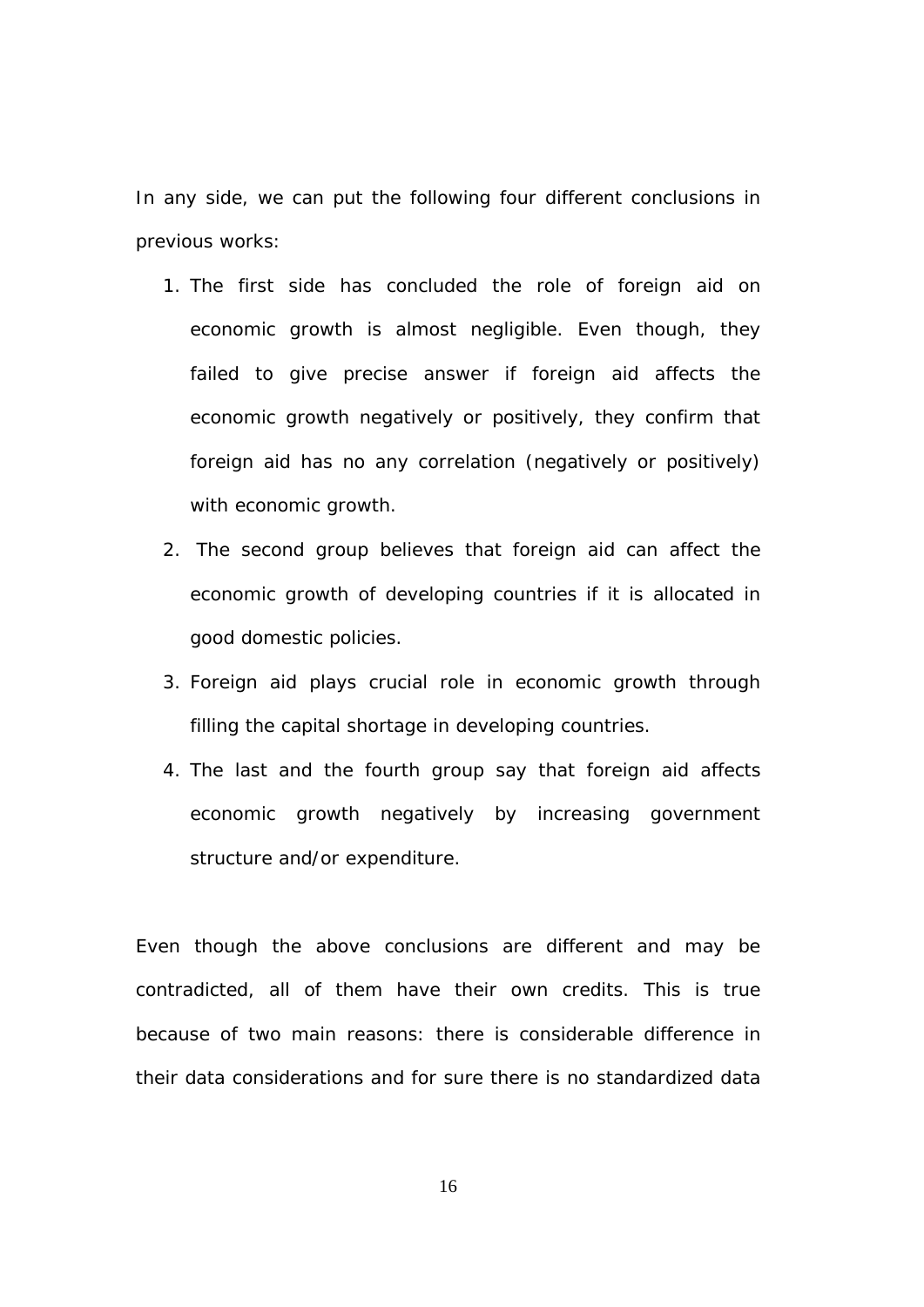In any side, we can put the following four different conclusions in previous works:

1. The first side has concluded the role of foreign aid on economic growth is almost negligible. Even though, they failed to give precise answer if foreign aid affects the economic growth negatively or positively, they confirm that foreign aid has no any correlation (negatively or positively) with economic growth.
2. The second group believes that foreign aid can affect the economic growth of developing countries if it is allocated in good domestic policies.
3. Foreign aid plays crucial role in economic growth through filling the capital shortage in developing countries.
4. The last and the fourth group say that foreign aid affects economic growth negatively by increasing government structure and/or expenditure.

Even though the above conclusions are different and may be contradicted, all of them have their own credits. This is true because of two main reasons: there is considerable difference in their data considerations and for sure there is no standardized data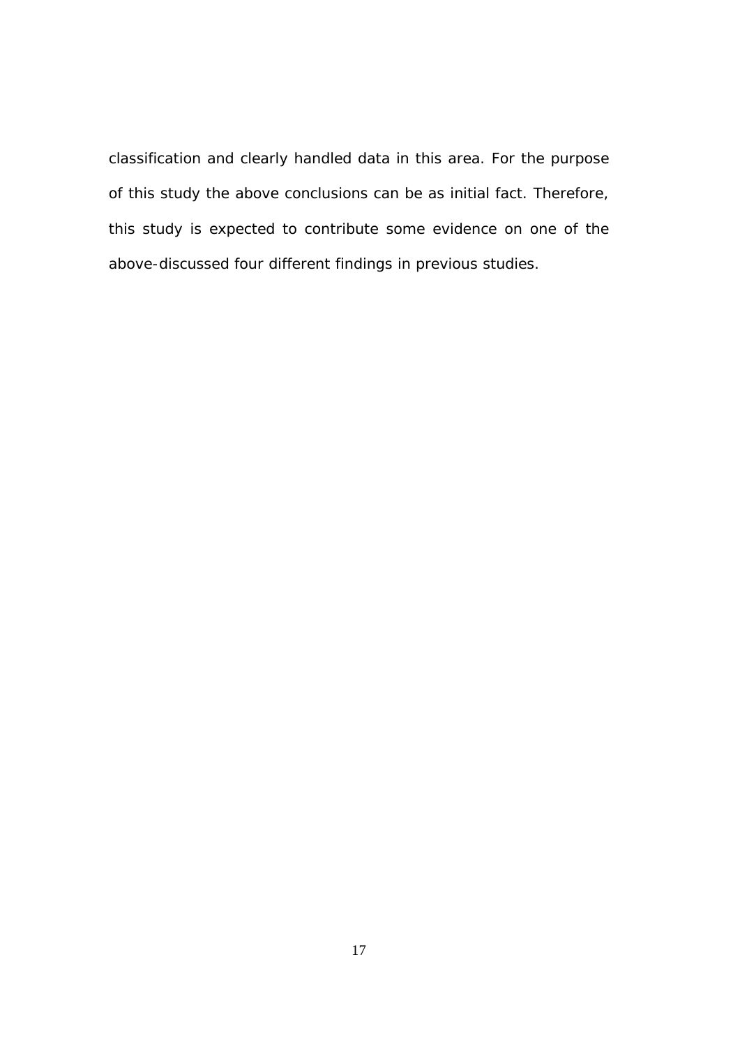classification and clearly handled data in this area. For the purpose of this study the above conclusions can be as initial fact. Therefore, this study is expected to contribute some evidence on one of the above-discussed four different findings in previous studies.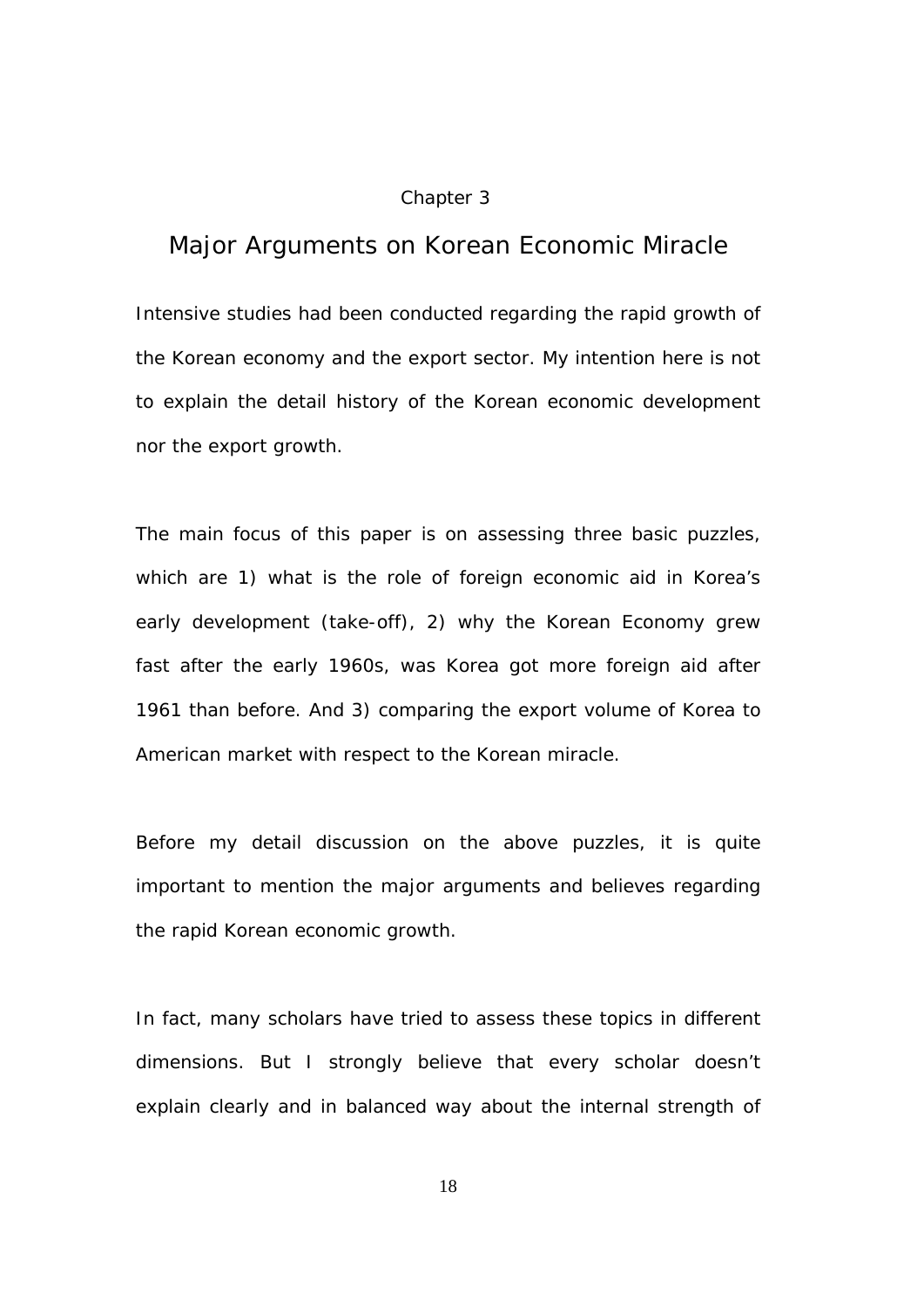Chapter 3

# Major Arguments on Korean Economic Miracle

Intensive studies had been conducted regarding the rapid growth of the Korean economy and the export sector. My intention here is not to explain the detail history of the Korean economic development nor the export growth.

The main focus of this paper is on assessing three basic puzzles, which are 1) what is the role of foreign economic aid in Korea's early development (take-off), 2) why the Korean Economy grew fast after the early 1960s, was Korea got more foreign aid after 1961 than before. And 3) comparing the export volume of Korea to American market with respect to the Korean miracle.

Before my detail discussion on the above puzzles, it is quite important to mention the major arguments and believes regarding the rapid Korean economic growth.

In fact, many scholars have tried to assess these topics in different dimensions. But I strongly believe that every scholar doesn't explain clearly and in balanced way about the internal strength of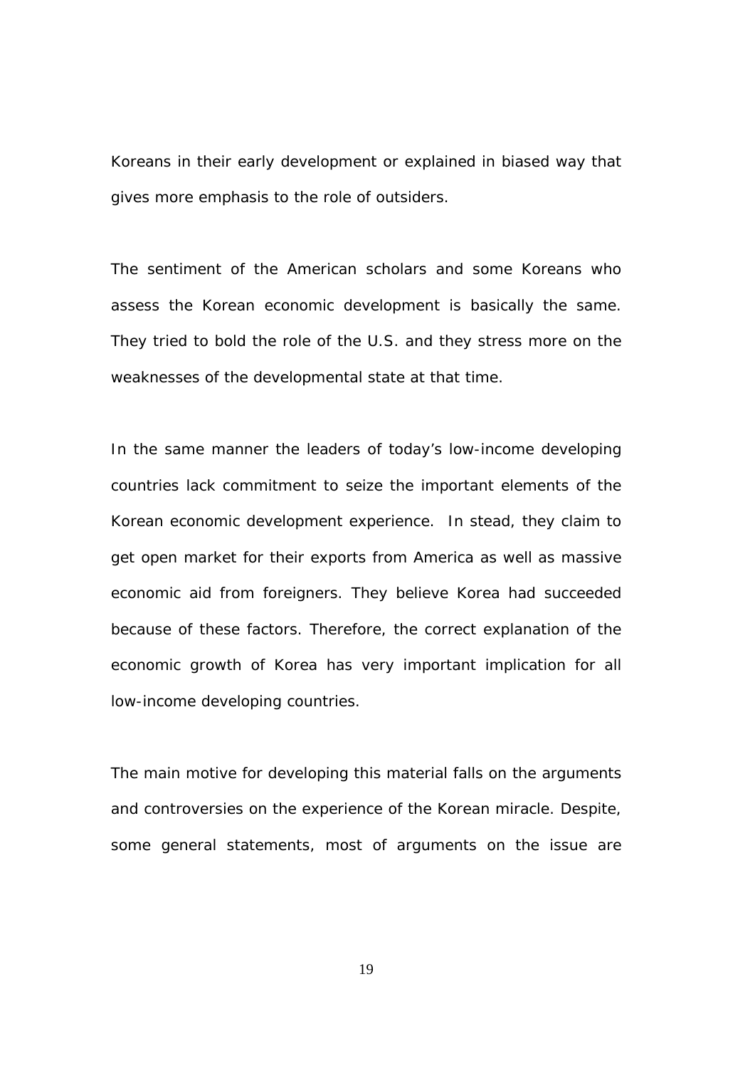Koreans in their early development or explained in biased way that gives more emphasis to the role of outsiders.

The sentiment of the American scholars and some Koreans who assess the Korean economic development is basically the same. They tried to bold the role of the U.S. and they stress more on the weaknesses of the developmental state at that time.

In the same manner the leaders of today's low-income developing countries lack commitment to seize the important elements of the Korean economic development experience. In stead, they claim to get open market for their exports from America as well as massive economic aid from foreigners. They believe Korea had succeeded because of these factors. Therefore, the correct explanation of the economic growth of Korea has very important implication for all low-income developing countries.

The main motive for developing this material falls on the arguments and controversies on the experience of the Korean miracle. Despite, some general statements, most of arguments on the issue are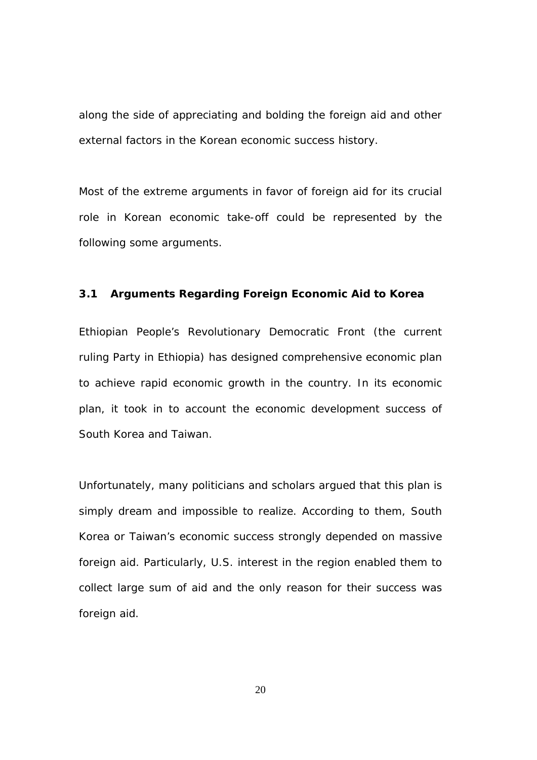along the side of appreciating and bolding the foreign aid and other external factors in the Korean economic success history.

Most of the extreme arguments in favor of foreign aid for its crucial role in Korean economic take-off could be represented by the following some arguments.

### 3.1 Arguments Regarding Foreign Economic Aid to Korea

Ethiopian People's Revolutionary Democratic Front (the current ruling Party in Ethiopia) has designed comprehensive economic plan to achieve rapid economic growth in the country. In its economic plan, it took in to account the economic development success of South Korea and Taiwan.

Unfortunately, many politicians and scholars argued that this plan is simply dream and impossible to realize. According to them, South Korea or Taiwan's economic success strongly depended on massive foreign aid. Particularly, U.S. interest in the region enabled them to collect large sum of aid and the only reason for their success was foreign aid.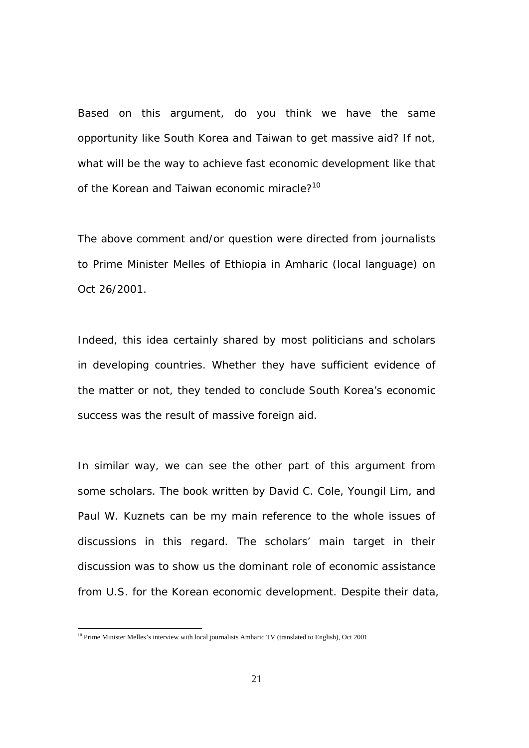Based on this argument, do you think we have the same opportunity like South Korea and Taiwan to get massive aid? If not, what will be the way to achieve fast economic development like that of the Korean and Taiwan economic miracle?[10]

The above comment and/or question were directed from journalists to Prime Minister Melles of Ethiopia in Amharic (local language) on Oct 26/2001.

Indeed, this idea certainly shared by most politicians and scholars in developing countries. Whether they have sufficient evidence of the matter or not, they tended to conclude South Korea's economic success was the result of massive foreign aid.

In similar way, we can see the other part of this argument from some scholars. The book written by David C. Cole, Youngil Lim, and Paul W. Kuznets can be my main reference to the whole issues of discussions in this regard. The scholars' main target in their discussion was to show us the dominant role of economic assistance from U.S. for the Korean economic development. Despite their data,

---

[10] Prime Minister Melles's interview with local journalists Amharic TV (translated to English), Oct 2001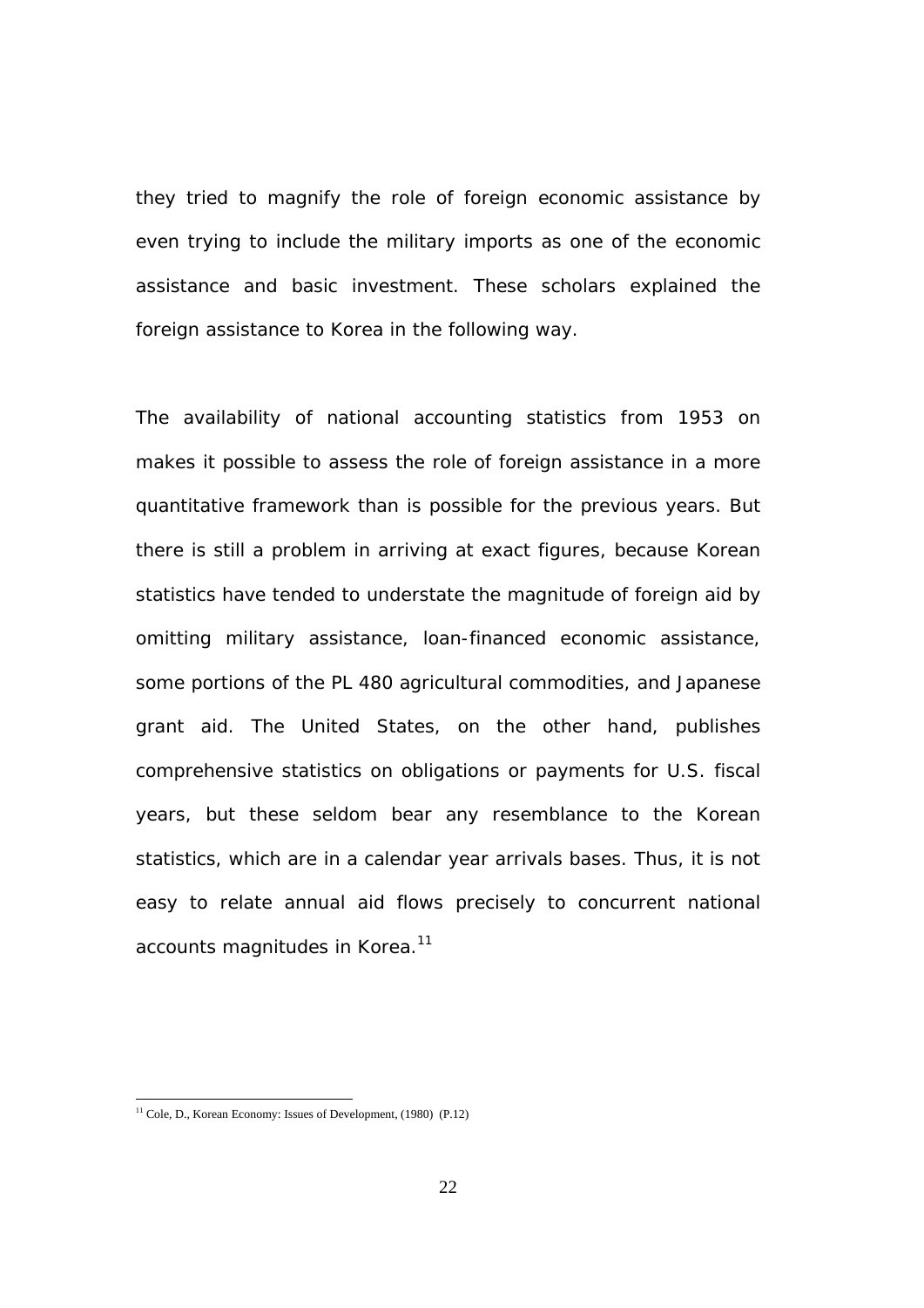they tried to magnify the role of foreign economic assistance by even trying to include the military imports as one of the economic assistance and basic investment. These scholars explained the foreign assistance to Korea in the following way.

The availability of national accounting statistics from 1953 on makes it possible to assess the role of foreign assistance in a more quantitative framework than is possible for the previous years. But there is still a problem in arriving at exact figures, because Korean statistics have tended to understate the magnitude of foreign aid by omitting military assistance, loan-financed economic assistance, some portions of the PL 480 agricultural commodities, and Japanese grant aid. The United States, on the other hand, publishes comprehensive statistics on obligations or payments for U.S. fiscal years, but these seldom bear any resemblance to the Korean statistics, which are in a calendar year arrivals bases. Thus, it is not easy to relate annual aid flows precisely to concurrent national accounts magnitudes in Korea.[11]

---

[11] Cole, D., Korean Economy: Issues of Development, (1980) (P.12)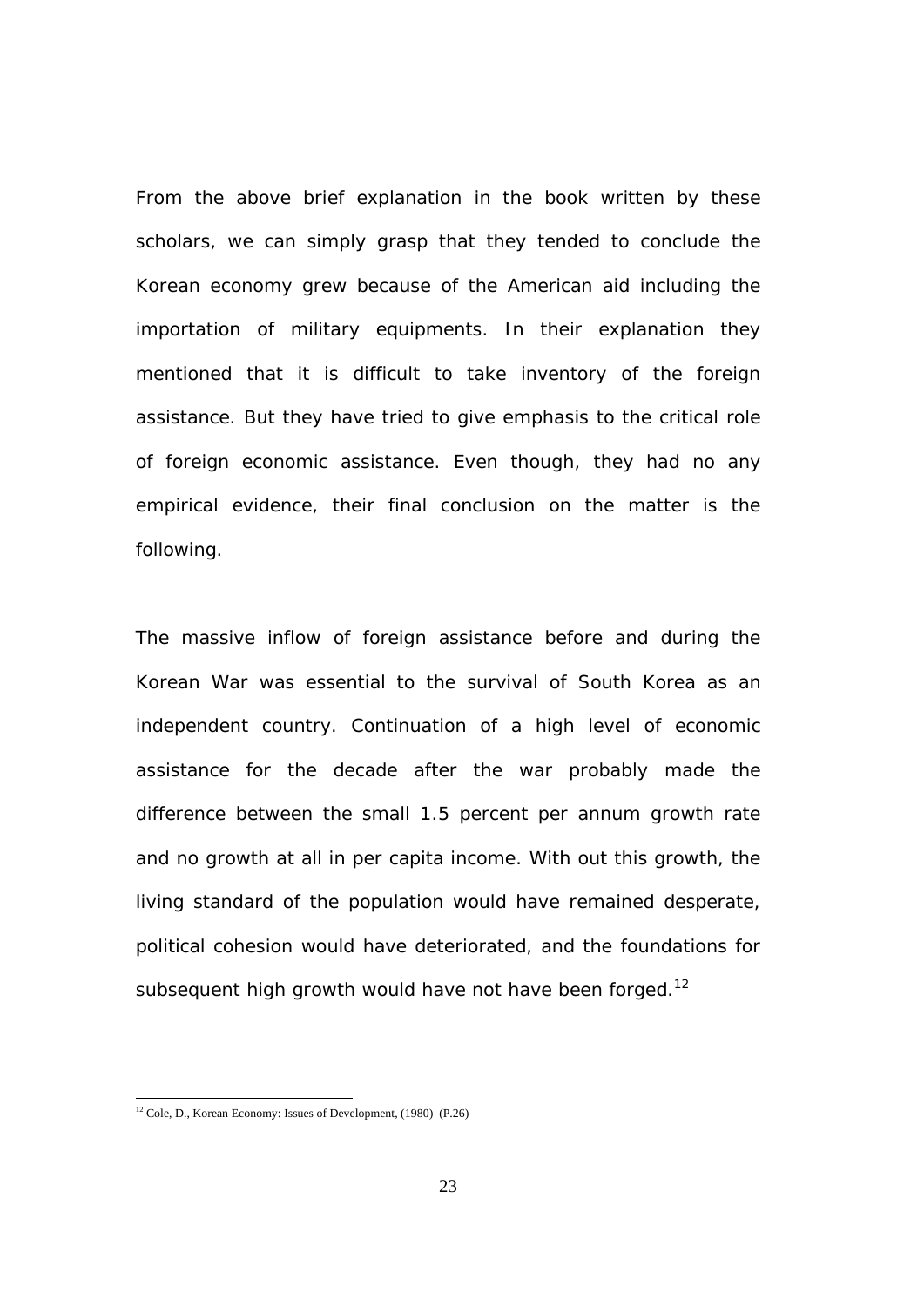From the above brief explanation in the book written by these scholars, we can simply grasp that they tended to conclude the Korean economy grew because of the American aid including the importation of military equipments. In their explanation they mentioned that it is difficult to take inventory of the foreign assistance. But they have tried to give emphasis to the critical role of foreign economic assistance. Even though, they had no any empirical evidence, their final conclusion on the matter is the following.

The massive inflow of foreign assistance before and during the Korean War was essential to the survival of South Korea as an independent country. Continuation of a high level of economic assistance for the decade after the war probably made the difference between the small 1.5 percent per annum growth rate and no growth at all in per capita income. With out this growth, the living standard of the population would have remained desperate, political cohesion would have deteriorated, and the foundations for subsequent high growth would have not have been forged.[12]

[12] Cole, D., Korean Economy: Issues of Development, (1980) (P.26)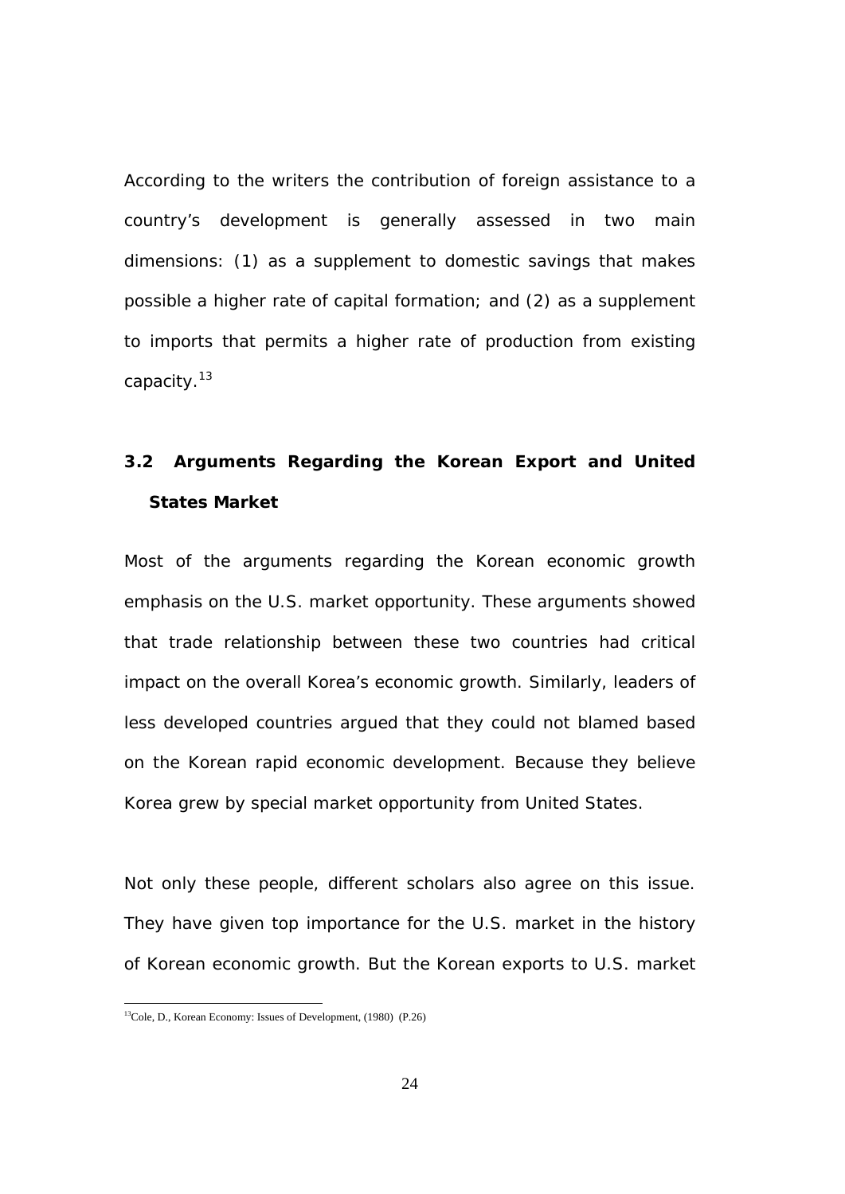According to the writers the contribution of foreign assistance to a country's development is generally assessed in two main dimensions: (1) as a supplement to domestic savings that makes possible a higher rate of capital formation; and (2) as a supplement to imports that permits a higher rate of production from existing capacity.[13]

## 3.2 Arguments Regarding the Korean Export and United States Market

Most of the arguments regarding the Korean economic growth emphasis on the U.S. market opportunity. These arguments showed that trade relationship between these two countries had critical impact on the overall Korea's economic growth. Similarly, leaders of less developed countries argued that they could not blamed based on the Korean rapid economic development. Because they believe Korea grew by special market opportunity from United States.

Not only these people, different scholars also agree on this issue. They have given top importance for the U.S. market in the history of Korean economic growth. But the Korean exports to U.S. market

---

[13] Cole, D., Korean Economy: Issues of Development, (1980) (P.26)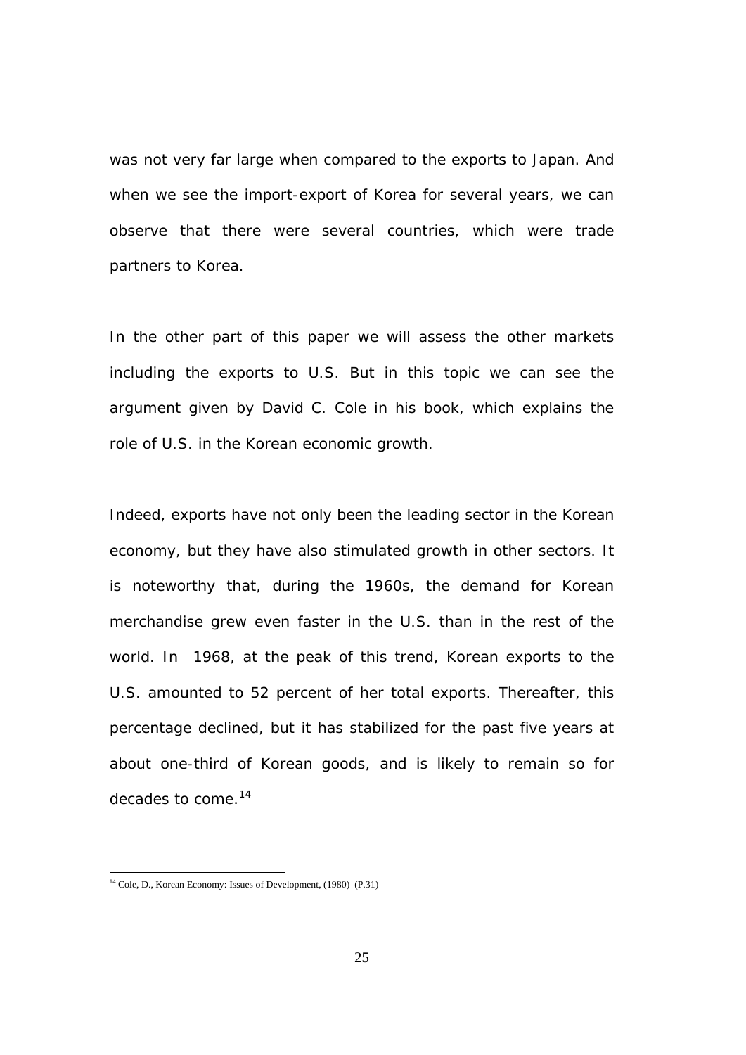was not very far large when compared to the exports to Japan. And when we see the import-export of Korea for several years, we can observe that there were several countries, which were trade partners to Korea.

In the other part of this paper we will assess the other markets including the exports to U.S. But in this topic we can see the argument given by David C. Cole in his book, which explains the role of U.S. in the Korean economic growth.

Indeed, exports have not only been the leading sector in the Korean economy, but they have also stimulated growth in other sectors. It is noteworthy that, during the 1960s, the demand for Korean merchandise grew even faster in the U.S. than in the rest of the world. In 1968, at the peak of this trend, Korean exports to the U.S. amounted to 52 percent of her total exports. Thereafter, this percentage declined, but it has stabilized for the past five years at about one-third of Korean goods, and is likely to remain so for decades to come.[14]

---

[14] Cole, D., Korean Economy: Issues of Development, (1980) (P.31)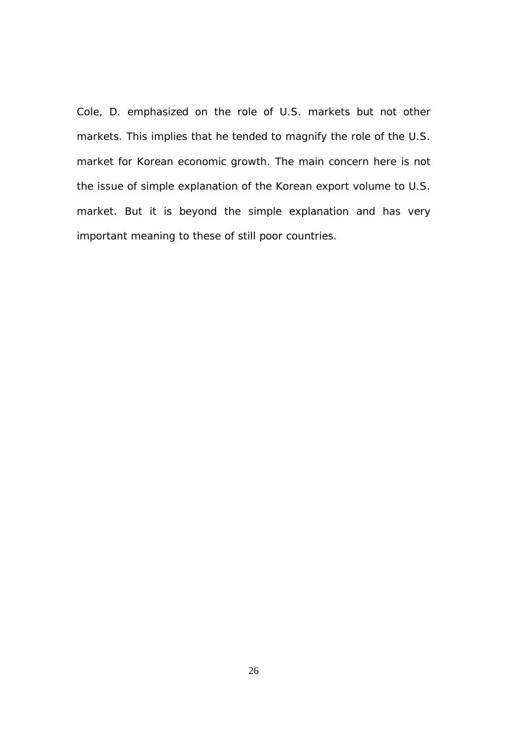Cole, D. emphasized on the role of U.S. markets but not other markets. This implies that he tended to magnify the role of the U.S. market for Korean economic growth. The main concern here is not the issue of simple explanation of the Korean export volume to U.S. market. But it is beyond the simple explanation and has very important meaning to these of still poor countries.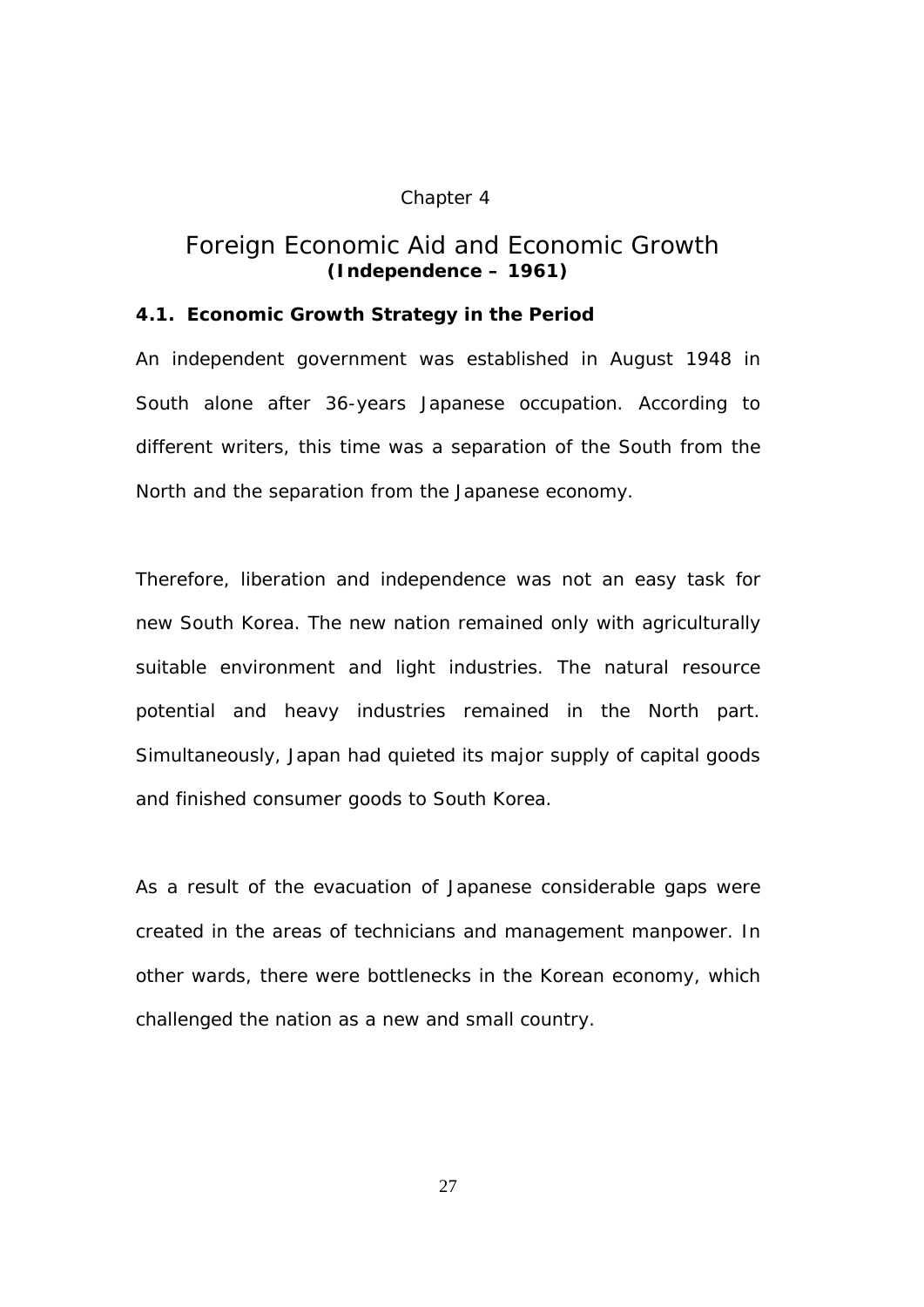Chapter 4

# Foreign Economic Aid and Economic Growth

**(Independence – 1961)**

## 4.1. Economic Growth Strategy in the Period

An independent government was established in August 1948 in South alone after 36-years Japanese occupation. According to different writers, this time was a separation of the South from the North and the separation from the Japanese economy.

Therefore, liberation and independence was not an easy task for new South Korea. The new nation remained only with agriculturally suitable environment and light industries. The natural resource potential and heavy industries remained in the North part. Simultaneously, Japan had quieted its major supply of capital goods and finished consumer goods to South Korea.

As a result of the evacuation of Japanese considerable gaps were created in the areas of technicians and management manpower. In other wards, there were bottlenecks in the Korean economy, which challenged the nation as a new and small country.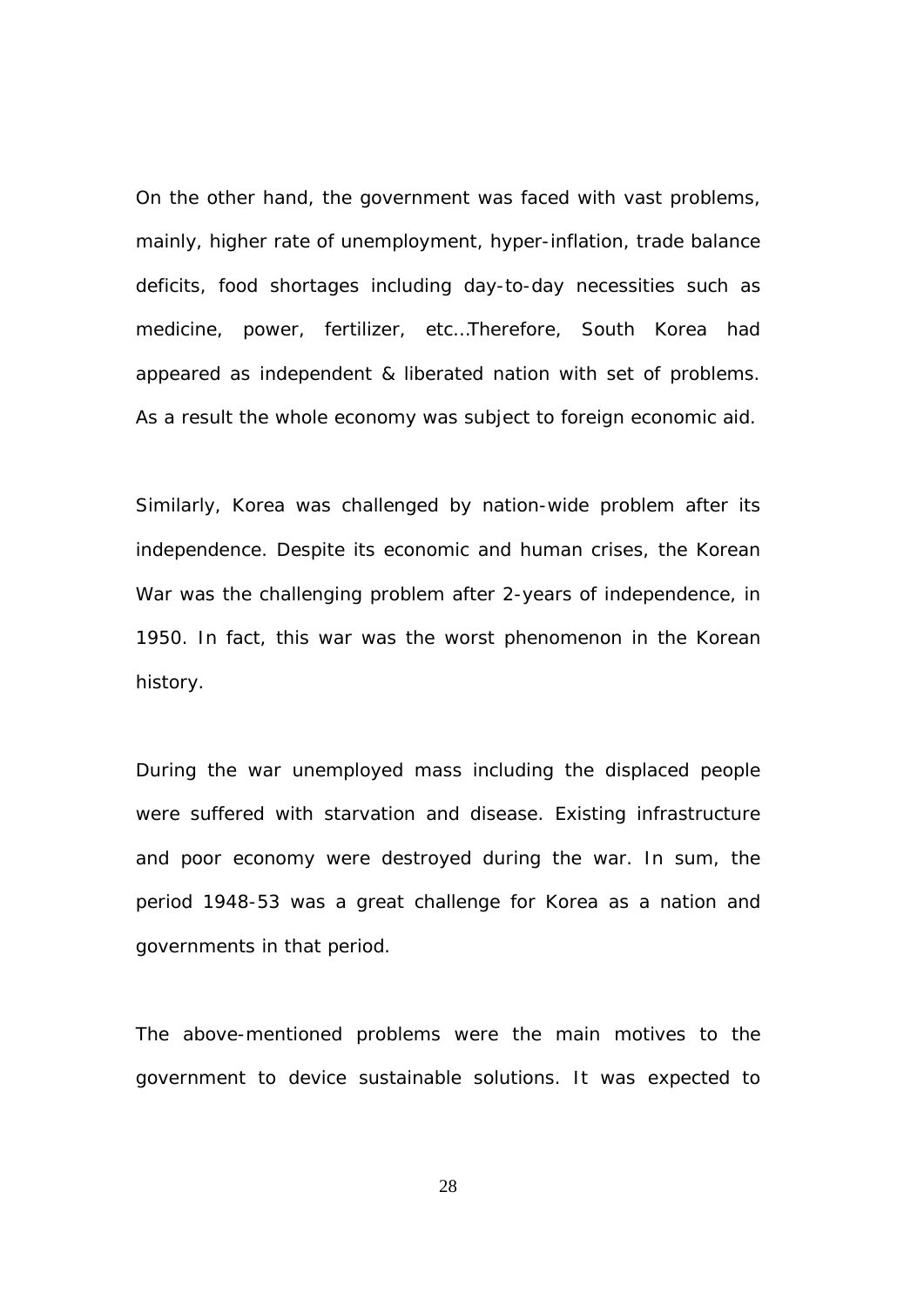On the other hand, the government was faced with vast problems, mainly, higher rate of unemployment, hyper-inflation, trade balance deficits, food shortages including day-to-day necessities such as medicine, power, fertilizer, etc…Therefore, South Korea had appeared as independent & liberated nation with set of problems. As a result the whole economy was subject to foreign economic aid.

Similarly, Korea was challenged by nation-wide problem after its independence. Despite its economic and human crises, the Korean War was the challenging problem after 2-years of independence, in 1950. In fact, this war was the worst phenomenon in the Korean history.

During the war unemployed mass including the displaced people were suffered with starvation and disease. Existing infrastructure and poor economy were destroyed during the war. In sum, the period 1948-53 was a great challenge for Korea as a nation and governments in that period.

The above-mentioned problems were the main motives to the government to device sustainable solutions. It was expected to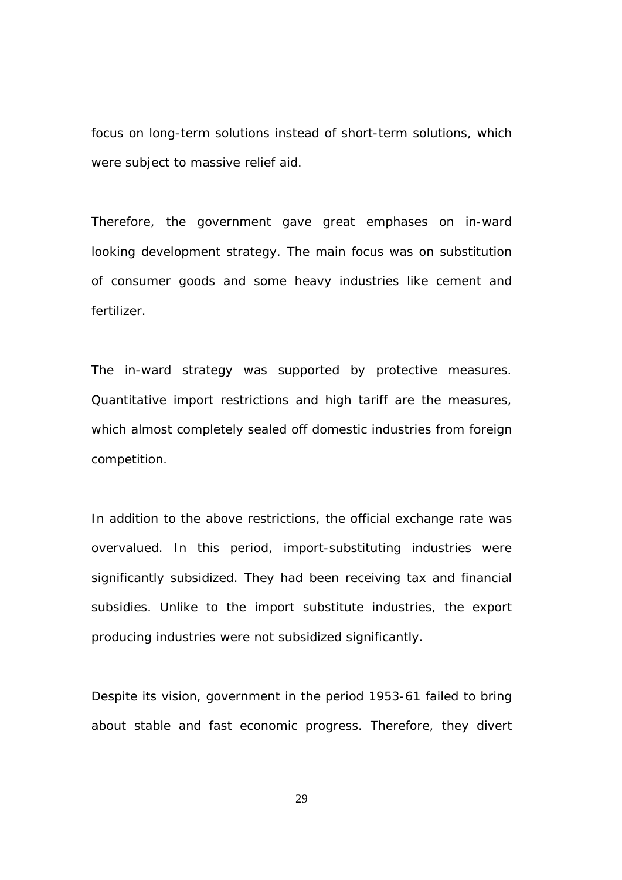focus on long-term solutions instead of short-term solutions, which were subject to massive relief aid.

Therefore, the government gave great emphases on in-ward looking development strategy. The main focus was on substitution of consumer goods and some heavy industries like cement and fertilizer.

The in-ward strategy was supported by protective measures. Quantitative import restrictions and high tariff are the measures, which almost completely sealed off domestic industries from foreign competition.

In addition to the above restrictions, the official exchange rate was overvalued. In this period, import-substituting industries were significantly subsidized. They had been receiving tax and financial subsidies. Unlike to the import substitute industries, the export producing industries were not subsidized significantly.

Despite its vision, government in the period 1953-61 failed to bring about stable and fast economic progress. Therefore, they divert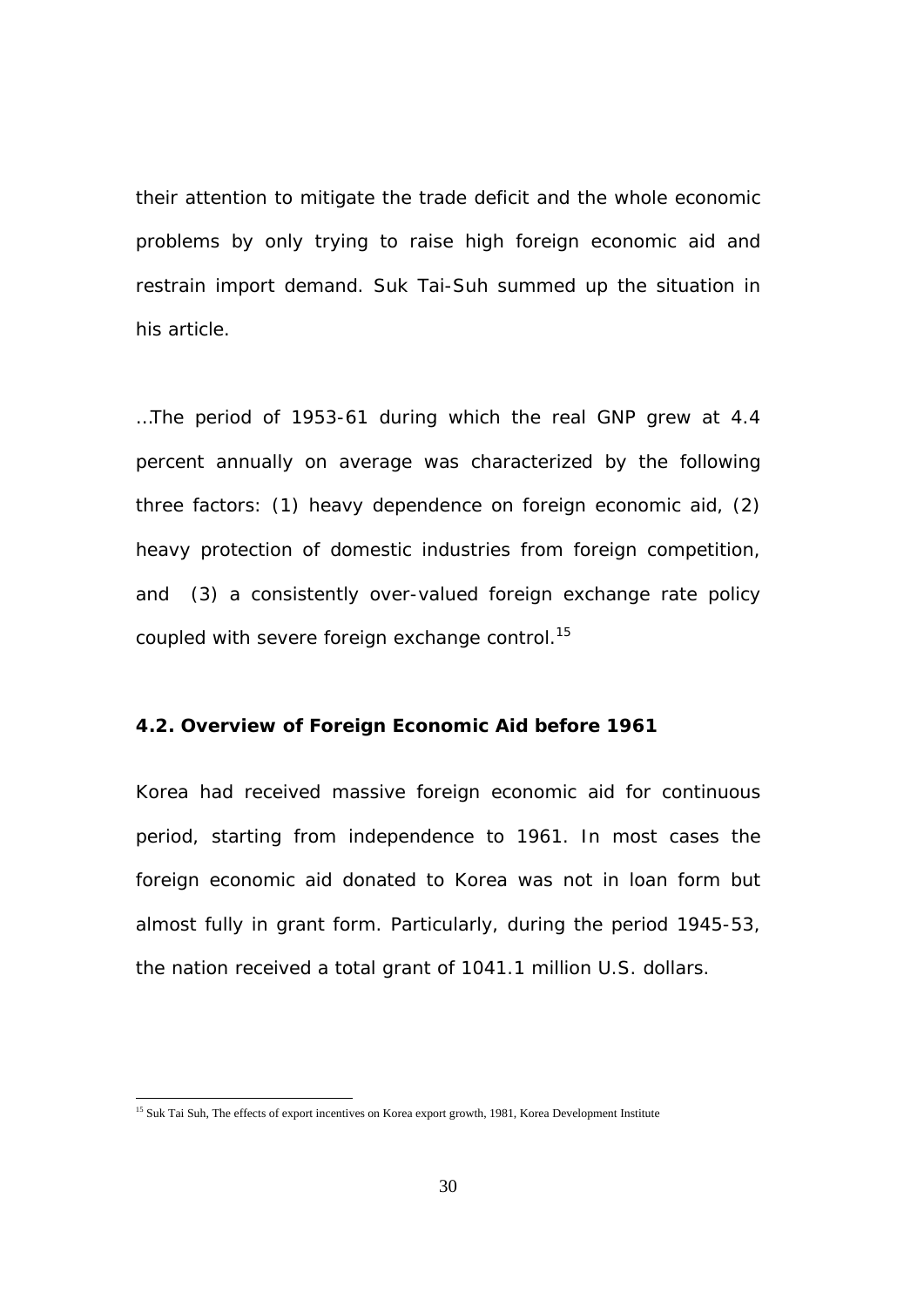their attention to mitigate the trade deficit and the whole economic problems by only trying to raise high foreign economic aid and restrain import demand. Suk Tai-Suh summed up the situation in his article.

…The period of 1953-61 during which the real GNP grew at 4.4 percent annually on average was characterized by the following three factors: (1) heavy dependence on foreign economic aid, (2) heavy protection of domestic industries from foreign competition, and (3) a consistently over-valued foreign exchange rate policy coupled with severe foreign exchange control.[15]

### 4.2. Overview of Foreign Economic Aid before 1961

Korea had received massive foreign economic aid for continuous period, starting from independence to 1961. In most cases the foreign economic aid donated to Korea was not in loan form but almost fully in grant form. Particularly, during the period 1945-53, the nation received a total grant of 1041.1 million U.S. dollars.

---

[15] Suk Tai Suh, The effects of export incentives on Korea export growth, 1981, Korea Development Institute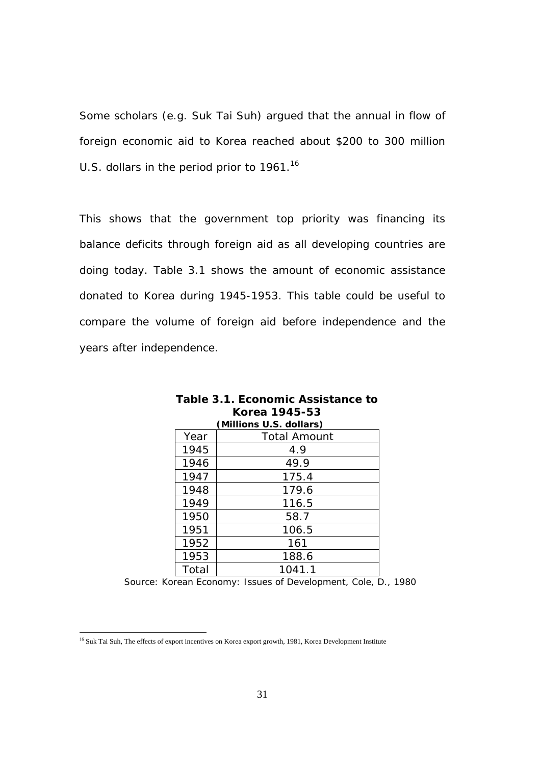Some scholars (e.g. Suk Tai Suh) argued that the annual in flow of foreign economic aid to Korea reached about $200 to 300 million U.S. dollars in the period prior to 1961.[16]

This shows that the government top priority was financing its balance deficits through foreign aid as all developing countries are doing today. Table 3.1 shows the amount of economic assistance donated to Korea during 1945-1953. This table could be useful to compare the volume of foreign aid before independence and the years after independence.

**Table 3.1. Economic Assistance to Korea 1945-53**
**(Millions U.S. dollars)**

| Year | Total Amount |
|---|---|
| 1945 | 4.9 |
| 1946 | 49.9 |
| 1947 | 175.4 |
| 1948 | 179.6 |
| 1949 | 116.5 |
| 1950 | 58.7 |
| 1951 | 106.5 |
| 1952 | 161 |
| 1953 | 188.6 |
| Total | 1041.1 |

Source: Korean Economy: Issues of Development, Cole, D., 1980

[16] Suk Tai Suh, The effects of export incentives on Korea export growth, 1981, Korea Development Institute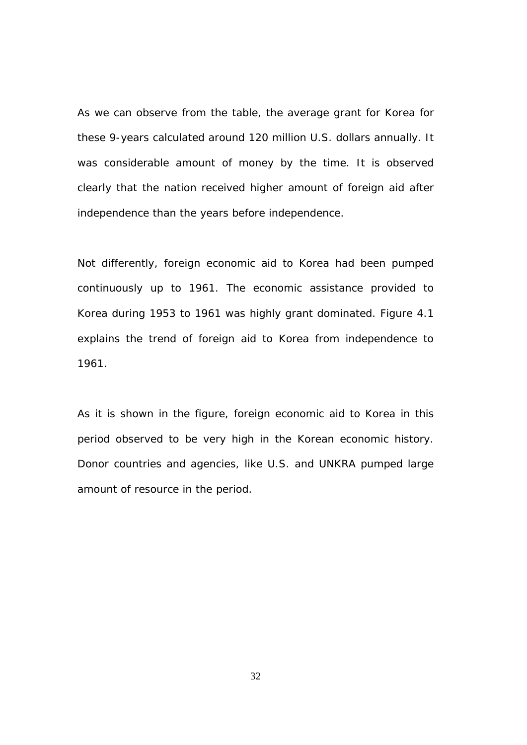As we can observe from the table, the average grant for Korea for these 9-years calculated around 120 million U.S. dollars annually. It was considerable amount of money by the time. It is observed clearly that the nation received higher amount of foreign aid after independence than the years before independence.

Not differently, foreign economic aid to Korea had been pumped continuously up to 1961. The economic assistance provided to Korea during 1953 to 1961 was highly grant dominated. Figure 4.1 explains the trend of foreign aid to Korea from independence to 1961.

As it is shown in the figure, foreign economic aid to Korea in this period observed to be very high in the Korean economic history. Donor countries and agencies, like U.S. and UNKRA pumped large amount of resource in the period.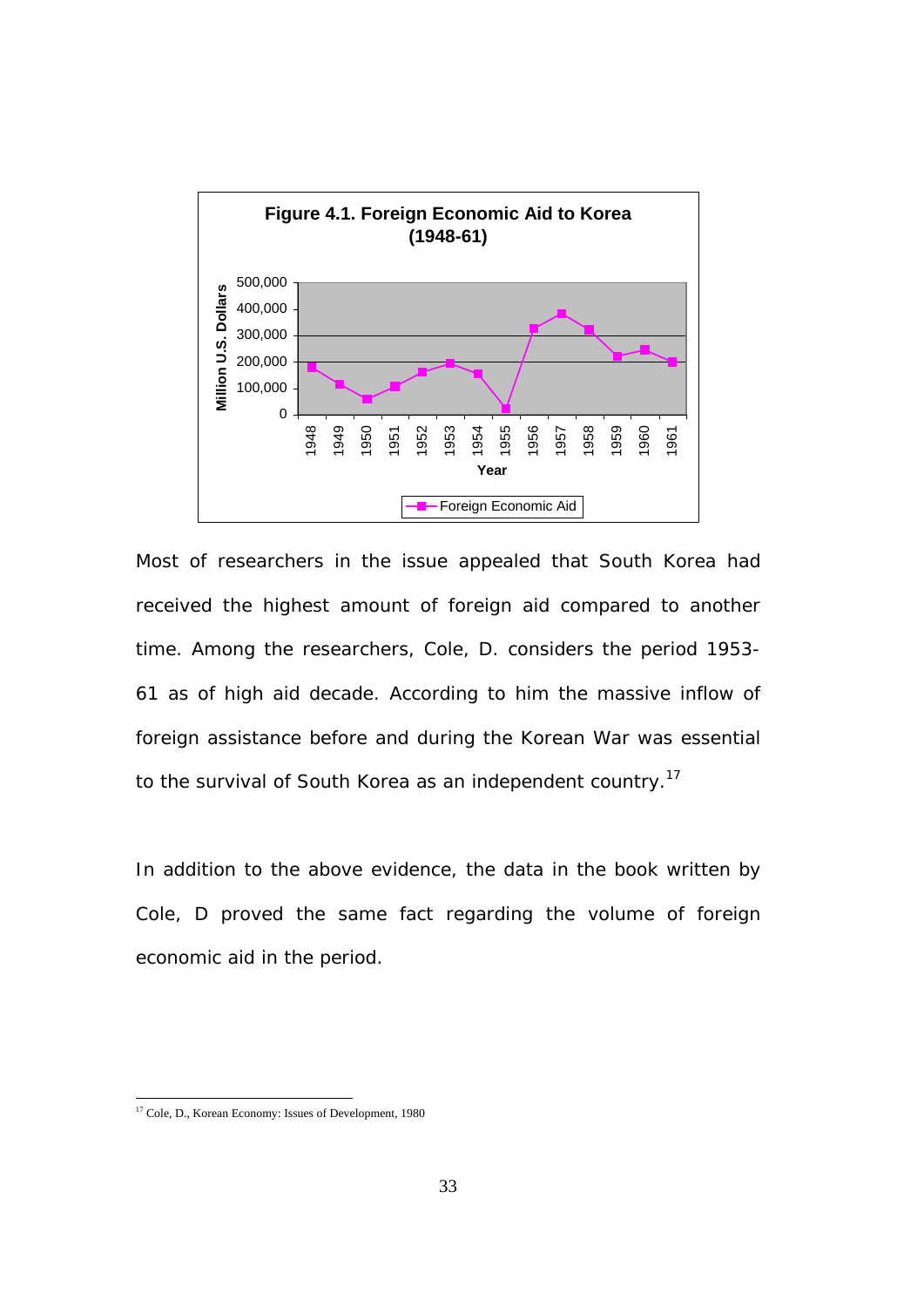**Figure 4.1. Foreign Economic Aid to Korea (1948-61)**

Most of researchers in the issue appealed that South Korea had received the highest amount of foreign aid compared to another time. Among the researchers, Cole, D. considers the period 1953-61 as of high aid decade. According to him the massive inflow of foreign assistance before and during the Korean War was essential to the survival of South Korea as an independent country.[17]

In addition to the above evidence, the data in the book written by Cole, D proved the same fact regarding the volume of foreign economic aid in the period.

---

[17] Cole, D., Korean Economy: Issues of Development, 1980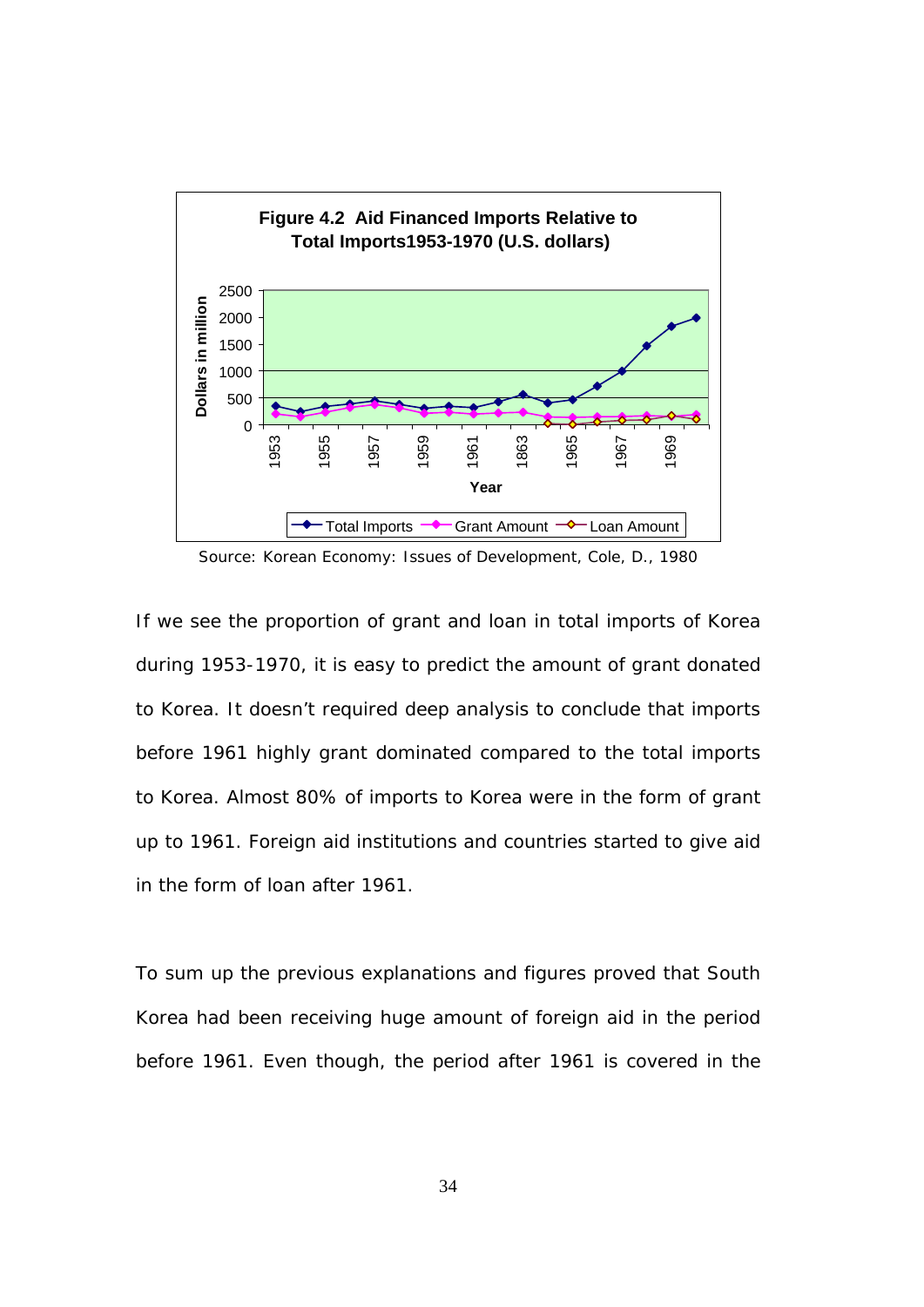**Figure 4.2 Aid Financed Imports Relative to Total Imports1953-1970 (U.S. dollars)**

Source: Korean Economy: Issues of Development, Cole, D., 1980

If we see the proportion of grant and loan in total imports of Korea during 1953-1970, it is easy to predict the amount of grant donated to Korea. It doesn't required deep analysis to conclude that imports before 1961 highly grant dominated compared to the total imports to Korea. Almost 80% of imports to Korea were in the form of grant up to 1961. Foreign aid institutions and countries started to give aid in the form of loan after 1961.

To sum up the previous explanations and figures proved that South Korea had been receiving huge amount of foreign aid in the period before 1961. Even though, the period after 1961 is covered in the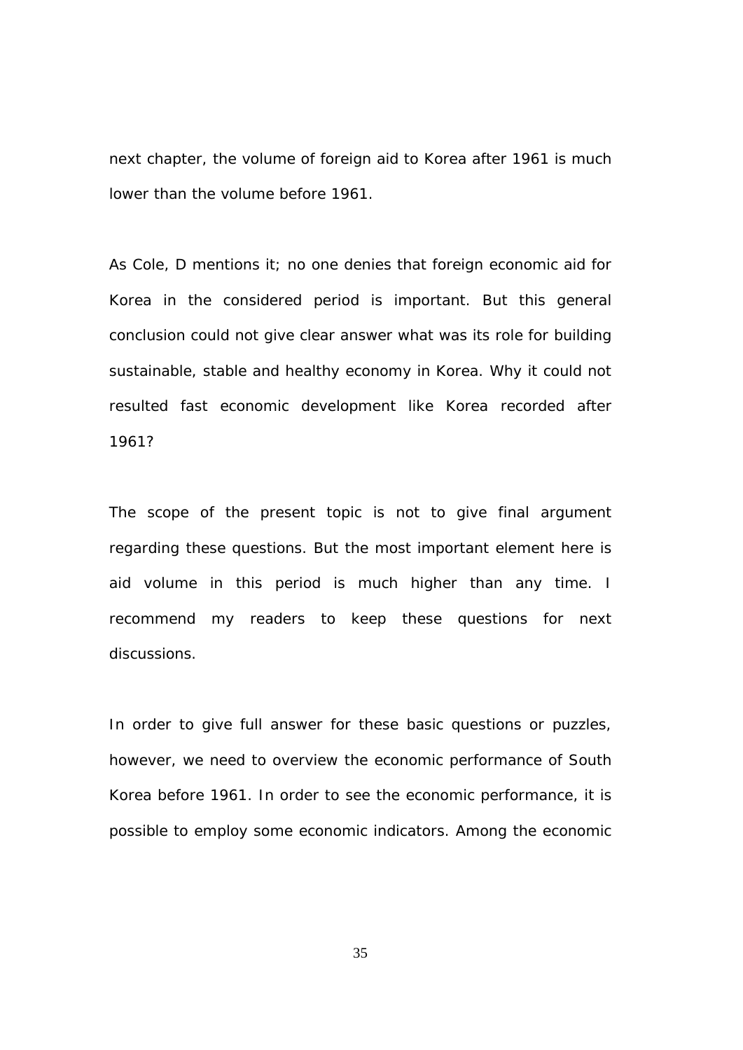next chapter, the volume of foreign aid to Korea after 1961 is much lower than the volume before 1961.

As Cole, D mentions it; no one denies that foreign economic aid for Korea in the considered period is important. But this general conclusion could not give clear answer what was its role for building sustainable, stable and healthy economy in Korea. Why it could not resulted fast economic development like Korea recorded after 1961?

The scope of the present topic is not to give final argument regarding these questions. But the most important element here is aid volume in this period is much higher than any time. I recommend my readers to keep these questions for next discussions.

In order to give full answer for these basic questions or puzzles, however, we need to overview the economic performance of South Korea before 1961. In order to see the economic performance, it is possible to employ some economic indicators. Among the economic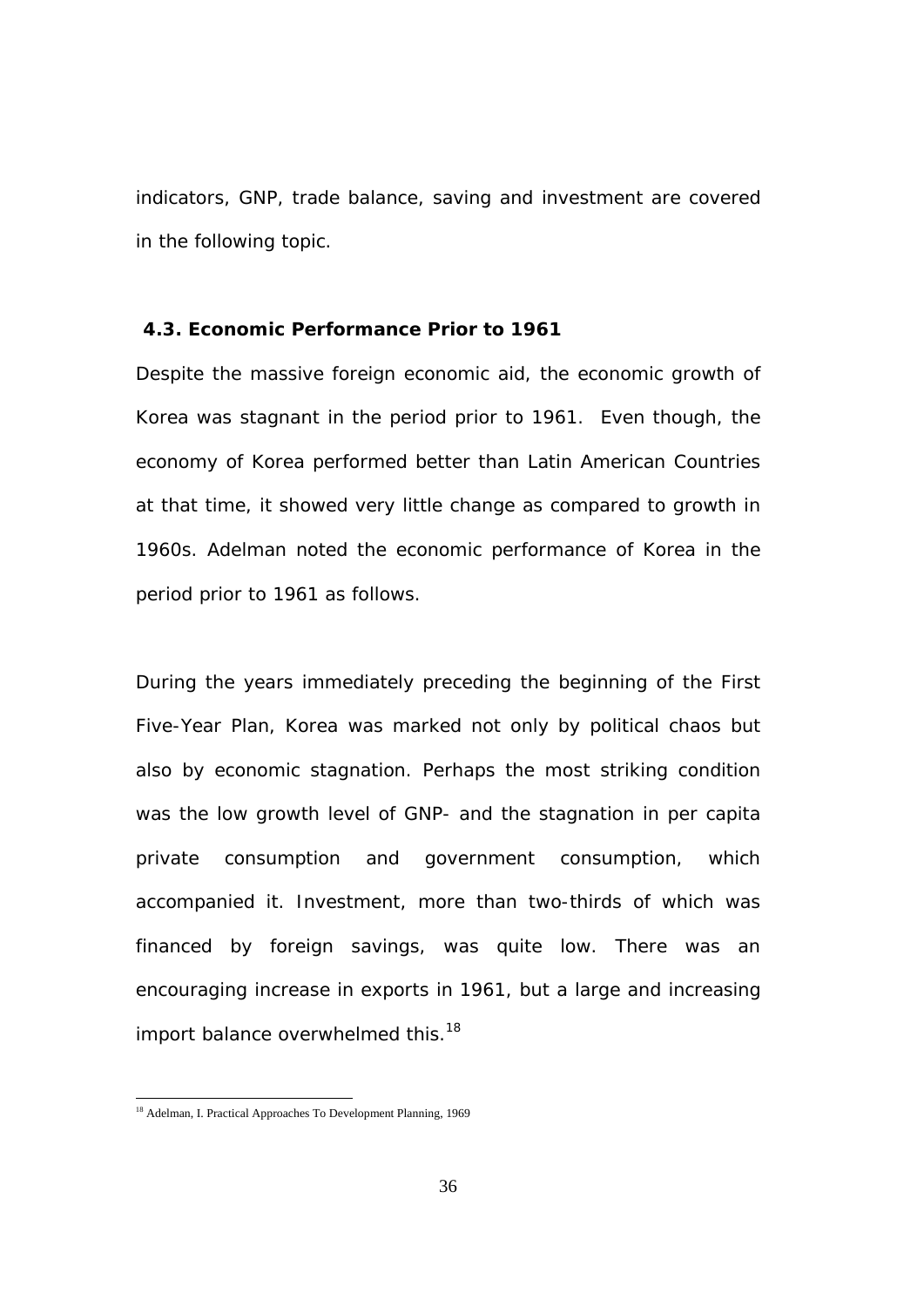indicators, GNP, trade balance, saving and investment are covered in the following topic.

### 4.3. Economic Performance Prior to 1961

Despite the massive foreign economic aid, the economic growth of Korea was stagnant in the period prior to 1961. Even though, the economy of Korea performed better than Latin American Countries at that time, it showed very little change as compared to growth in 1960s. Adelman noted the economic performance of Korea in the period prior to 1961 as follows.

During the years immediately preceding the beginning of the First Five-Year Plan, Korea was marked not only by political chaos but also by economic stagnation. Perhaps the most striking condition was the low growth level of GNP- and the stagnation in per capita private consumption and government consumption, which accompanied it. Investment, more than two-thirds of which was financed by foreign savings, was quite low. There was an encouraging increase in exports in 1961, but a large and increasing import balance overwhelmed this.[18]

[18] Adelman, I. Practical Approaches To Development Planning, 1969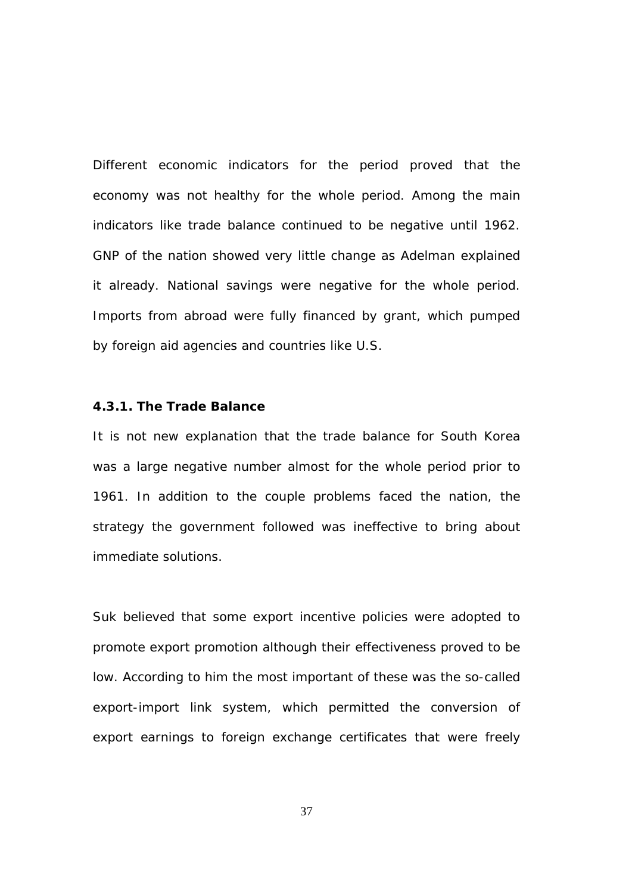Different economic indicators for the period proved that the economy was not healthy for the whole period. Among the main indicators like trade balance continued to be negative until 1962. GNP of the nation showed very little change as Adelman explained it already. National savings were negative for the whole period. Imports from abroad were fully financed by grant, which pumped by foreign aid agencies and countries like U.S.

### 4.3.1. The Trade Balance

It is not new explanation that the trade balance for South Korea was a large negative number almost for the whole period prior to 1961. In addition to the couple problems faced the nation, the strategy the government followed was ineffective to bring about immediate solutions.

Suk believed that some export incentive policies were adopted to promote export promotion although their effectiveness proved to be low. According to him the most important of these was the so-called export-import link system, which permitted the conversion of export earnings to foreign exchange certificates that were freely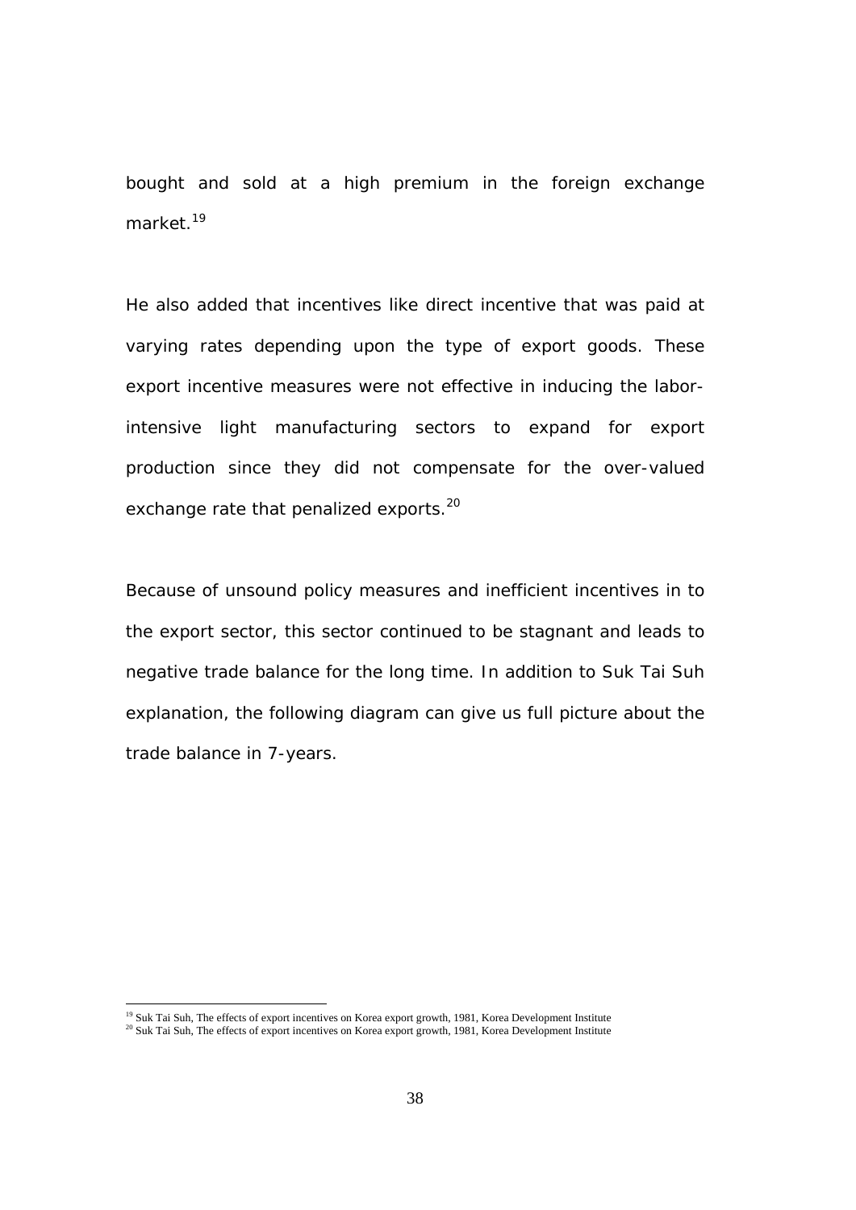bought and sold at a high premium in the foreign exchange market.[19]

He also added that incentives like direct incentive that was paid at varying rates depending upon the type of export goods. These export incentive measures were not effective in inducing the labor-intensive light manufacturing sectors to expand for export production since they did not compensate for the over-valued exchange rate that penalized exports.[20]

Because of unsound policy measures and inefficient incentives in to the export sector, this sector continued to be stagnant and leads to negative trade balance for the long time. In addition to Suk Tai Suh explanation, the following diagram can give us full picture about the trade balance in 7-years.

[19] Suk Tai Suh, The effects of export incentives on Korea export growth, 1981, Korea Development Institute

[20] Suk Tai Suh, The effects of export incentives on Korea export growth, 1981, Korea Development Institute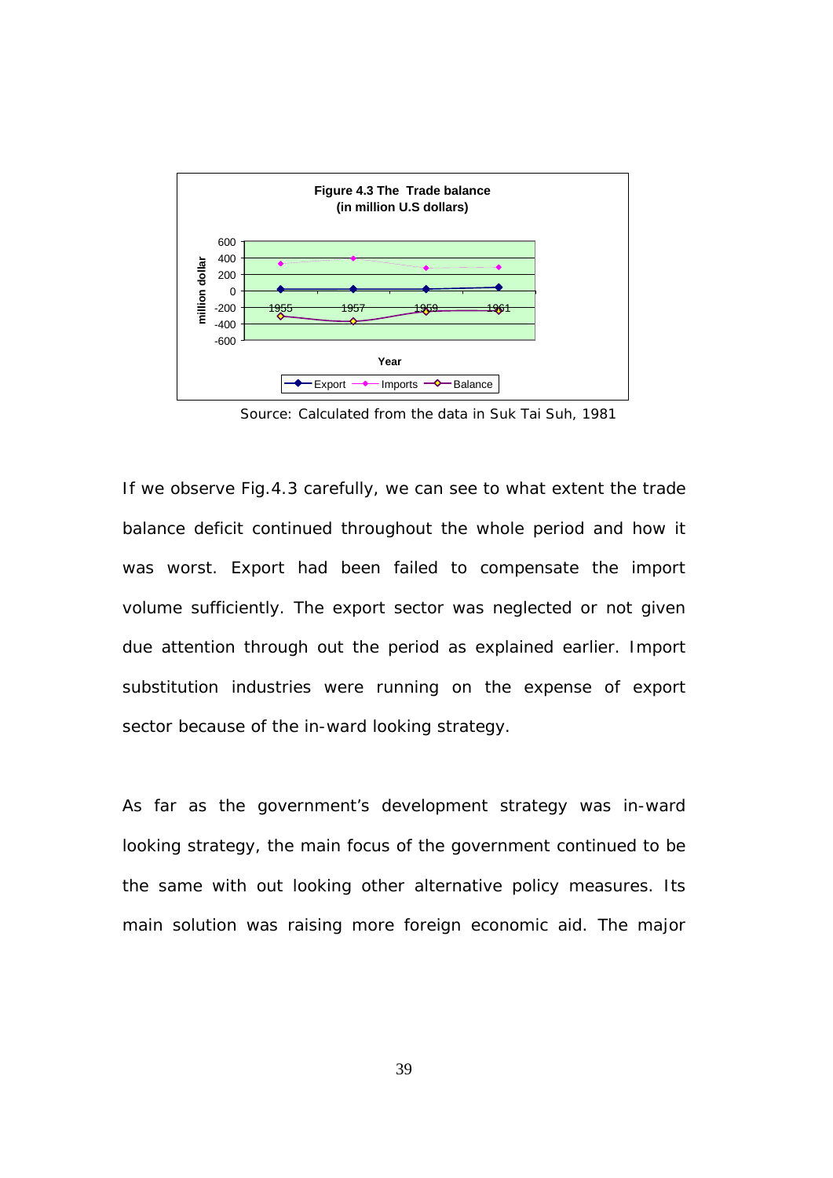**Figure 4.3 The Trade balance (in million U.S dollars)**

Source: Calculated from the data in Suk Tai Suh, 1981

If we observe Fig.4.3 carefully, we can see to what extent the trade balance deficit continued throughout the whole period and how it was worst. Export had been failed to compensate the import volume sufficiently. The export sector was neglected or not given due attention through out the period as explained earlier. Import substitution industries were running on the expense of export sector because of the in-ward looking strategy.

As far as the government's development strategy was in-ward looking strategy, the main focus of the government continued to be the same with out looking other alternative policy measures. Its main solution was raising more foreign economic aid. The major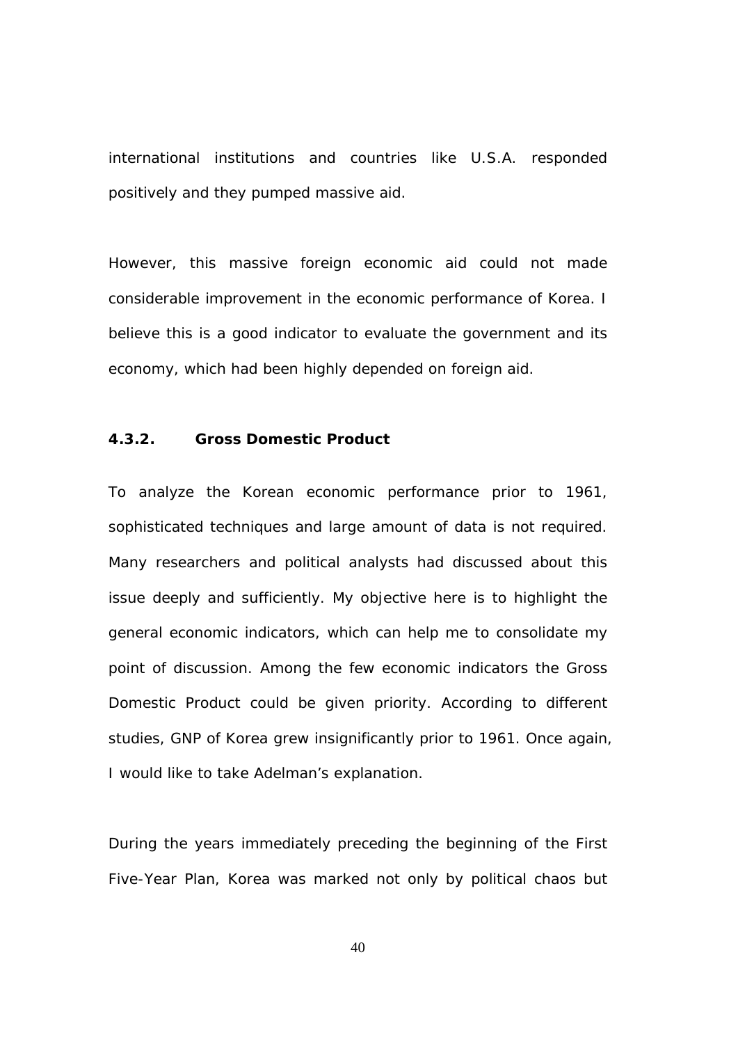international institutions and countries like U.S.A. responded positively and they pumped massive aid.

However, this massive foreign economic aid could not made considerable improvement in the economic performance of Korea. I believe this is a good indicator to evaluate the government and its economy, which had been highly depended on foreign aid.

#### 4.3.2. Gross Domestic Product

To analyze the Korean economic performance prior to 1961, sophisticated techniques and large amount of data is not required. Many researchers and political analysts had discussed about this issue deeply and sufficiently. My objective here is to highlight the general economic indicators, which can help me to consolidate my point of discussion. Among the few economic indicators the Gross Domestic Product could be given priority. According to different studies, GNP of Korea grew insignificantly prior to 1961. Once again, I would like to take Adelman's explanation.

During the years immediately preceding the beginning of the First Five-Year Plan, Korea was marked not only by political chaos but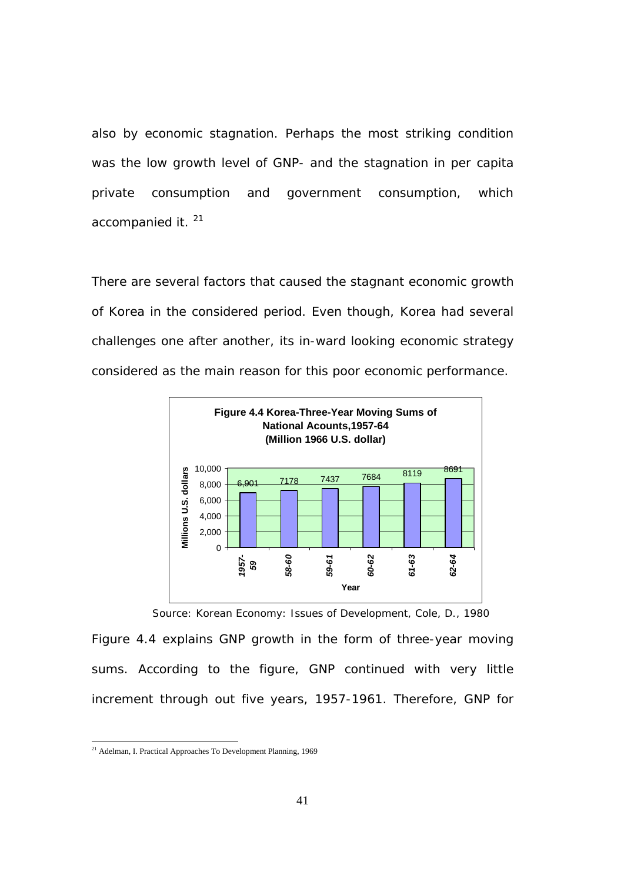also by economic stagnation. Perhaps the most striking condition was the low growth level of GNP- and the stagnation in per capita private consumption and government consumption, which accompanied it. [21]

There are several factors that caused the stagnant economic growth of Korea in the considered period. Even though, Korea had several challenges one after another, its in-ward looking economic strategy considered as the main reason for this poor economic performance.

**Figure 4.4 Korea-Three-Year Moving Sums of National Acounts,1957-64 (Million 1966 U.S. dollar)**

| Year | Millions U.S. dollars |
|---|---|
| 1957-59 | 6,901 |
| 58-60 | 7178 |
| 59-61 | 7437 |
| 60-62 | 7684 |
| 61-63 | 8119 |
| 62-64 | 8691 |

Source: Korean Economy: Issues of Development, Cole, D., 1980

Figure 4.4 explains GNP growth in the form of three-year moving sums. According to the figure, GNP continued with very little increment through out five years, 1957-1961. Therefore, GNP for

---

[21] Adelman, I. Practical Approaches To Development Planning, 1969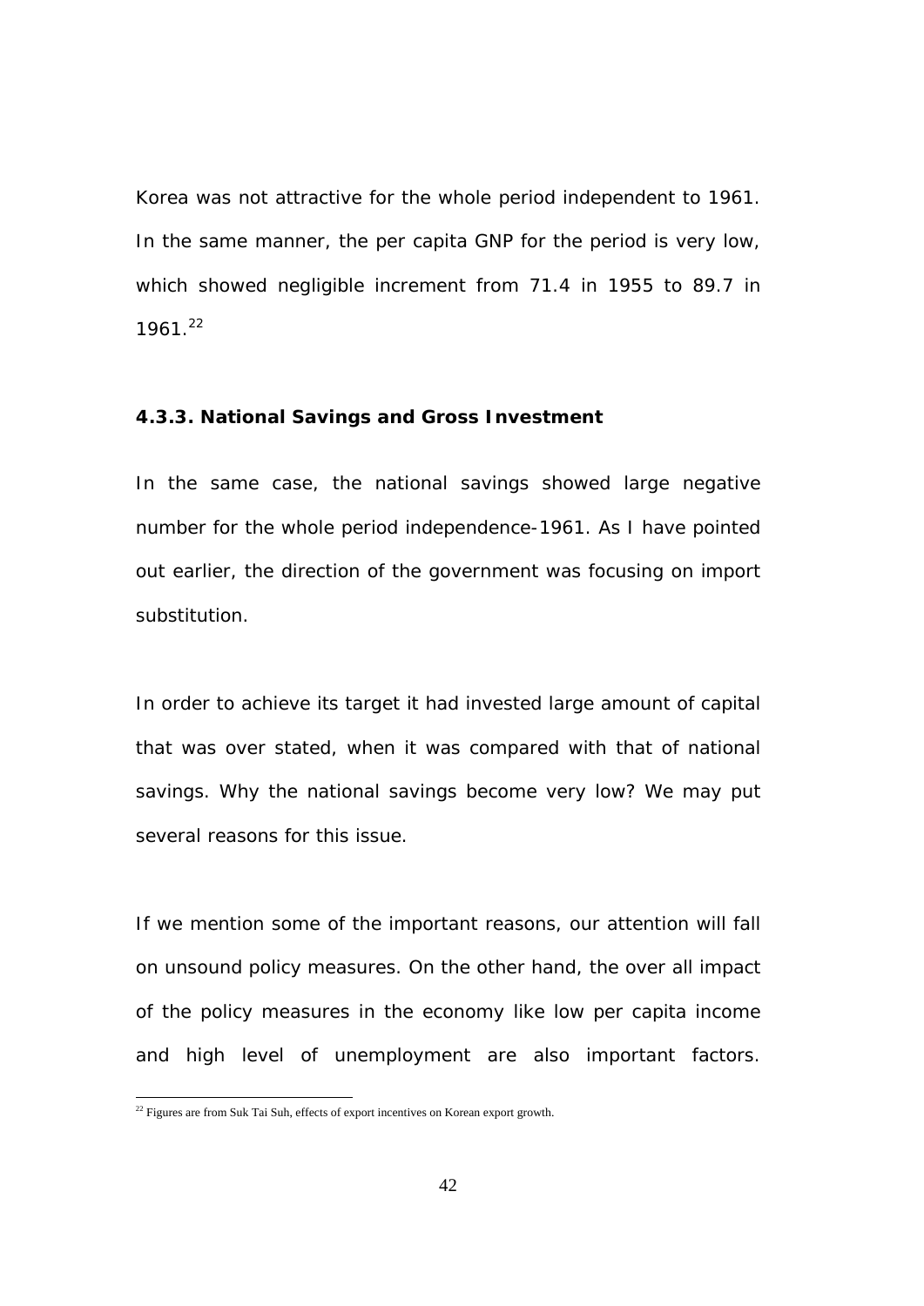Korea was not attractive for the whole period independent to 1961. In the same manner, the per capita GNP for the period is very low, which showed negligible increment from 71.4 in 1955 to 89.7 in 1961.[22]

### 4.3.3. National Savings and Gross Investment

In the same case, the national savings showed large negative number for the whole period independence-1961. As I have pointed out earlier, the direction of the government was focusing on import substitution.

In order to achieve its target it had invested large amount of capital that was over stated, when it was compared with that of national savings. Why the national savings become very low? We may put several reasons for this issue.

If we mention some of the important reasons, our attention will fall on unsound policy measures. On the other hand, the over all impact of the policy measures in the economy like low per capita income and high level of unemployment are also important factors.

[22] Figures are from Suk Tai Suh, effects of export incentives on Korean export growth.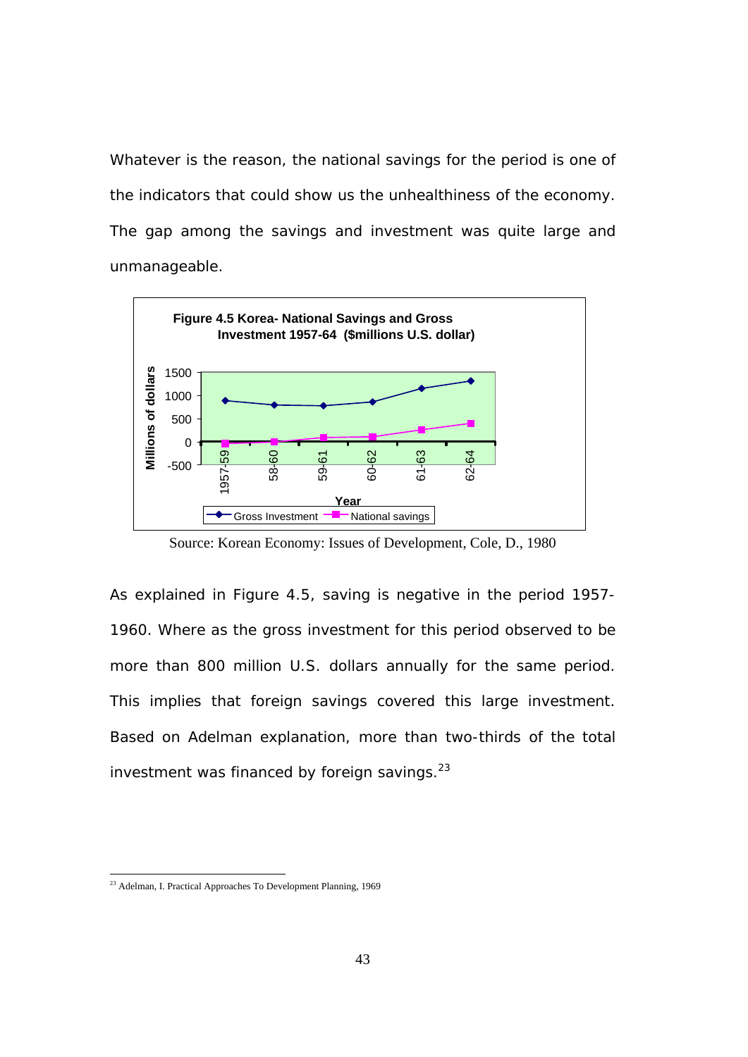Whatever is the reason, the national savings for the period is one of the indicators that could show us the unhealthiness of the economy. The gap among the savings and investment was quite large and unmanageable.

**Figure 4.5 Korea- National Savings and Gross Investment 1957-64 ($millions U.S. dollar)**

Source: Korean Economy: Issues of Development, Cole, D., 1980

As explained in Figure 4.5, saving is negative in the period 1957-1960. Where as the gross investment for this period observed to be more than 800 million U.S. dollars annually for the same period. This implies that foreign savings covered this large investment. Based on Adelman explanation, more than two-thirds of the total investment was financed by foreign savings.[23]

[23] Adelman, I. Practical Approaches To Development Planning, 1969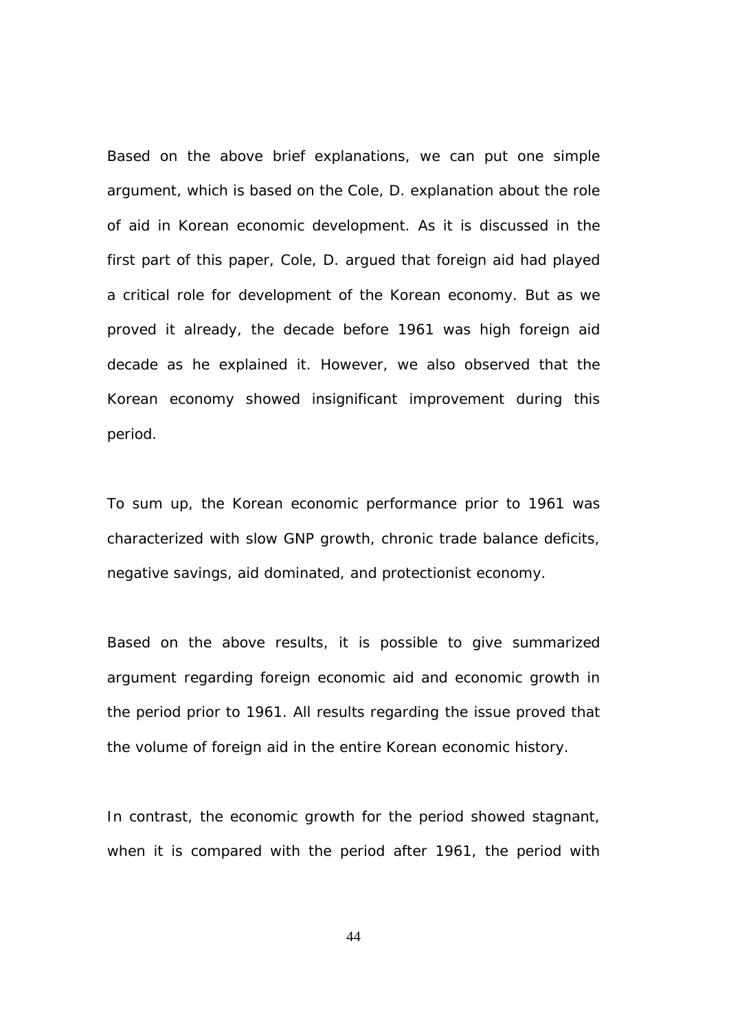Based on the above brief explanations, we can put one simple argument, which is based on the Cole, D. explanation about the role of aid in Korean economic development. As it is discussed in the first part of this paper, Cole, D. argued that foreign aid had played a critical role for development of the Korean economy. But as we proved it already, the decade before 1961 was high foreign aid decade as he explained it. However, we also observed that the Korean economy showed insignificant improvement during this period.

To sum up, the Korean economic performance prior to 1961 was characterized with slow GNP growth, chronic trade balance deficits, negative savings, aid dominated, and protectionist economy.

Based on the above results, it is possible to give summarized argument regarding foreign economic aid and economic growth in the period prior to 1961. All results regarding the issue proved that the volume of foreign aid in the entire Korean economic history.

In contrast, the economic growth for the period showed stagnant, when it is compared with the period after 1961, the period with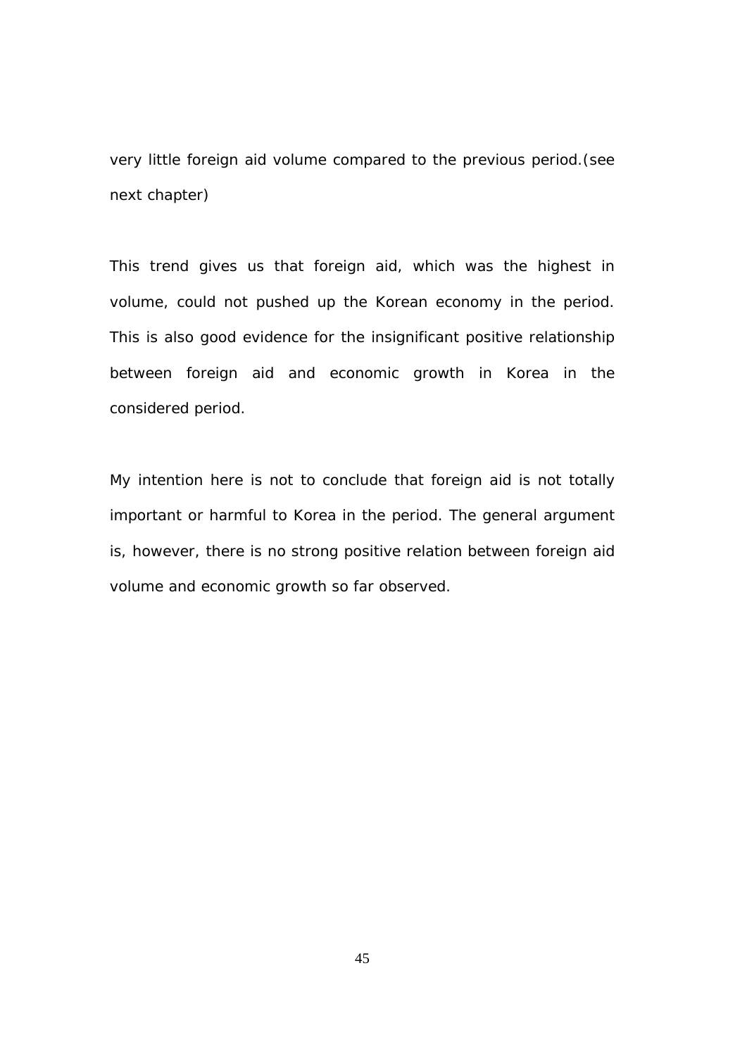very little foreign aid volume compared to the previous period.(see next chapter)

This trend gives us that foreign aid, which was the highest in volume, could not pushed up the Korean economy in the period. This is also good evidence for the insignificant positive relationship between foreign aid and economic growth in Korea in the considered period.

My intention here is not to conclude that foreign aid is not totally important or harmful to Korea in the period. The general argument is, however, there is no strong positive relation between foreign aid volume and economic growth so far observed.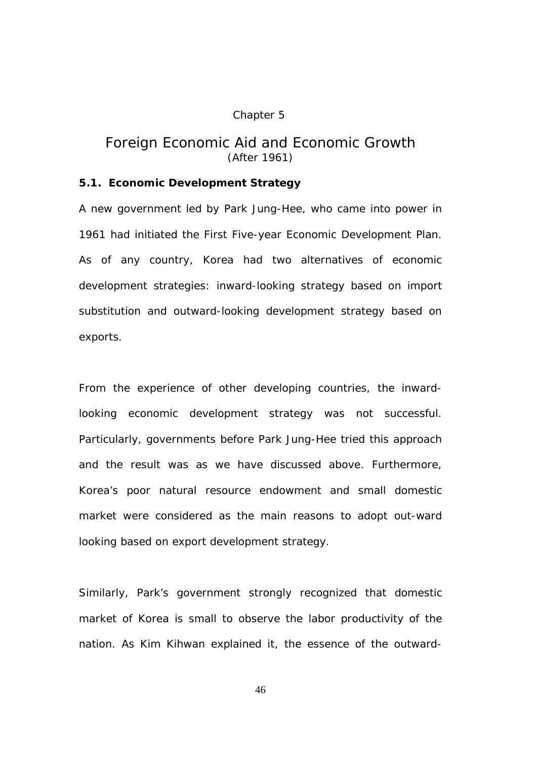Chapter 5

# Foreign Economic Aid and Economic Growth
(After 1961)

### 5.1. Economic Development Strategy

A new government led by Park Jung-Hee, who came into power in 1961 had initiated the First Five-year Economic Development Plan. As of any country, Korea had two alternatives of economic development strategies: inward-looking strategy based on import substitution and outward-looking development strategy based on exports.

From the experience of other developing countries, the inward-looking economic development strategy was not successful. Particularly, governments before Park Jung-Hee tried this approach and the result was as we have discussed above. Furthermore, Korea's poor natural resource endowment and small domestic market were considered as the main reasons to adopt out-ward looking based on export development strategy.

Similarly, Park's government strongly recognized that domestic market of Korea is small to observe the labor productivity of the nation. As Kim Kihwan explained it, the essence of the outward-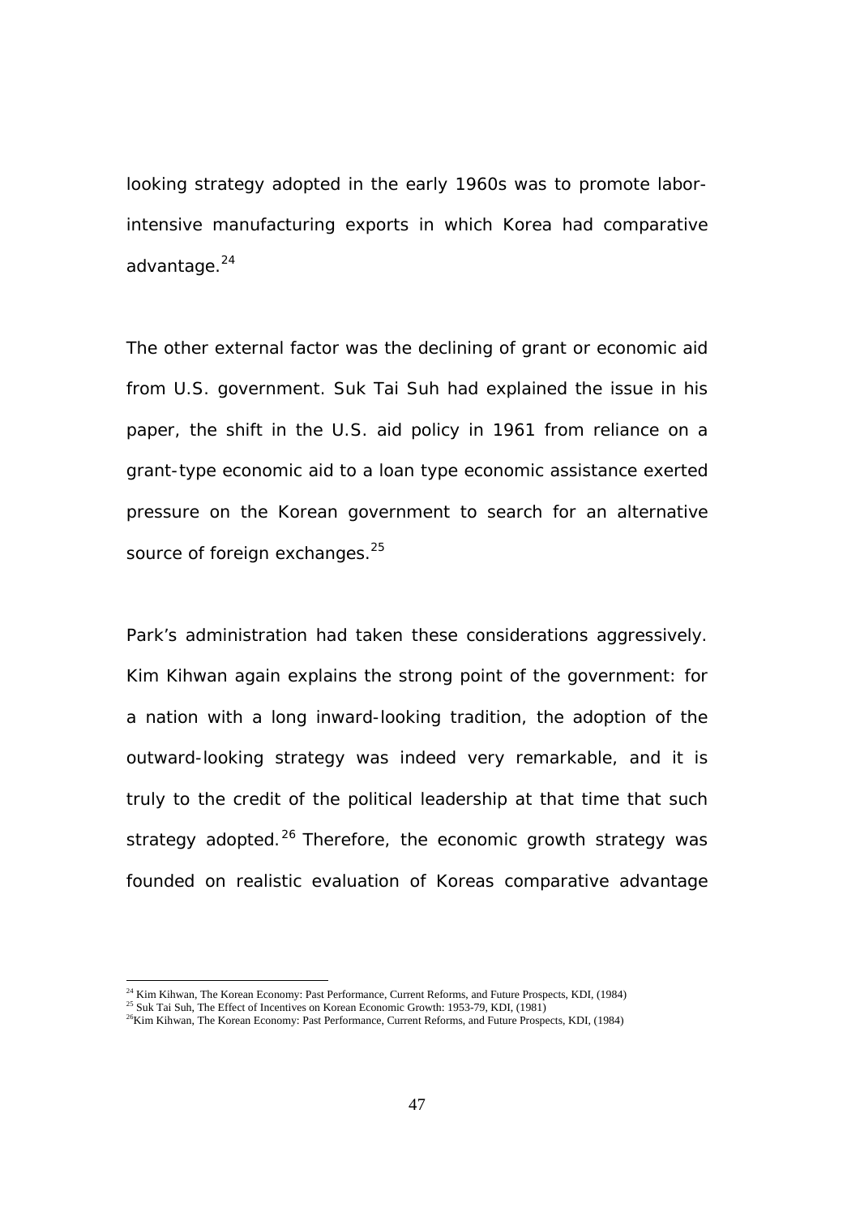looking strategy adopted in the early 1960s was to promote labor-intensive manufacturing exports in which Korea had comparative advantage.[24]

The other external factor was the declining of grant or economic aid from U.S. government. Suk Tai Suh had explained the issue in his paper, the shift in the U.S. aid policy in 1961 from reliance on a grant-type economic aid to a loan type economic assistance exerted pressure on the Korean government to search for an alternative source of foreign exchanges.[25]

Park's administration had taken these considerations aggressively. Kim Kihwan again explains the strong point of the government: for a nation with a long inward-looking tradition, the adoption of the outward-looking strategy was indeed very remarkable, and it is truly to the credit of the political leadership at that time that such strategy adopted.[26] Therefore, the economic growth strategy was founded on realistic evaluation of Koreas comparative advantage

---

[24] Kim Kihwan, The Korean Economy: Past Performance, Current Reforms, and Future Prospects, KDI, (1984)
[25] Suk Tai Suh, The Effect of Incentives on Korean Economic Growth: 1953-79, KDI, (1981)
[26] Kim Kihwan, The Korean Economy: Past Performance, Current Reforms, and Future Prospects, KDI, (1984)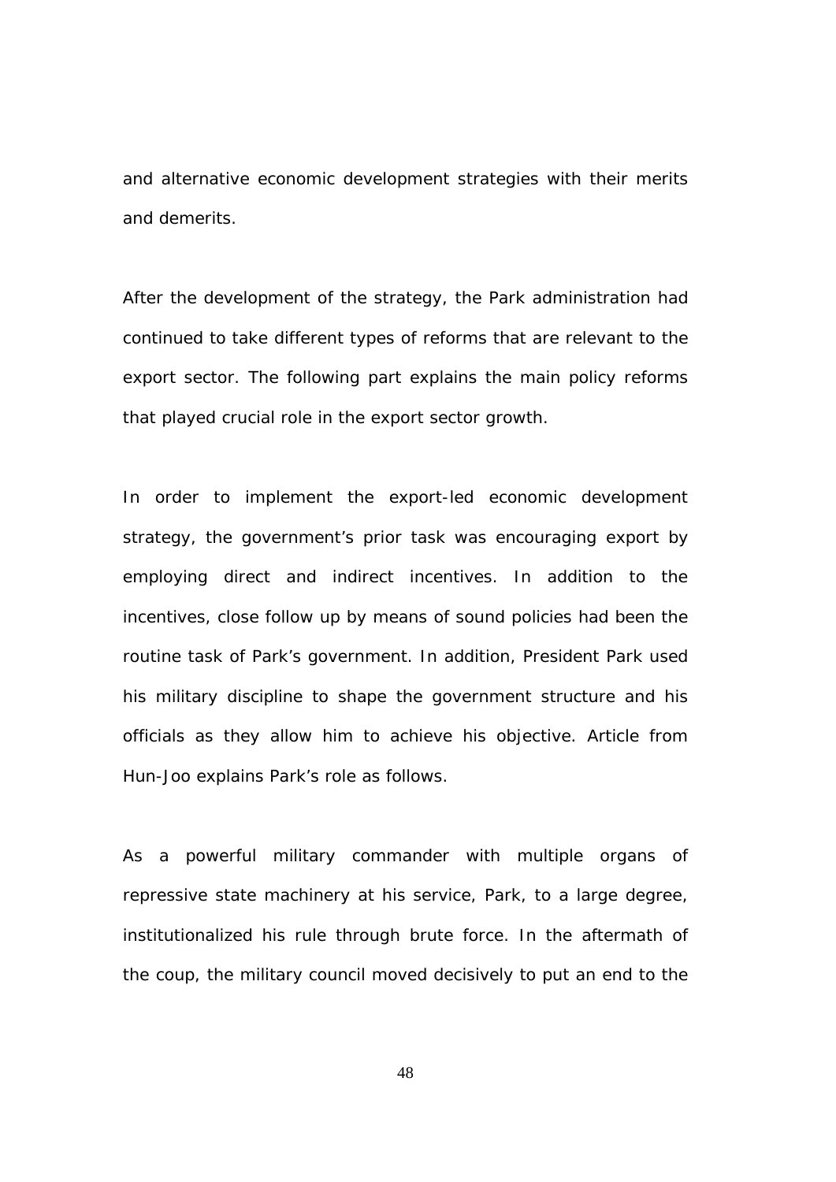and alternative economic development strategies with their merits and demerits.

After the development of the strategy, the Park administration had continued to take different types of reforms that are relevant to the export sector. The following part explains the main policy reforms that played crucial role in the export sector growth.

In order to implement the export-led economic development strategy, the government's prior task was encouraging export by employing direct and indirect incentives. In addition to the incentives, close follow up by means of sound policies had been the routine task of Park's government. In addition, President Park used his military discipline to shape the government structure and his officials as they allow him to achieve his objective. Article from Hun-Joo explains Park's role as follows.

As a powerful military commander with multiple organs of repressive state machinery at his service, Park, to a large degree, institutionalized his rule through brute force. In the aftermath of the coup, the military council moved decisively to put an end to the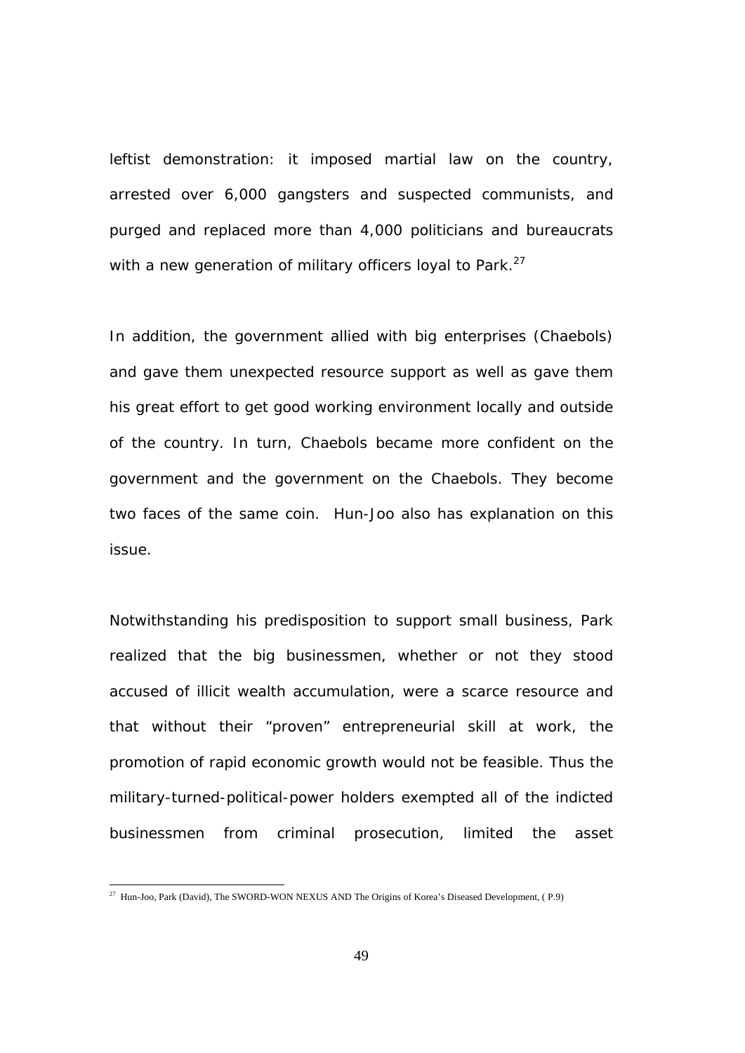leftist demonstration: it imposed martial law on the country, arrested over 6,000 gangsters and suspected communists, and purged and replaced more than 4,000 politicians and bureaucrats with a new generation of military officers loyal to Park.[27]

In addition, the government allied with big enterprises (Chaebols) and gave them unexpected resource support as well as gave them his great effort to get good working environment locally and outside of the country. In turn, Chaebols became more confident on the government and the government on the Chaebols. They become two faces of the same coin. Hun-Joo also has explanation on this issue.

Notwithstanding his predisposition to support small business, Park realized that the big businessmen, whether or not they stood accused of illicit wealth accumulation, were a scarce resource and that without their "proven" entrepreneurial skill at work, the promotion of rapid economic growth would not be feasible. Thus the military-turned-political-power holders exempted all of the indicted businessmen from criminal prosecution, limited the asset

---

[27] Hun-Joo, Park (David), The SWORD-WON NEXUS AND The Origins of Korea's Diseased Development, ( P.9)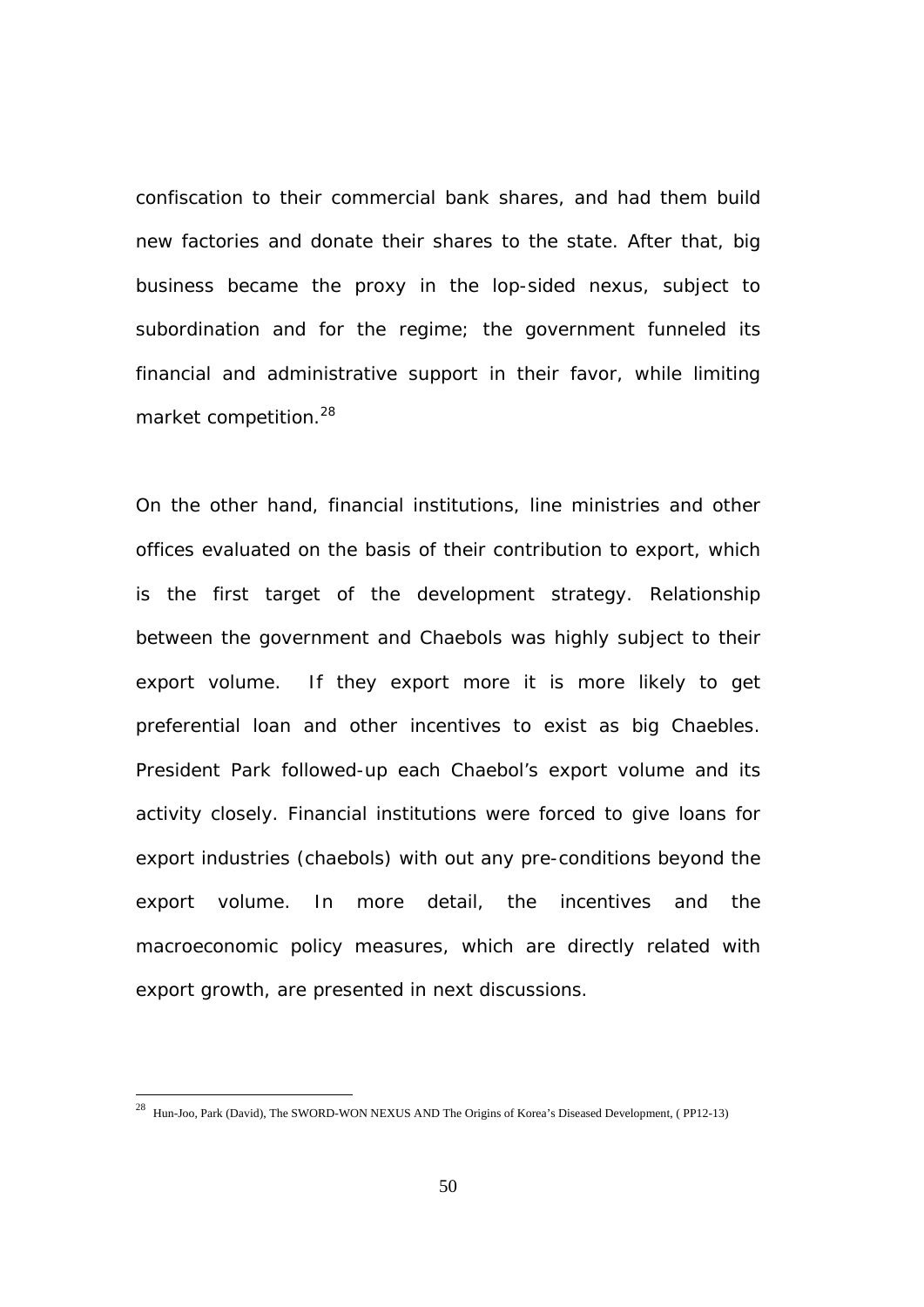confiscation to their commercial bank shares, and had them build new factories and donate their shares to the state. After that, big business became the proxy in the lop-sided nexus, subject to subordination and for the regime; the government funneled its financial and administrative support in their favor, while limiting market competition.[28]

On the other hand, financial institutions, line ministries and other offices evaluated on the basis of their contribution to export, which is the first target of the development strategy. Relationship between the government and Chaebols was highly subject to their export volume.  If they export more it is more likely to get preferential loan and other incentives to exist as big Chaebles. President Park followed-up each Chaebol's export volume and its activity closely. Financial institutions were forced to give loans for export industries (chaebols) with out any pre-conditions beyond the export volume. In more detail, the incentives and the macroeconomic policy measures, which are directly related with export growth, are presented in next discussions.

---

[28] Hun-Joo, Park (David), The SWORD-WON NEXUS AND The Origins of Korea's Diseased Development, ( PP12-13)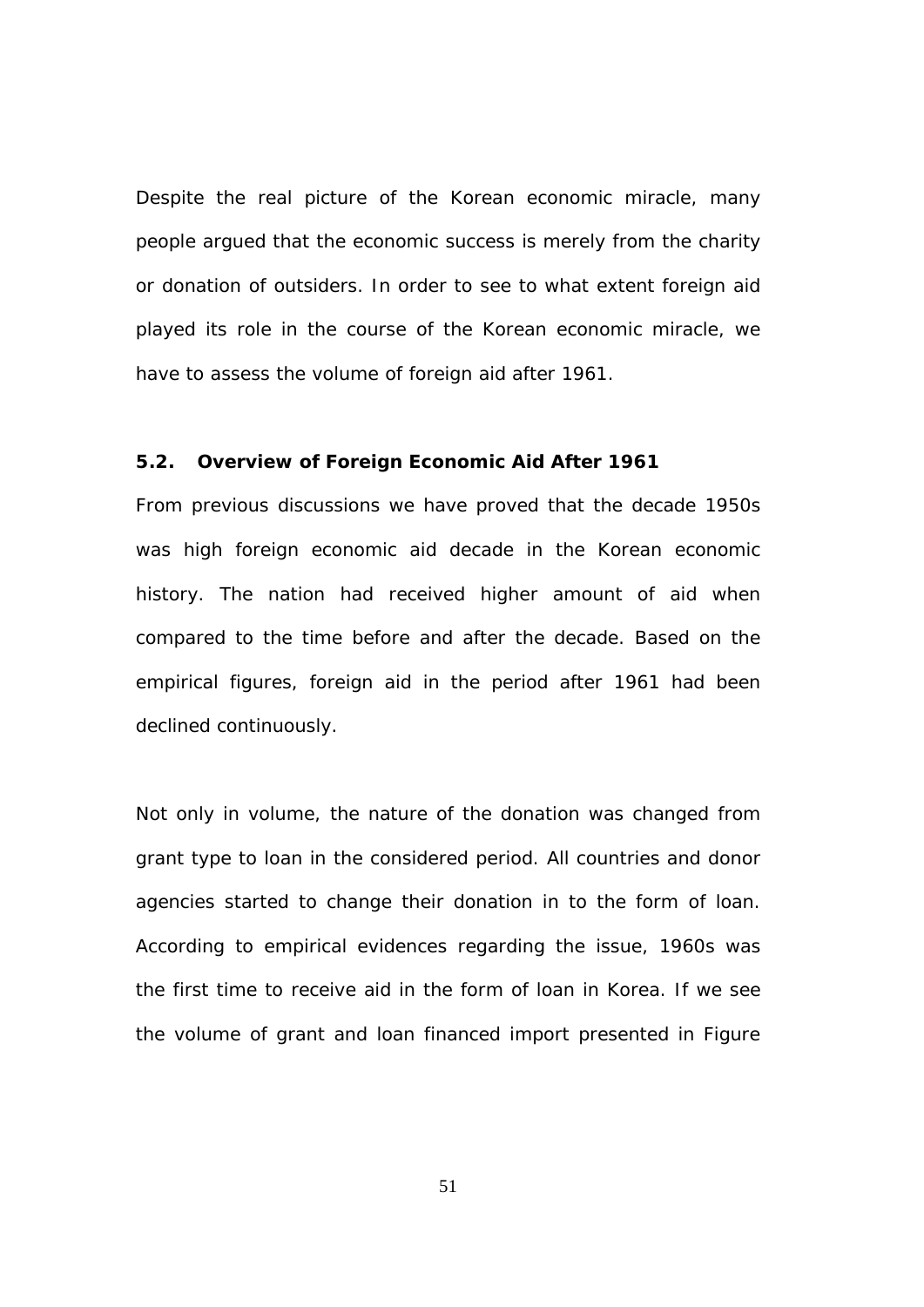Despite the real picture of the Korean economic miracle, many people argued that the economic success is merely from the charity or donation of outsiders. In order to see to what extent foreign aid played its role in the course of the Korean economic miracle, we have to assess the volume of foreign aid after 1961.

### 5.2. Overview of Foreign Economic Aid After 1961

From previous discussions we have proved that the decade 1950s was high foreign economic aid decade in the Korean economic history. The nation had received higher amount of aid when compared to the time before and after the decade. Based on the empirical figures, foreign aid in the period after 1961 had been declined continuously.

Not only in volume, the nature of the donation was changed from grant type to loan in the considered period. All countries and donor agencies started to change their donation in to the form of loan. According to empirical evidences regarding the issue, 1960s was the first time to receive aid in the form of loan in Korea. If we see the volume of grant and loan financed import presented in Figure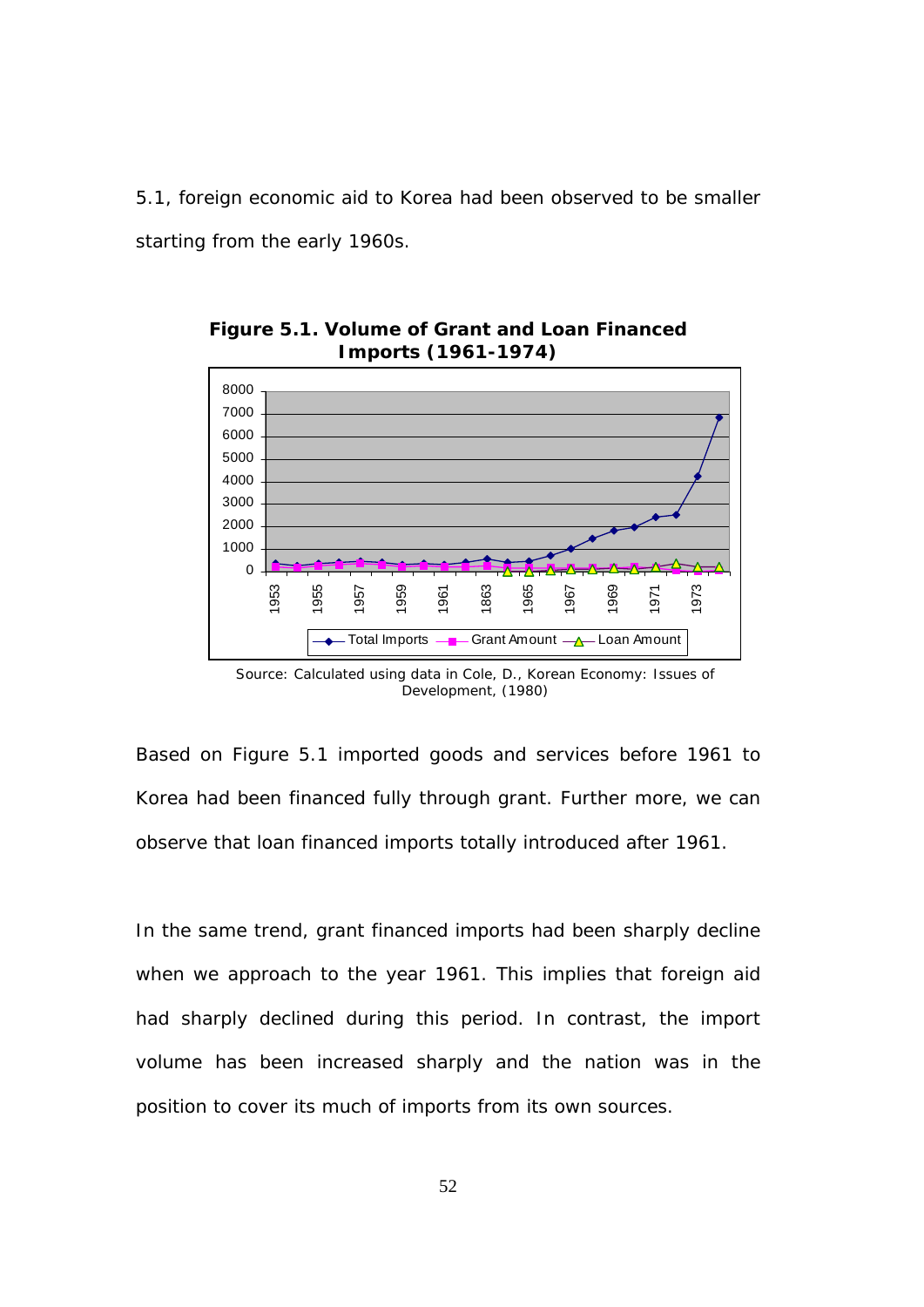5.1, foreign economic aid to Korea had been observed to be smaller starting from the early 1960s.

**Figure 5.1. Volume of Grant and Loan Financed Imports (1961-1974)**

Source: Calculated using data in Cole, D., Korean Economy: Issues of Development, (1980)

Based on Figure 5.1 imported goods and services before 1961 to Korea had been financed fully through grant. Further more, we can observe that loan financed imports totally introduced after 1961.

In the same trend, grant financed imports had been sharply decline when we approach to the year 1961. This implies that foreign aid had sharply declined during this period. In contrast, the import volume has been increased sharply and the nation was in the position to cover its much of imports from its own sources.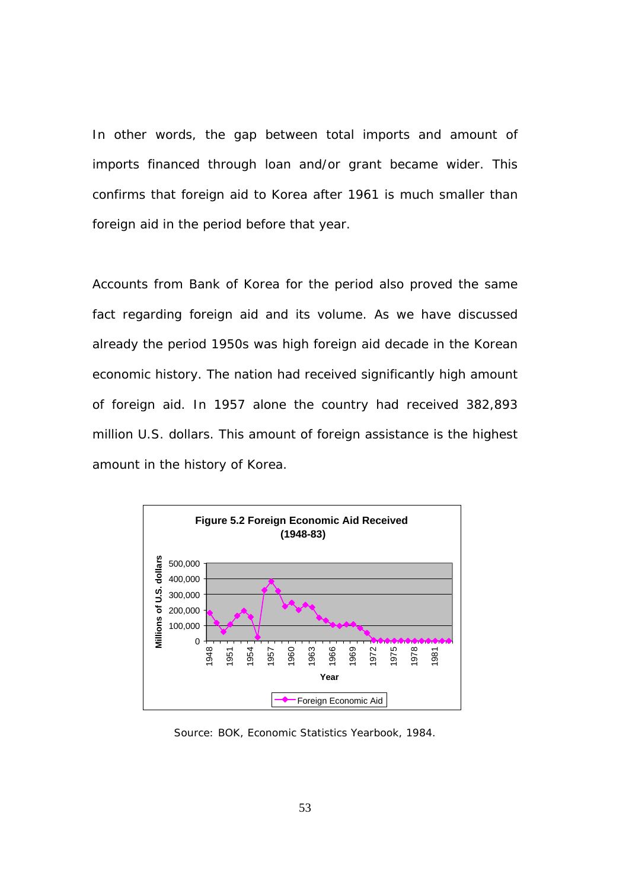In other words, the gap between total imports and amount of imports financed through loan and/or grant became wider. This confirms that foreign aid to Korea after 1961 is much smaller than foreign aid in the period before that year.

Accounts from Bank of Korea for the period also proved the same fact regarding foreign aid and its volume. As we have discussed already the period 1950s was high foreign aid decade in the Korean economic history. The nation had received significantly high amount of foreign aid. In 1957 alone the country had received 382,893 million U.S. dollars. This amount of foreign assistance is the highest amount in the history of Korea.

**Figure 5.2 Foreign Economic Aid Received (1948-83)**

Source: BOK, Economic Statistics Yearbook, 1984.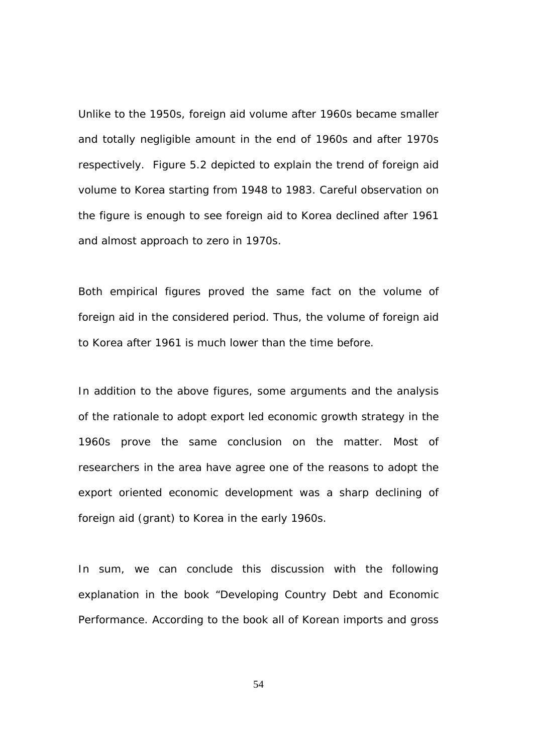Unlike to the 1950s, foreign aid volume after 1960s became smaller and totally negligible amount in the end of 1960s and after 1970s respectively. Figure 5.2 depicted to explain the trend of foreign aid volume to Korea starting from 1948 to 1983. Careful observation on the figure is enough to see foreign aid to Korea declined after 1961 and almost approach to zero in 1970s.

Both empirical figures proved the same fact on the volume of foreign aid in the considered period. Thus, the volume of foreign aid to Korea after 1961 is much lower than the time before.

In addition to the above figures, some arguments and the analysis of the rationale to adopt export led economic growth strategy in the 1960s prove the same conclusion on the matter. Most of researchers in the area have agree one of the reasons to adopt the export oriented economic development was a sharp declining of foreign aid (grant) to Korea in the early 1960s.

In sum, we can conclude this discussion with the following explanation in the book "Developing Country Debt and Economic Performance. According to the book all of Korean imports and gross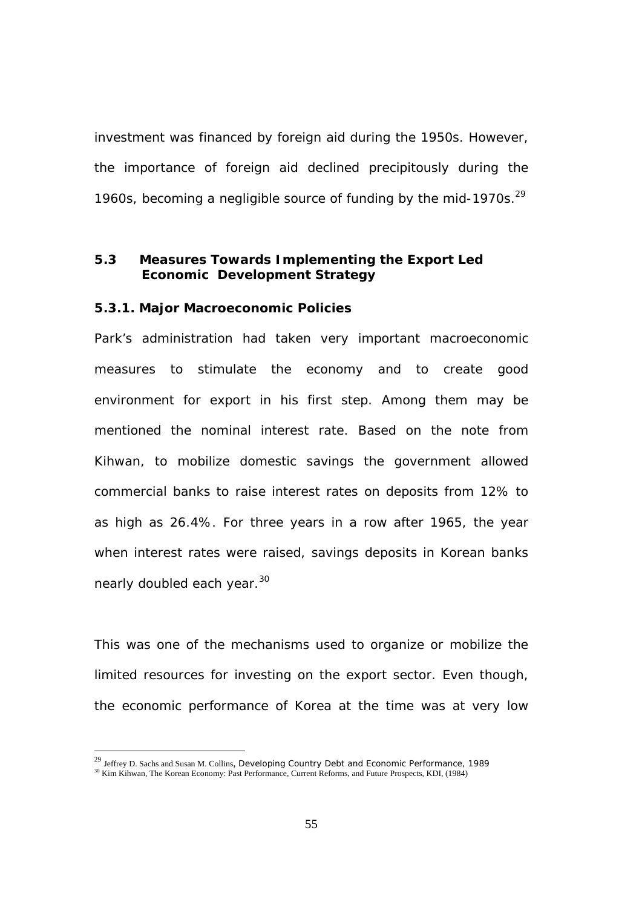investment was financed by foreign aid during the 1950s. However, the importance of foreign aid declined precipitously during the 1960s, becoming a negligible source of funding by the mid-1970s.[29]

### 5.3 Measures Towards Implementing the Export Led Economic Development Strategy

#### 5.3.1. Major Macroeconomic Policies

Park's administration had taken very important macroeconomic measures to stimulate the economy and to create good environment for export in his first step. Among them may be mentioned the nominal interest rate. Based on the note from Kihwan, to mobilize domestic savings the government allowed commercial banks to raise interest rates on deposits from 12% to as high as 26.4%. For three years in a row after 1965, the year when interest rates were raised, savings deposits in Korean banks nearly doubled each year.[30]

This was one of the mechanisms used to organize or mobilize the limited resources for investing on the export sector. Even though, the economic performance of Korea at the time was at very low

---

[29] Jeffrey D. Sachs and Susan M. Collins, *Developing Country Debt and Economic Performance*, 1989

[30] Kim Kihwan, The Korean Economy: Past Performance, Current Reforms, and Future Prospects, KDI, (1984)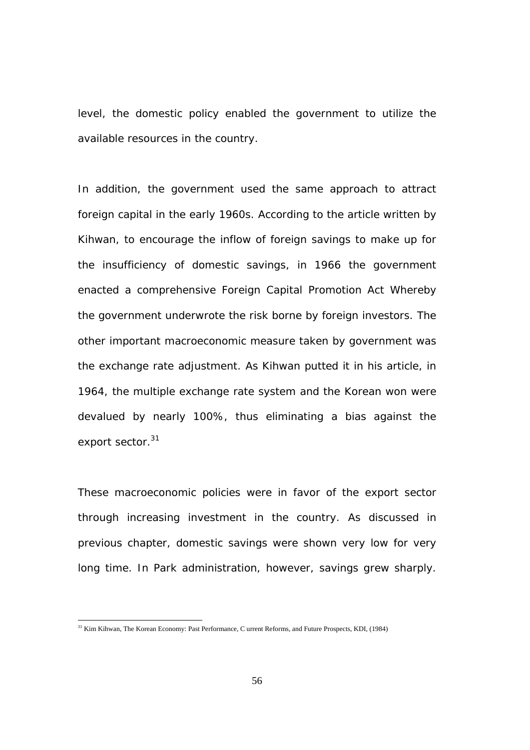level, the domestic policy enabled the government to utilize the available resources in the country.

In addition, the government used the same approach to attract foreign capital in the early 1960s. According to the article written by Kihwan, to encourage the inflow of foreign savings to make up for the insufficiency of domestic savings, in 1966 the government enacted a comprehensive Foreign Capital Promotion Act Whereby the government underwrote the risk borne by foreign investors. The other important macroeconomic measure taken by government was the exchange rate adjustment. As Kihwan putted it in his article, in 1964, the multiple exchange rate system and the Korean won were devalued by nearly 100%, thus eliminating a bias against the export sector.[31]

These macroeconomic policies were in favor of the export sector through increasing investment in the country. As discussed in previous chapter, domestic savings were shown very low for very long time. In Park administration, however, savings grew sharply.

[31] Kim Kihwan, The Korean Economy: Past Performance, C urrent Reforms, and Future Prospects, KDI, (1984)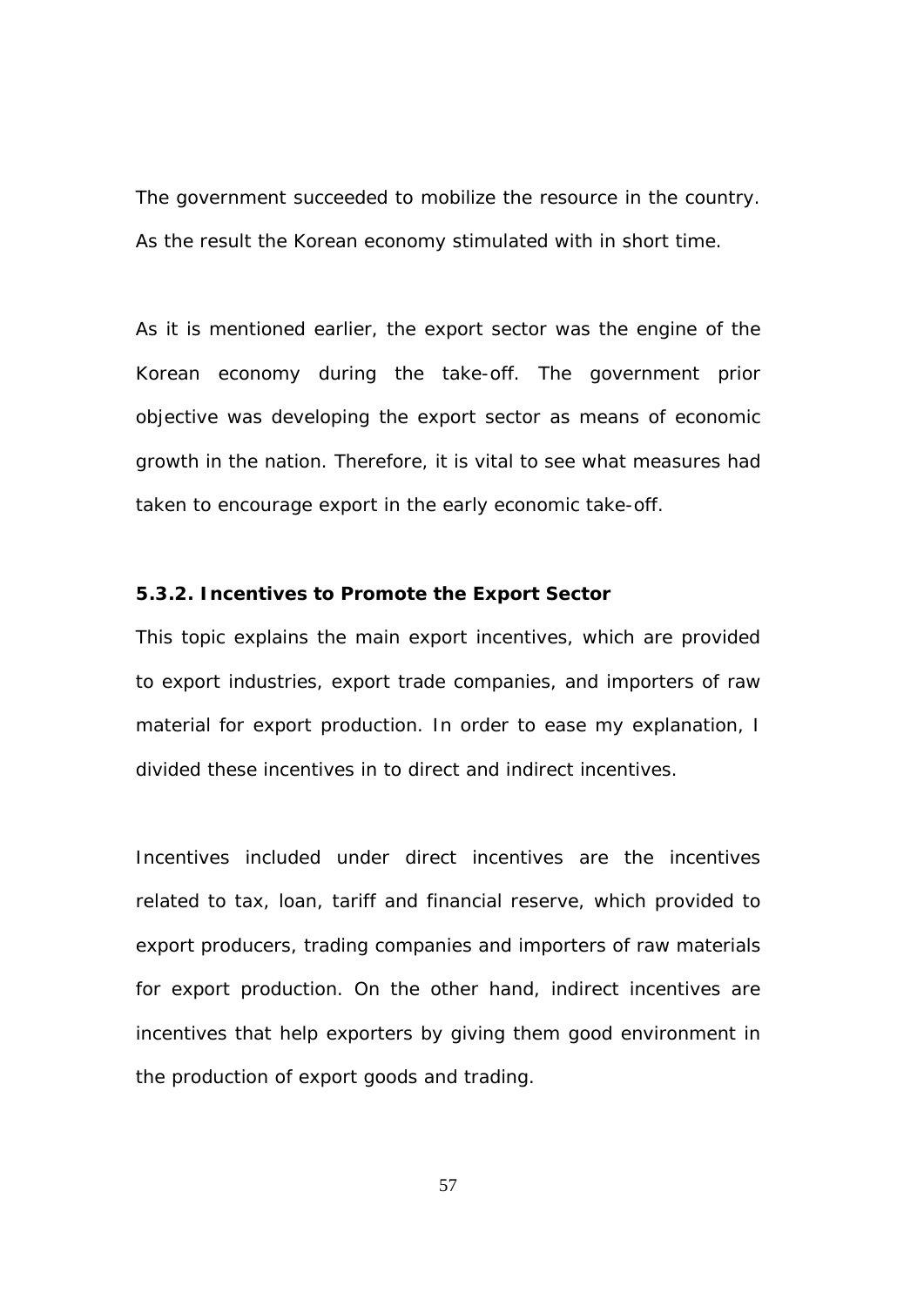The government succeeded to mobilize the resource in the country. As the result the Korean economy stimulated with in short time.

As it is mentioned earlier, the export sector was the engine of the Korean economy during the take-off. The government prior objective was developing the export sector as means of economic growth in the nation. Therefore, it is vital to see what measures had taken to encourage export in the early economic take-off.

### 5.3.2. Incentives to Promote the Export Sector

This topic explains the main export incentives, which are provided to export industries, export trade companies, and importers of raw material for export production. In order to ease my explanation, I divided these incentives in to direct and indirect incentives.

Incentives included under direct incentives are the incentives related to tax, loan, tariff and financial reserve, which provided to export producers, trading companies and importers of raw materials for export production. On the other hand, indirect incentives are incentives that help exporters by giving them good environment in the production of export goods and trading.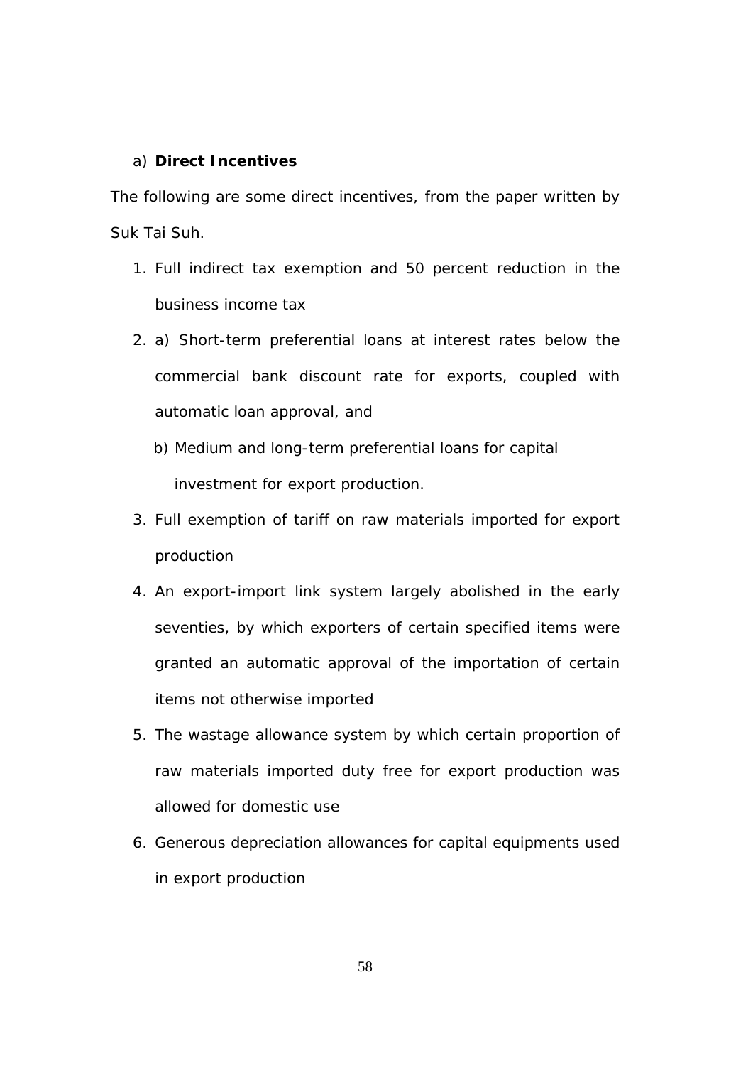a) **Direct Incentives**

The following are some direct incentives, from the paper written by Suk Tai Suh.

1. Full indirect tax exemption and 50 percent reduction in the business income tax
2. a) Short-term preferential loans at interest rates below the commercial bank discount rate for exports, coupled with automatic loan approval, and

   b) Medium and long-term preferential loans for capital investment for export production.
3. Full exemption of tariff on raw materials imported for export production
4. An export-import link system largely abolished in the early seventies, by which exporters of certain specified items were granted an automatic approval of the importation of certain items not otherwise imported
5. The wastage allowance system by which certain proportion of raw materials imported duty free for export production was allowed for domestic use
6. Generous depreciation allowances for capital equipments used in export production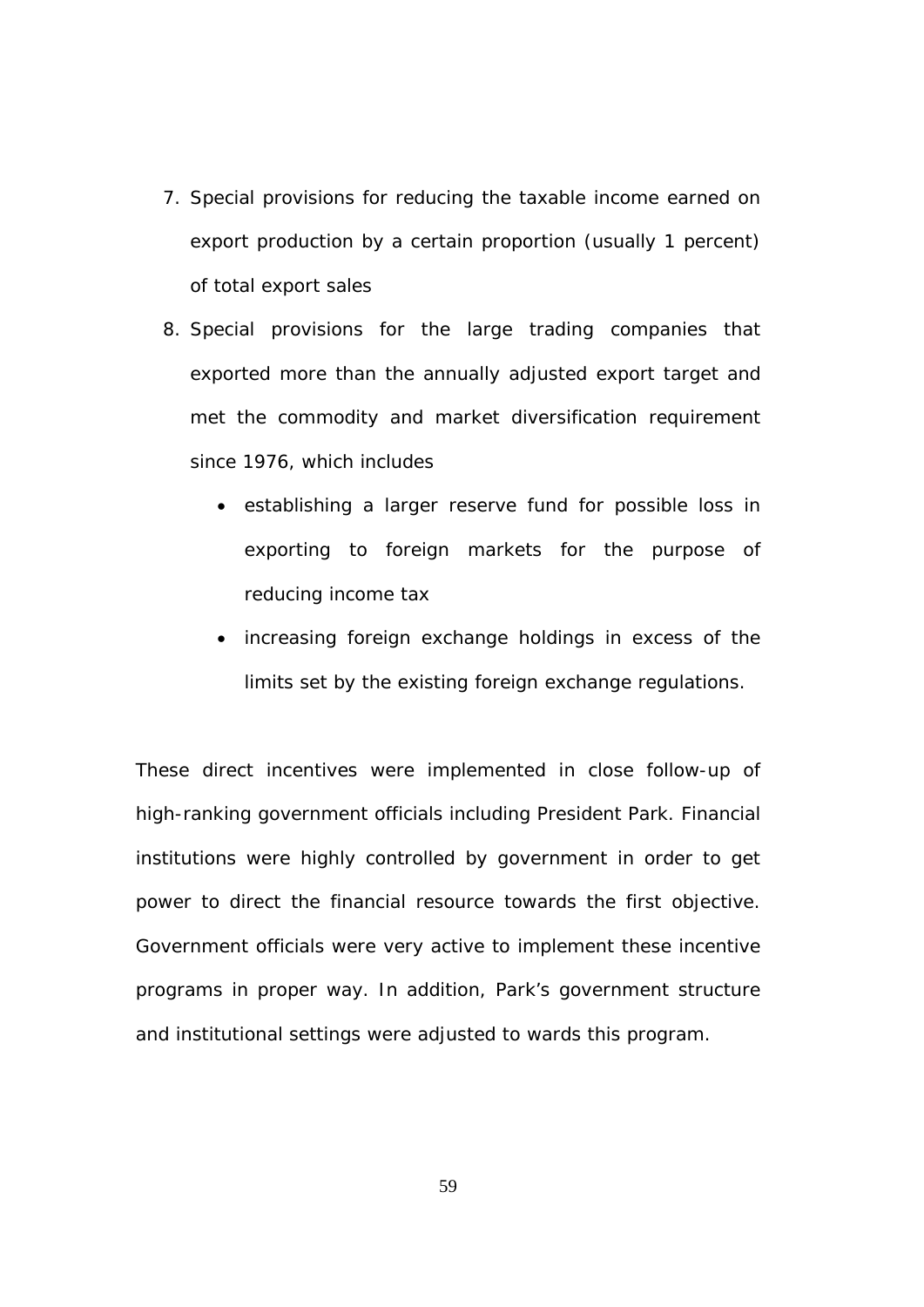7. Special provisions for reducing the taxable income earned on export production by a certain proportion (usually 1 percent) of total export sales
8. Special provisions for the large trading companies that exported more than the annually adjusted export target and met the commodity and market diversification requirement since 1976, which includes
   - establishing a larger reserve fund for possible loss in exporting to foreign markets for the purpose of reducing income tax
   - increasing foreign exchange holdings in excess of the limits set by the existing foreign exchange regulations.

These direct incentives were implemented in close follow-up of high-ranking government officials including President Park. Financial institutions were highly controlled by government in order to get power to direct the financial resource towards the first objective. Government officials were very active to implement these incentive programs in proper way. In addition, Park's government structure and institutional settings were adjusted to wards this program.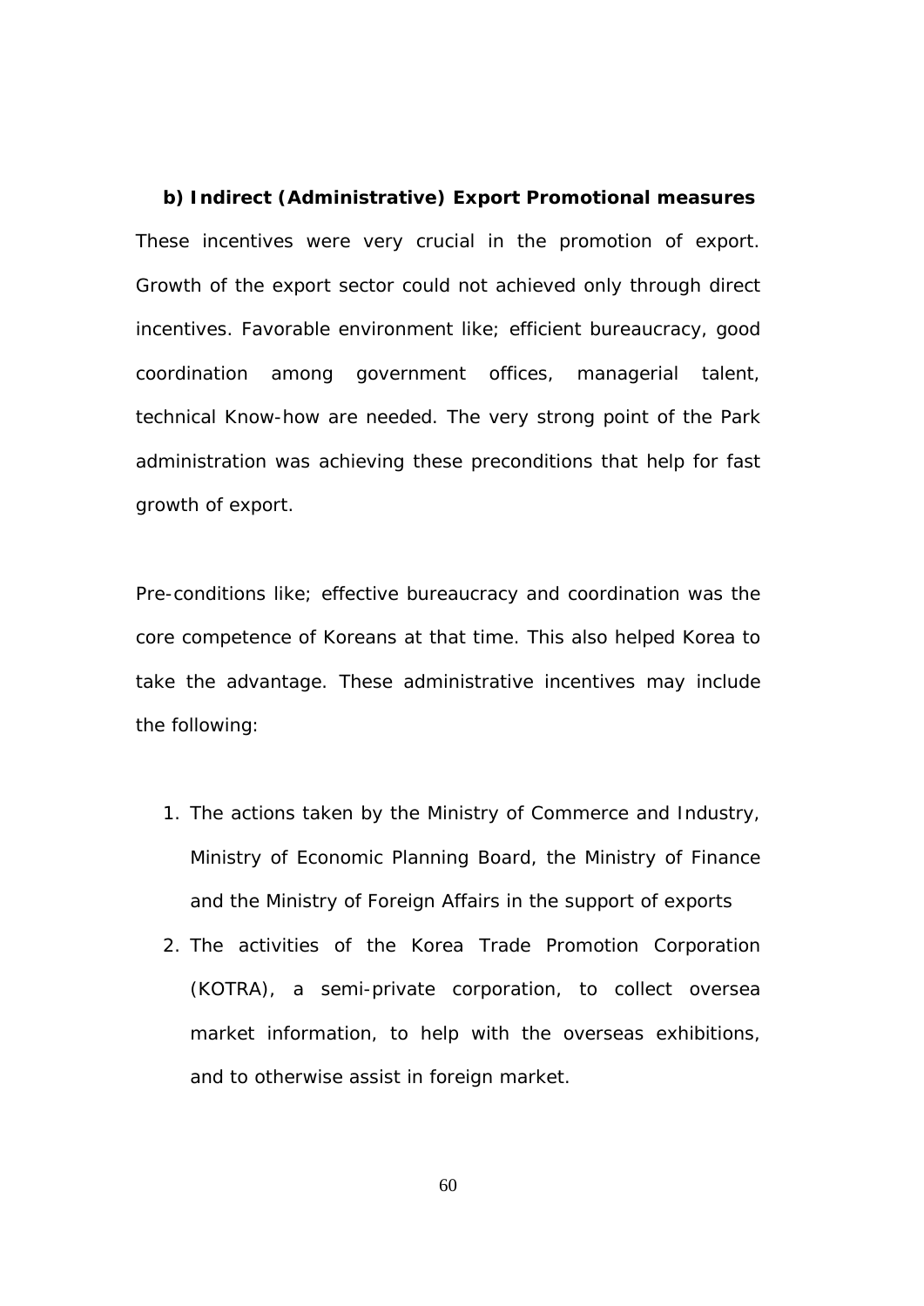**b) Indirect (Administrative) Export Promotional measures**

These incentives were very crucial in the promotion of export. Growth of the export sector could not achieved only through direct incentives. Favorable environment like; efficient bureaucracy, good coordination among government offices, managerial talent, technical Know-how are needed. The very strong point of the Park administration was achieving these preconditions that help for fast growth of export.

Pre-conditions like; effective bureaucracy and coordination was the core competence of Koreans at that time. This also helped Korea to take the advantage. These administrative incentives may include the following:

1. The actions taken by the Ministry of Commerce and Industry, Ministry of Economic Planning Board, the Ministry of Finance and the Ministry of Foreign Affairs in the support of exports
2. The activities of the Korea Trade Promotion Corporation (KOTRA), a semi-private corporation, to collect oversea market information, to help with the overseas exhibitions, and to otherwise assist in foreign market.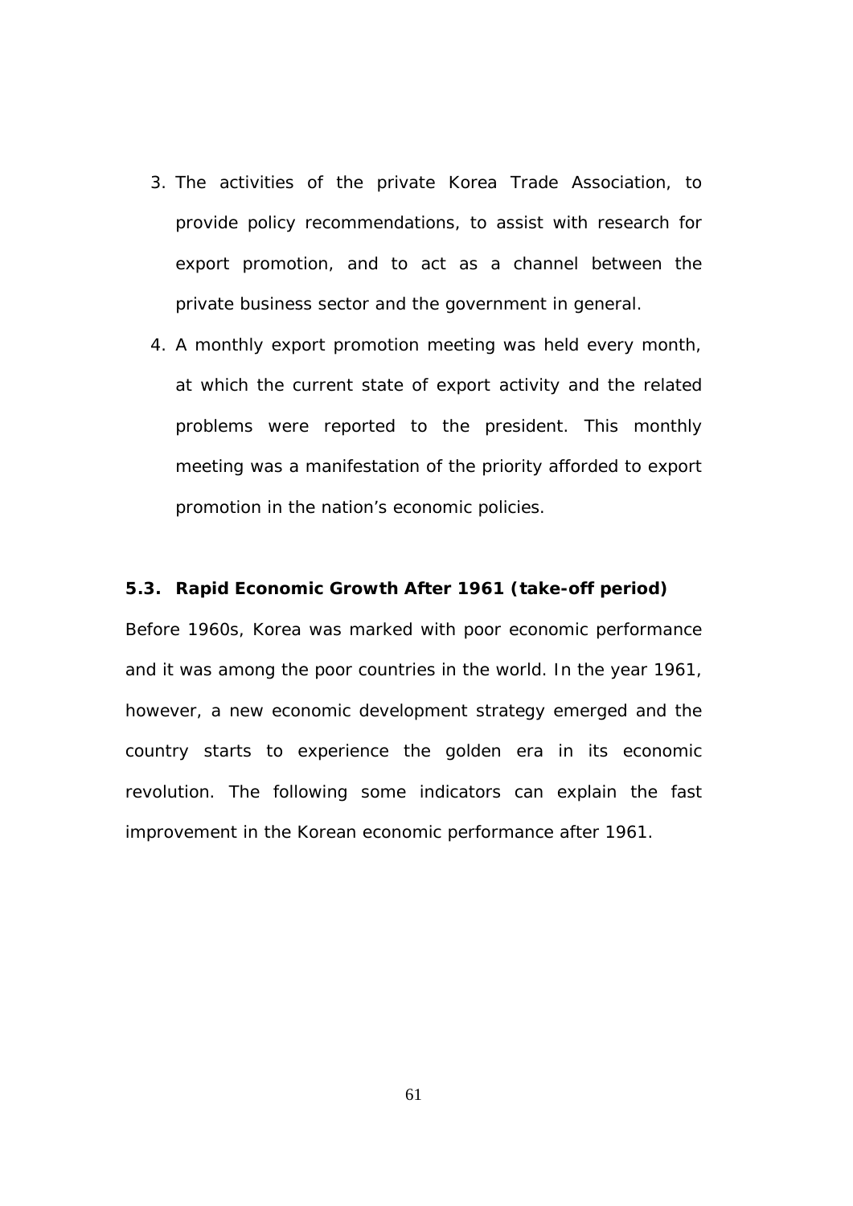3. The activities of the private Korea Trade Association, to provide policy recommendations, to assist with research for export promotion, and to act as a channel between the private business sector and the government in general.
4. A monthly export promotion meeting was held every month, at which the current state of export activity and the related problems were reported to the president. This monthly meeting was a manifestation of the priority afforded to export promotion in the nation's economic policies.

### 5.3. Rapid Economic Growth After 1961 (take-off period)

Before 1960s, Korea was marked with poor economic performance and it was among the poor countries in the world. In the year 1961, however, a new economic development strategy emerged and the country starts to experience the golden era in its economic revolution. The following some indicators can explain the fast improvement in the Korean economic performance after 1961.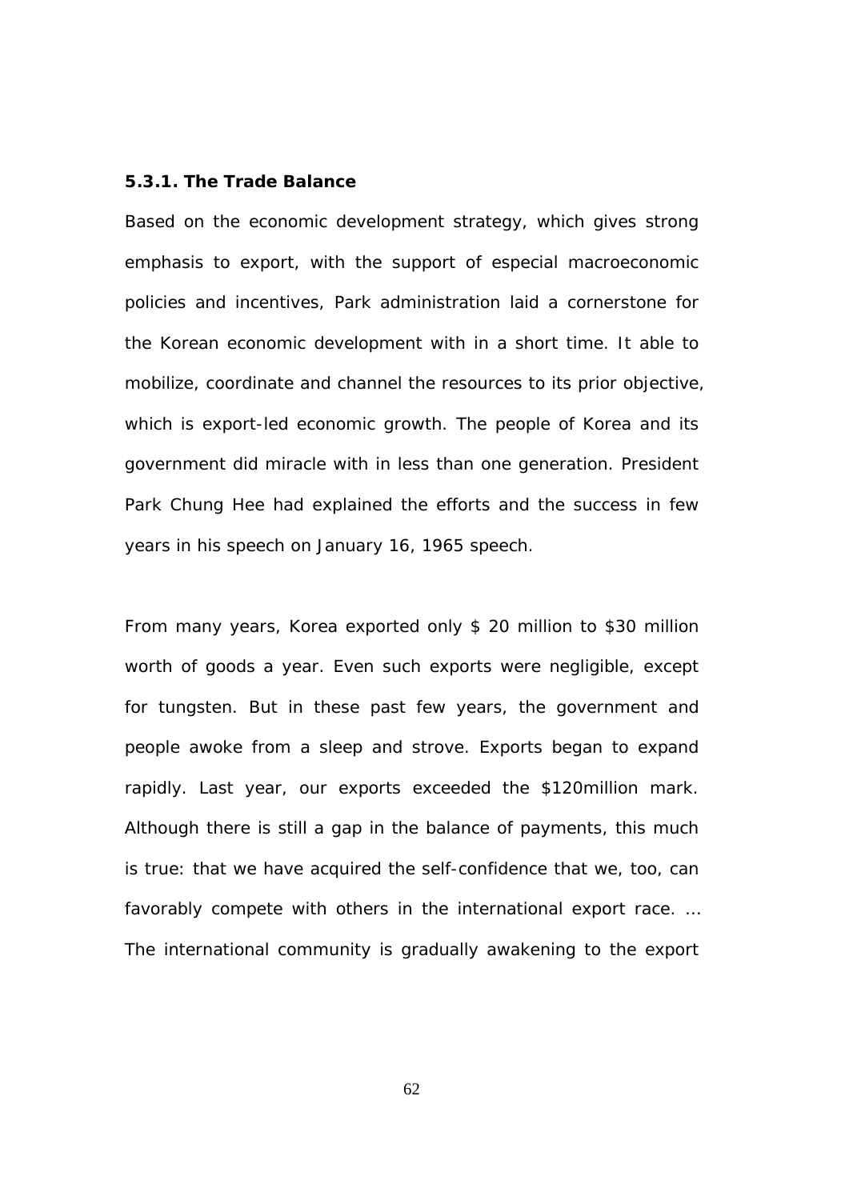### 5.3.1. The Trade Balance

Based on the economic development strategy, which gives strong emphasis to export, with the support of especial macroeconomic policies and incentives, Park administration laid a cornerstone for the Korean economic development with in a short time. It able to mobilize, coordinate and channel the resources to its prior objective, which is export-led economic growth. The people of Korea and its government did miracle with in less than one generation. President Park Chung Hee had explained the efforts and the success in few years in his speech on January 16, 1965 speech.

From many years, Korea exported only $ 20 million to $30 million worth of goods a year. Even such exports were negligible, except for tungsten. But in these past few years, the government and people awoke from a sleep and strove. Exports began to expand rapidly. Last year, our exports exceeded the $120million mark. Although there is still a gap in the balance of payments, this much is true: that we have acquired the self-confidence that we, too, can favorably compete with others in the international export race. … The international community is gradually awakening to the export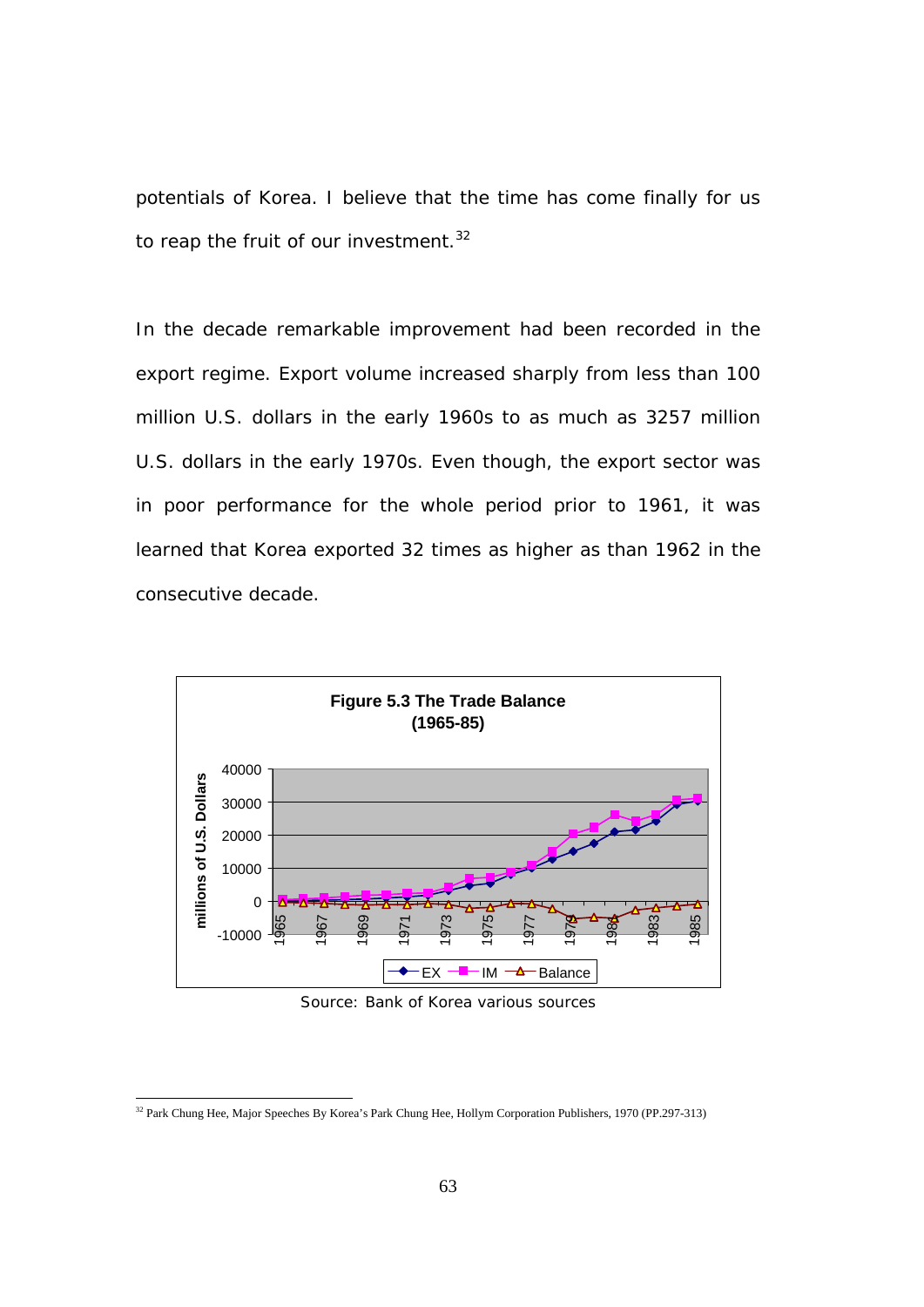potentials of Korea. I believe that the time has come finally for us to reap the fruit of our investment.[32]

In the decade remarkable improvement had been recorded in the export regime. Export volume increased sharply from less than 100 million U.S. dollars in the early 1960s to as much as 3257 million U.S. dollars in the early 1970s. Even though, the export sector was in poor performance for the whole period prior to 1961, it was learned that Korea exported 32 times as higher as than 1962 in the consecutive decade.

**Figure 5.3 The Trade Balance (1965-85)**

Source: Bank of Korea various sources

[32] Park Chung Hee, Major Speeches By Korea's Park Chung Hee, Hollym Corporation Publishers, 1970 (PP.297-313)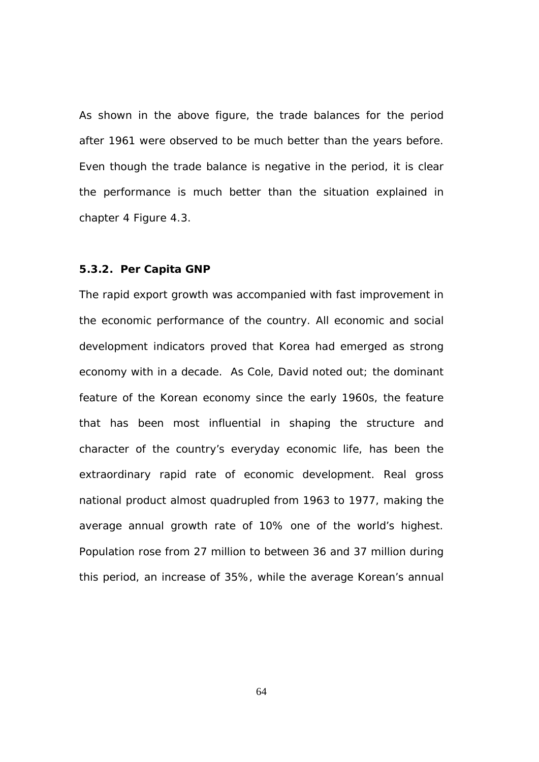As shown in the above figure, the trade balances for the period after 1961 were observed to be much better than the years before. Even though the trade balance is negative in the period, it is clear the performance is much better than the situation explained in chapter 4 Figure 4.3.

### 5.3.2. Per Capita GNP

The rapid export growth was accompanied with fast improvement in the economic performance of the country. All economic and social development indicators proved that Korea had emerged as strong economy with in a decade. As Cole, David noted out; the dominant feature of the Korean economy since the early 1960s, the feature that has been most influential in shaping the structure and character of the country's everyday economic life, has been the extraordinary rapid rate of economic development. Real gross national product almost quadrupled from 1963 to 1977, making the average annual growth rate of 10% one of the world's highest. Population rose from 27 million to between 36 and 37 million during this period, an increase of 35%, while the average Korean's annual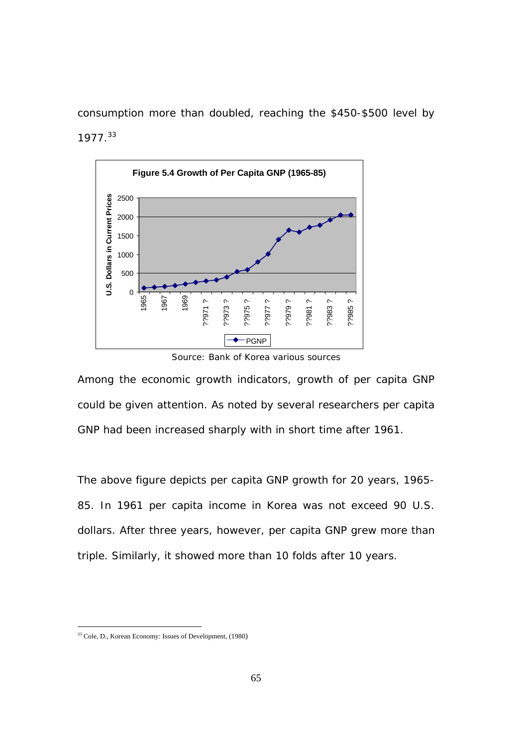consumption more than doubled, reaching the $450-$500 level by 1977.[33]

**Figure 5.4 Growth of Per Capita GNP (1965-85)**

Source: Bank of Korea various sources

Among the economic growth indicators, growth of per capita GNP could be given attention. As noted by several researchers per capita GNP had been increased sharply with in short time after 1961.

The above figure depicts per capita GNP growth for 20 years, 1965-85. In 1961 per capita income in Korea was not exceed 90 U.S. dollars. After three years, however, per capita GNP grew more than triple. Similarly, it showed more than 10 folds after 10 years.

---

[33] Cole, D., Korean Economy: Issues of Development, (1980)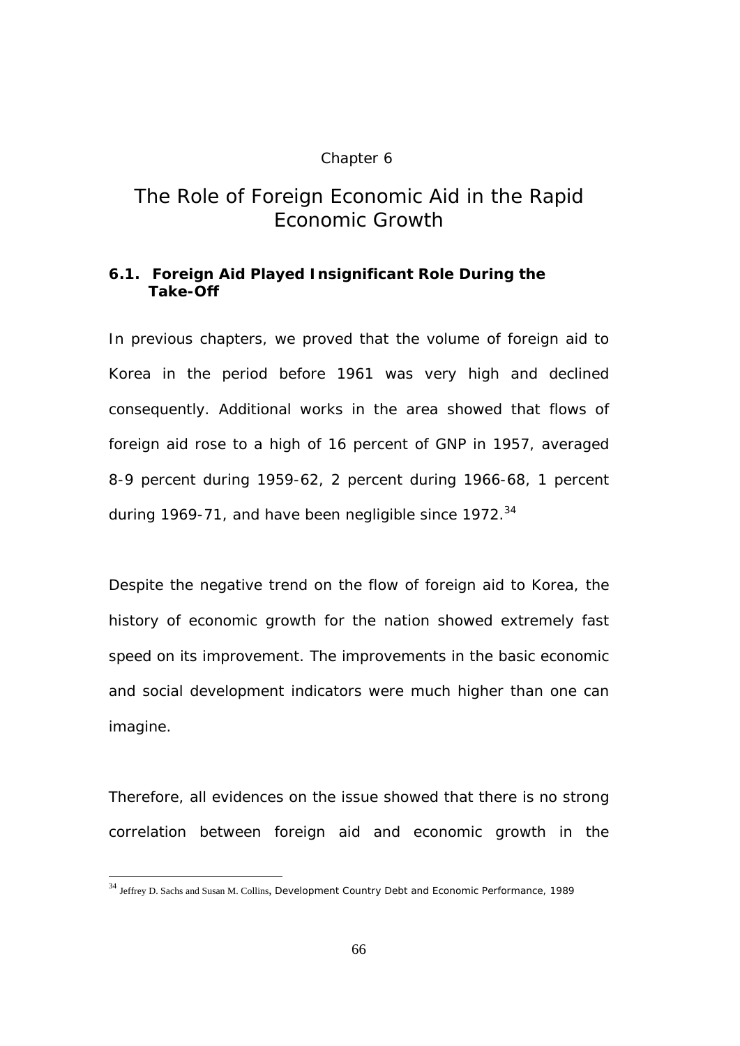Chapter 6

# The Role of Foreign Economic Aid in the Rapid Economic Growth

## 6.1. Foreign Aid Played Insignificant Role During the Take-Off

In previous chapters, we proved that the volume of foreign aid to Korea in the period before 1961 was very high and declined consequently. Additional works in the area showed that flows of foreign aid rose to a high of 16 percent of GNP in 1957, averaged 8-9 percent during 1959-62, 2 percent during 1966-68, 1 percent during 1969-71, and have been negligible since 1972.[34]

Despite the negative trend on the flow of foreign aid to Korea, the history of economic growth for the nation showed extremely fast speed on its improvement. The improvements in the basic economic and social development indicators were much higher than one can imagine.

Therefore, all evidences on the issue showed that there is no strong correlation between foreign aid and economic growth in the

[34] Jeffrey D. Sachs and Susan M. Collins, Development Country Debt and Economic Performance, 1989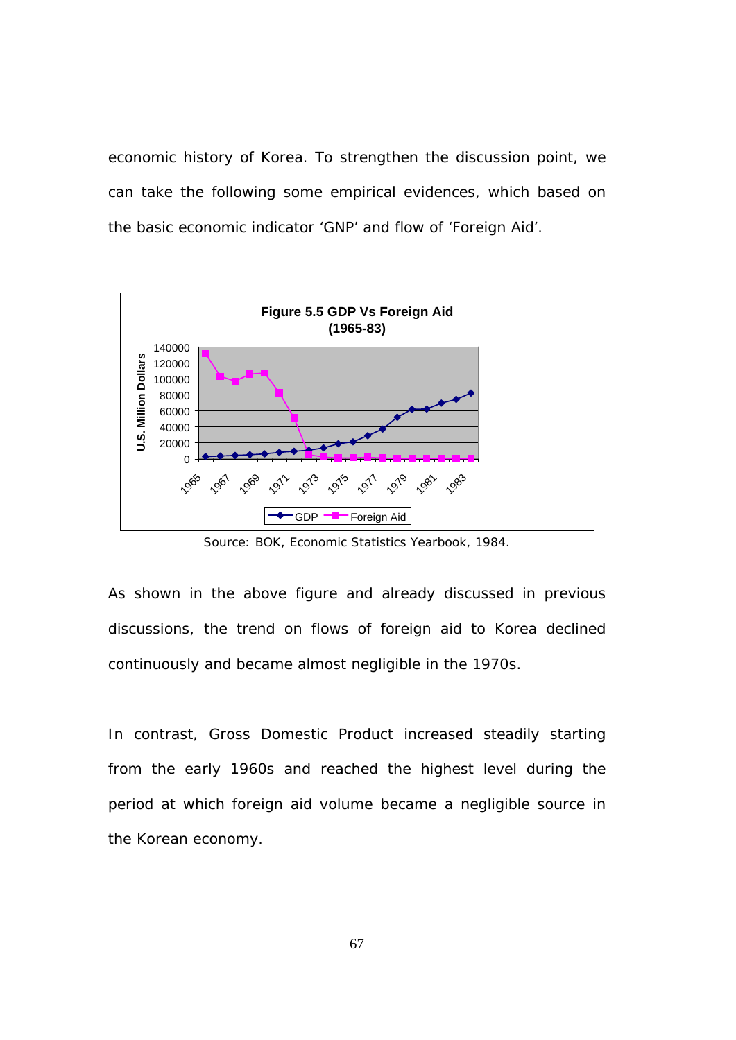economic history of Korea. To strengthen the discussion point, we can take the following some empirical evidences, which based on the basic economic indicator 'GNP' and flow of 'Foreign Aid'.

**Figure 5.5 GDP Vs Foreign Aid (1965-83)**

Source: BOK, Economic Statistics Yearbook, 1984.

As shown in the above figure and already discussed in previous discussions, the trend on flows of foreign aid to Korea declined continuously and became almost negligible in the 1970s.

In contrast, Gross Domestic Product increased steadily starting from the early 1960s and reached the highest level during the period at which foreign aid volume became a negligible source in the Korean economy.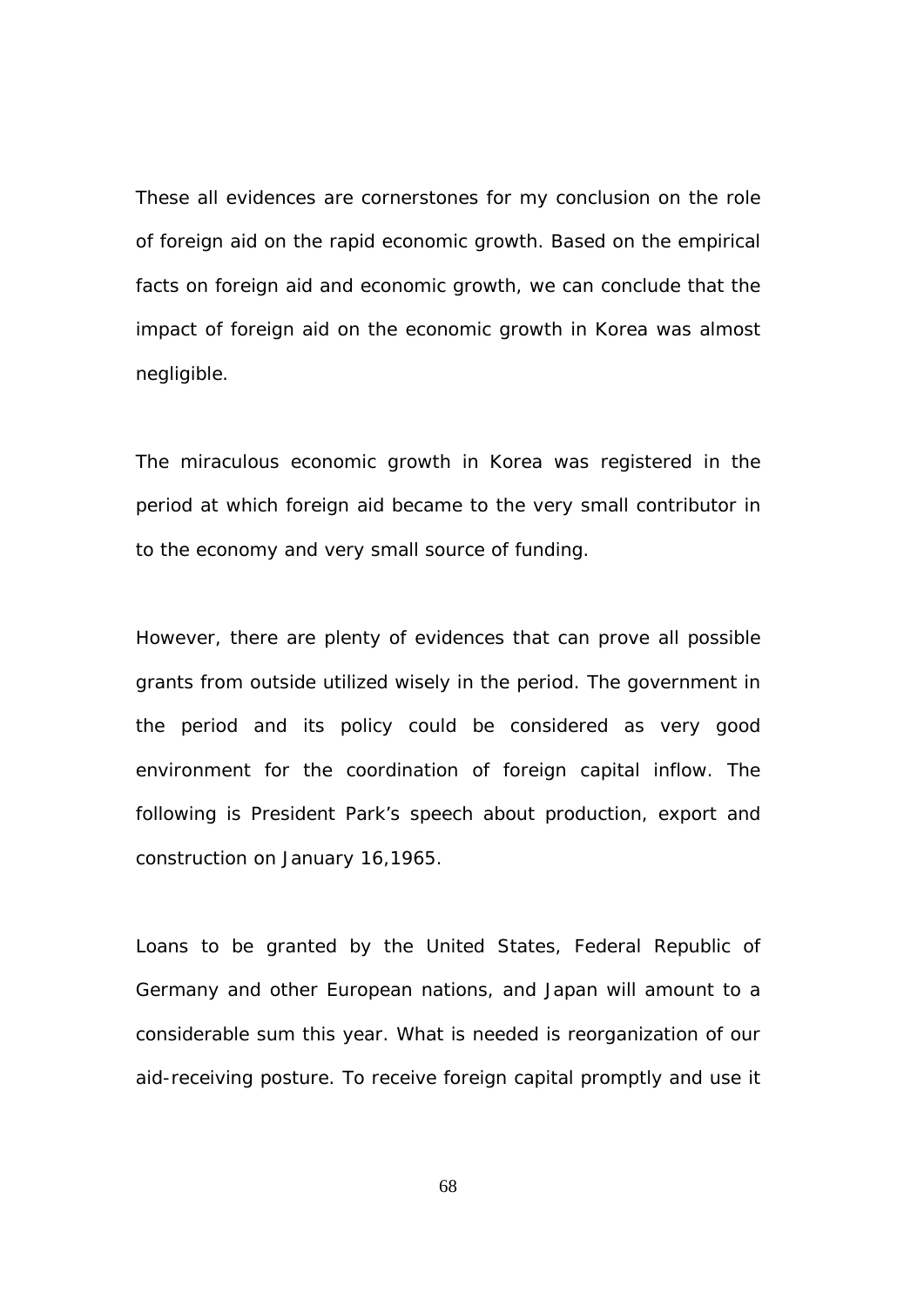These all evidences are cornerstones for my conclusion on the role of foreign aid on the rapid economic growth. Based on the empirical facts on foreign aid and economic growth, we can conclude that the impact of foreign aid on the economic growth in Korea was almost negligible.

The miraculous economic growth in Korea was registered in the period at which foreign aid became to the very small contributor in to the economy and very small source of funding.

However, there are plenty of evidences that can prove all possible grants from outside utilized wisely in the period. The government in the period and its policy could be considered as very good environment for the coordination of foreign capital inflow. The following is President Park's speech about production, export and construction on January 16,1965.

Loans to be granted by the United States, Federal Republic of Germany and other European nations, and Japan will amount to a considerable sum this year. What is needed is reorganization of our aid-receiving posture. To receive foreign capital promptly and use it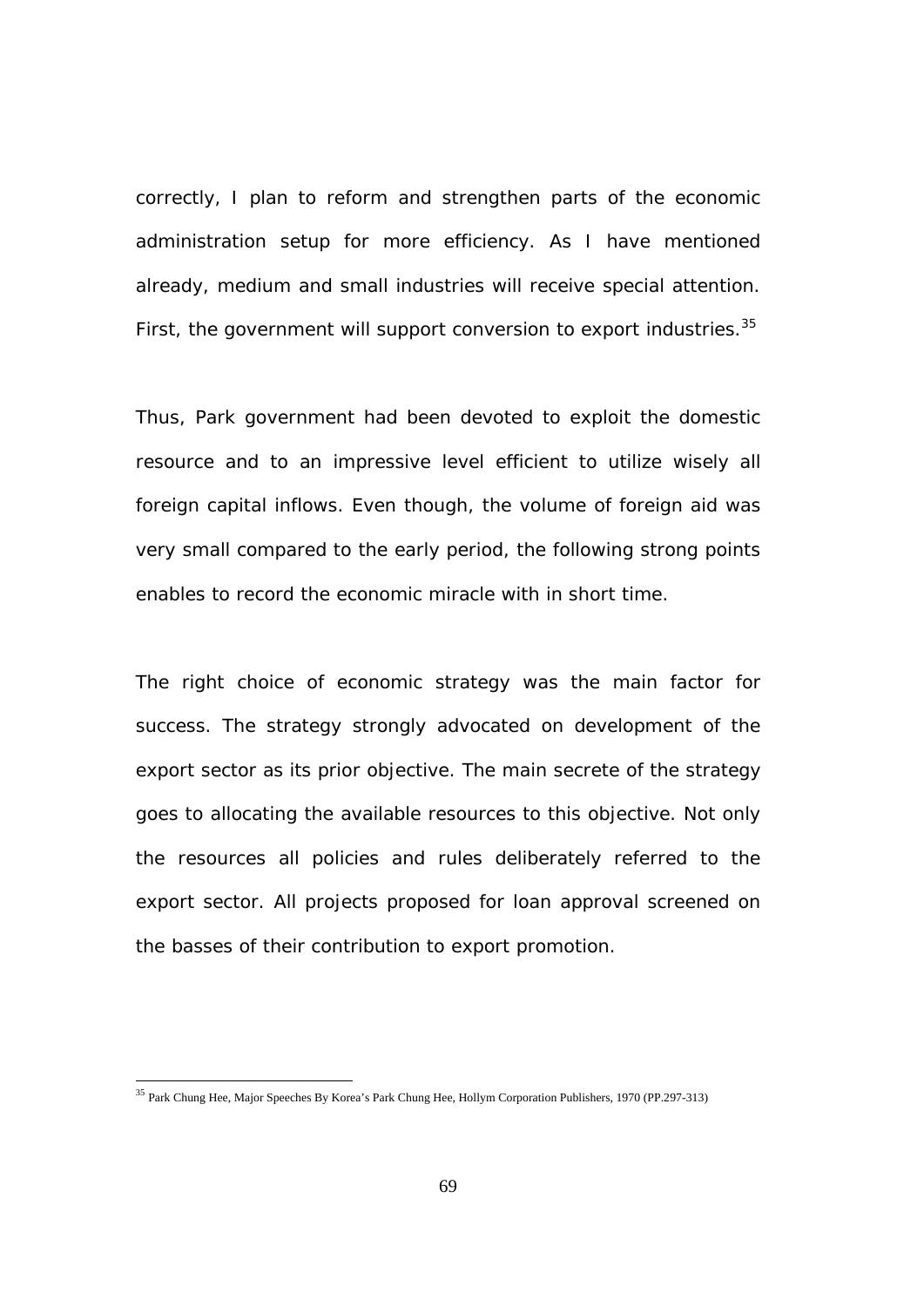correctly, I plan to reform and strengthen parts of the economic administration setup for more efficiency. As I have mentioned already, medium and small industries will receive special attention. First, the government will support conversion to export industries.[35]

Thus, Park government had been devoted to exploit the domestic resource and to an impressive level efficient to utilize wisely all foreign capital inflows. Even though, the volume of foreign aid was very small compared to the early period, the following strong points enables to record the economic miracle with in short time.

The right choice of economic strategy was the main factor for success. The strategy strongly advocated on development of the export sector as its prior objective. The main secrete of the strategy goes to allocating the available resources to this objective. Not only the resources all policies and rules deliberately referred to the export sector. All projects proposed for loan approval screened on the basses of their contribution to export promotion.

[35] Park Chung Hee, Major Speeches By Korea's Park Chung Hee, Hollym Corporation Publishers, 1970 (PP.297-313)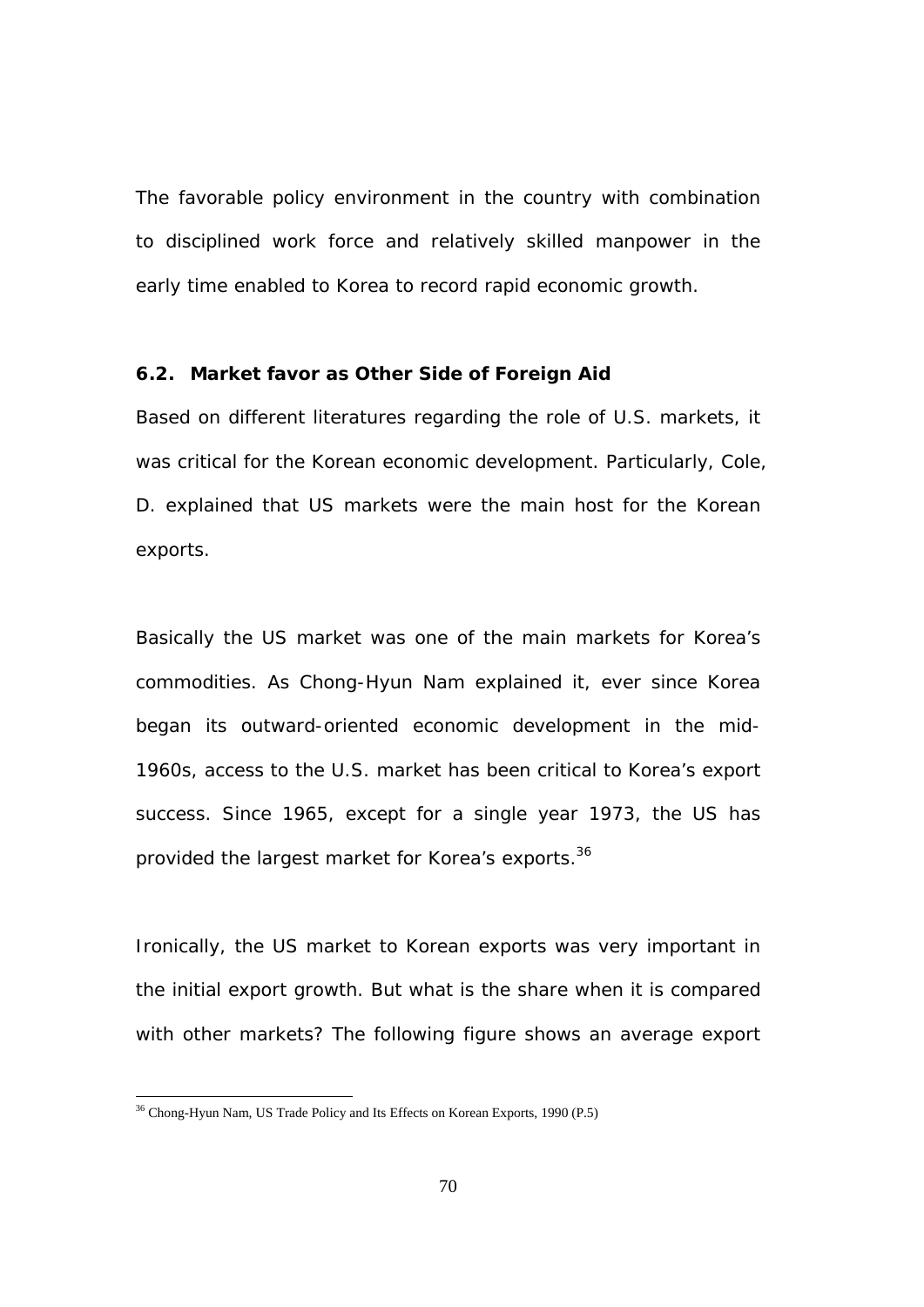The favorable policy environment in the country with combination to disciplined work force and relatively skilled manpower in the early time enabled to Korea to record rapid economic growth.

### 6.2. Market favor as Other Side of Foreign Aid

Based on different literatures regarding the role of U.S. markets, it was critical for the Korean economic development. Particularly, Cole, D. explained that US markets were the main host for the Korean exports.

Basically the US market was one of the main markets for Korea's commodities. As Chong-Hyun Nam explained it, ever since Korea began its outward-oriented economic development in the mid-1960s, access to the U.S. market has been critical to Korea's export success. Since 1965, except for a single year 1973, the US has provided the largest market for Korea's exports.[36]

Ironically, the US market to Korean exports was very important in the initial export growth. But what is the share when it is compared with other markets? The following figure shows an average export

[36] Chong-Hyun Nam, US Trade Policy and Its Effects on Korean Exports, 1990 (P.5)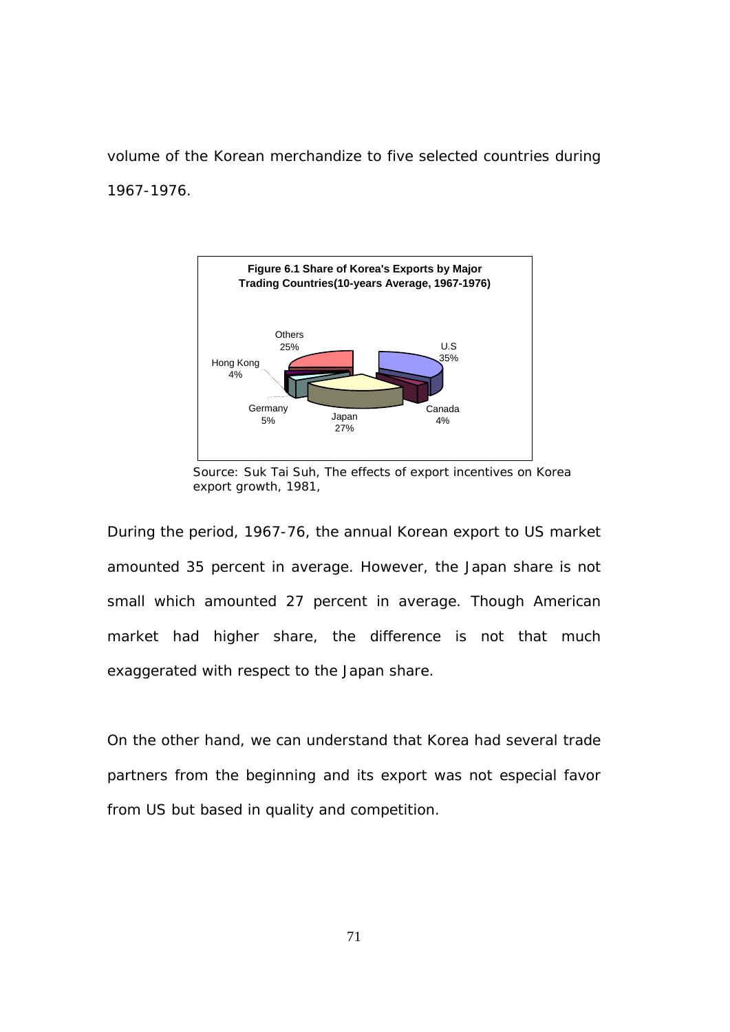volume of the Korean merchandize to five selected countries during 1967-1976.

**Figure 6.1 Share of Korea's Exports by Major Trading Countries(10-years Average, 1967-1976)**

| Country | Share |
|---|---|
| U.S | 35% |
| Canada | 4% |
| Japan | 27% |
| Germany | 5% |
| Hong Kong | 4% |
| Others | 25% |

Source: Suk Tai Suh, The effects of export incentives on Korea export growth, 1981,

During the period, 1967-76, the annual Korean export to US market amounted 35 percent in average. However, the Japan share is not small which amounted 27 percent in average. Though American market had higher share, the difference is not that much exaggerated with respect to the Japan share.

On the other hand, we can understand that Korea had several trade partners from the beginning and its export was not especial favor from US but based in quality and competition.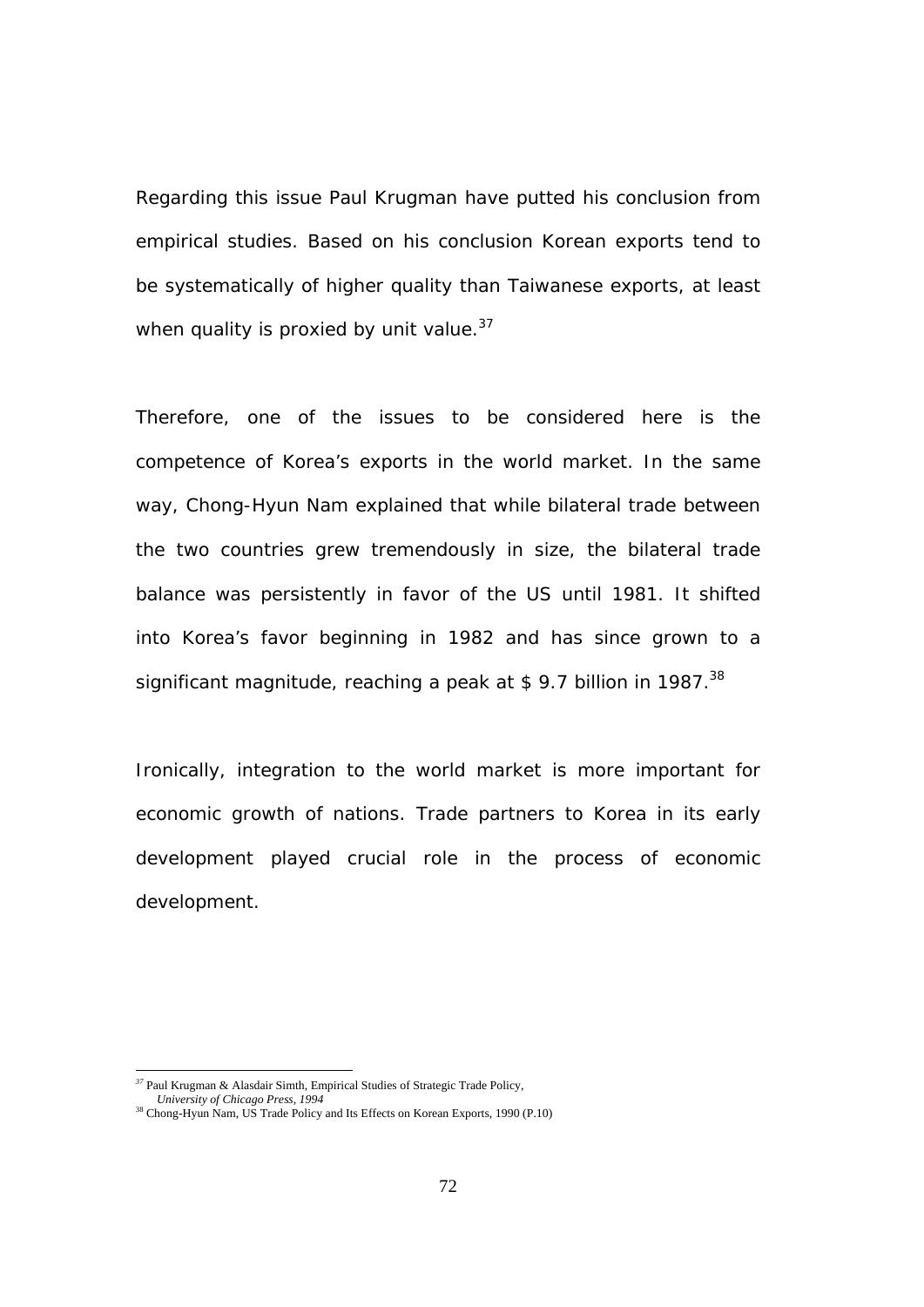Regarding this issue Paul Krugman have putted his conclusion from empirical studies. Based on his conclusion Korean exports tend to be systematically of higher quality than Taiwanese exports, at least when quality is proxied by unit value.[37]

Therefore, one of the issues to be considered here is the competence of Korea's exports in the world market. In the same way, Chong-Hyun Nam explained that while bilateral trade between the two countries grew tremendously in size, the bilateral trade balance was persistently in favor of the US until 1981. It shifted into Korea's favor beginning in 1982 and has since grown to a significant magnitude, reaching a peak at $ 9.7 billion in 1987.[38]

Ironically, integration to the world market is more important for economic growth of nations. Trade partners to Korea in its early development played crucial role in the process of economic development.

---

[37] Paul Krugman & Alasdair Simth, Empirical Studies of Strategic Trade Policy, *University of Chicago Press, 1994*

[38] Chong-Hyun Nam, US Trade Policy and Its Effects on Korean Exports, 1990 (P.10)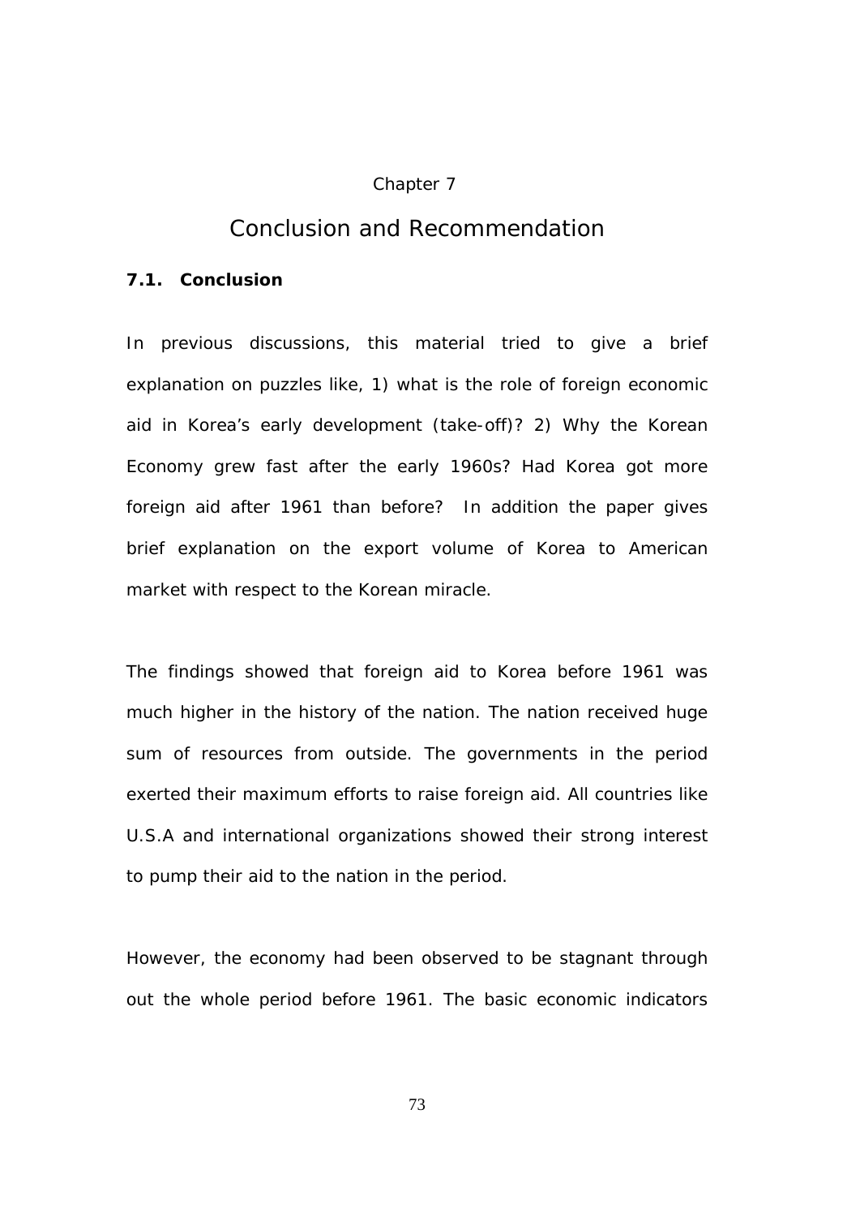Chapter 7

# Conclusion and Recommendation

## 7.1. Conclusion

In previous discussions, this material tried to give a brief explanation on puzzles like, 1) what is the role of foreign economic aid in Korea's early development (take-off)? 2) Why the Korean Economy grew fast after the early 1960s? Had Korea got more foreign aid after 1961 than before? In addition the paper gives brief explanation on the export volume of Korea to American market with respect to the Korean miracle.

The findings showed that foreign aid to Korea before 1961 was much higher in the history of the nation. The nation received huge sum of resources from outside. The governments in the period exerted their maximum efforts to raise foreign aid. All countries like U.S.A and international organizations showed their strong interest to pump their aid to the nation in the period.

However, the economy had been observed to be stagnant through out the whole period before 1961. The basic economic indicators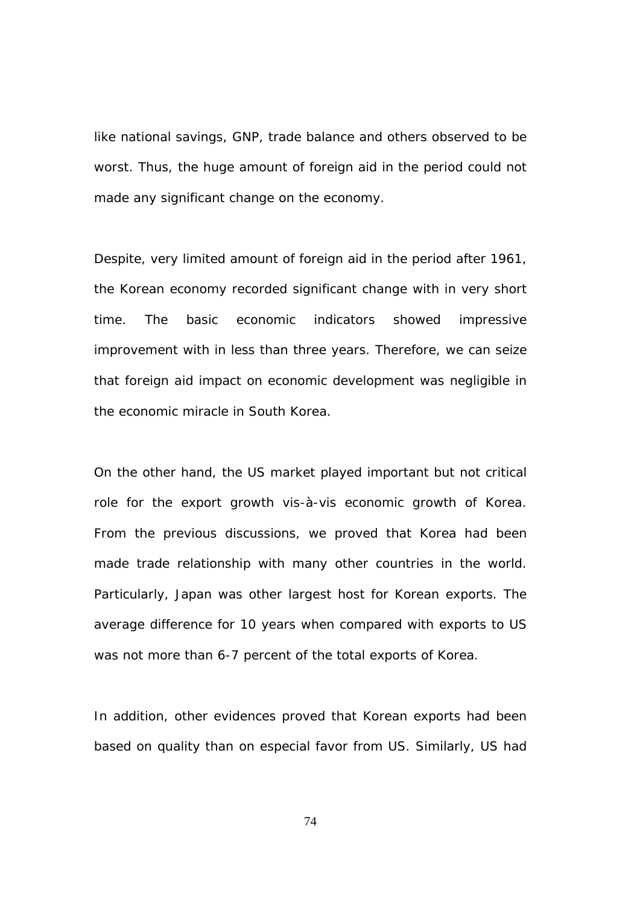like national savings, GNP, trade balance and others observed to be worst. Thus, the huge amount of foreign aid in the period could not made any significant change on the economy.

Despite, very limited amount of foreign aid in the period after 1961, the Korean economy recorded significant change with in very short time. The basic economic indicators showed impressive improvement with in less than three years. Therefore, we can seize that foreign aid impact on economic development was negligible in the economic miracle in South Korea.

On the other hand, the US market played important but not critical role for the export growth vis-à-vis economic growth of Korea. From the previous discussions, we proved that Korea had been made trade relationship with many other countries in the world. Particularly, Japan was other largest host for Korean exports. The average difference for 10 years when compared with exports to US was not more than 6-7 percent of the total exports of Korea.

In addition, other evidences proved that Korean exports had been based on quality than on especial favor from US. Similarly, US had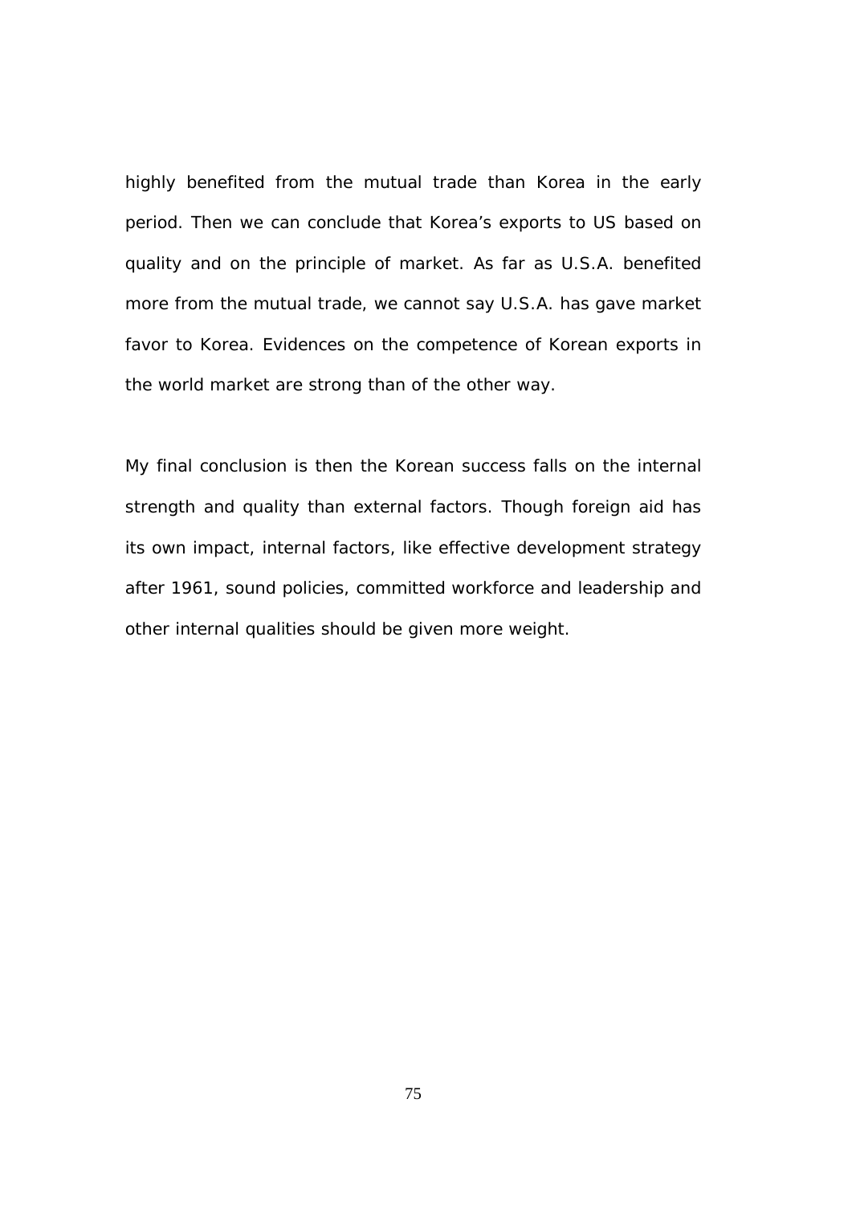highly benefited from the mutual trade than Korea in the early period. Then we can conclude that Korea's exports to US based on quality and on the principle of market. As far as U.S.A. benefited more from the mutual trade, we cannot say U.S.A. has gave market favor to Korea. Evidences on the competence of Korean exports in the world market are strong than of the other way.

My final conclusion is then the Korean success falls on the internal strength and quality than external factors. Though foreign aid has its own impact, internal factors, like effective development strategy after 1961, sound policies, committed workforce and leadership and other internal qualities should be given more weight.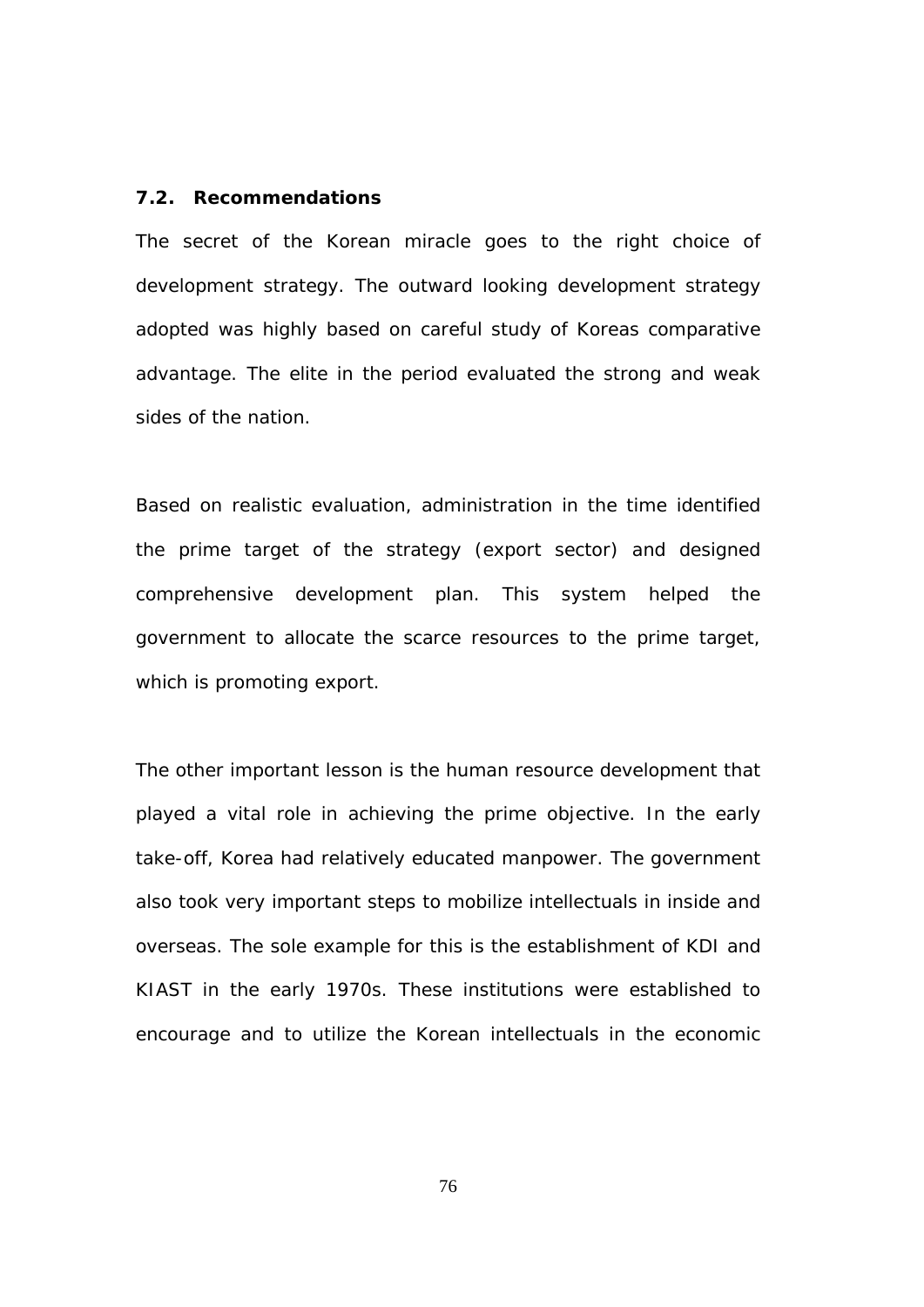### 7.2. Recommendations

The secret of the Korean miracle goes to the right choice of development strategy. The outward looking development strategy adopted was highly based on careful study of Koreas comparative advantage. The elite in the period evaluated the strong and weak sides of the nation.

Based on realistic evaluation, administration in the time identified the prime target of the strategy (export sector) and designed comprehensive development plan. This system helped the government to allocate the scarce resources to the prime target, which is promoting export.

The other important lesson is the human resource development that played a vital role in achieving the prime objective. In the early take-off, Korea had relatively educated manpower. The government also took very important steps to mobilize intellectuals in inside and overseas. The sole example for this is the establishment of KDI and KIAST in the early 1970s. These institutions were established to encourage and to utilize the Korean intellectuals in the economic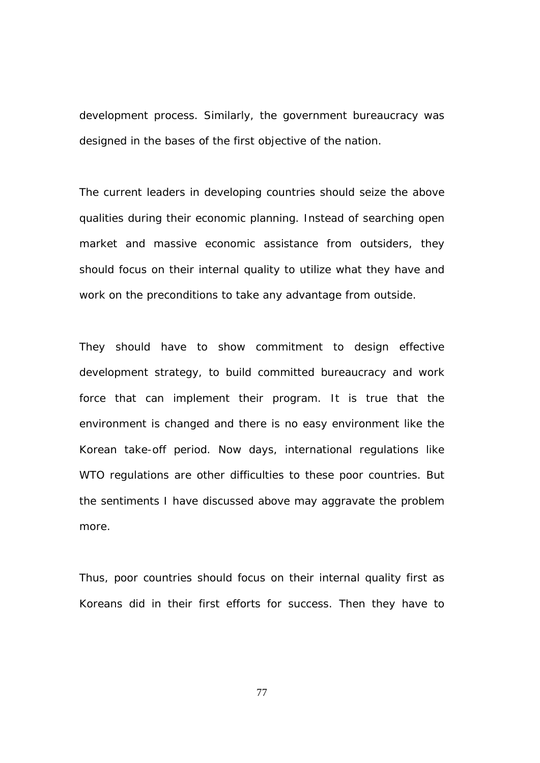development process. Similarly, the government bureaucracy was designed in the bases of the first objective of the nation.

The current leaders in developing countries should seize the above qualities during their economic planning. Instead of searching open market and massive economic assistance from outsiders, they should focus on their internal quality to utilize what they have and work on the preconditions to take any advantage from outside.

They should have to show commitment to design effective development strategy, to build committed bureaucracy and work force that can implement their program. It is true that the environment is changed and there is no easy environment like the Korean take-off period. Now days, international regulations like WTO regulations are other difficulties to these poor countries. But the sentiments I have discussed above may aggravate the problem more.

Thus, poor countries should focus on their internal quality first as Koreans did in their first efforts for success. Then they have to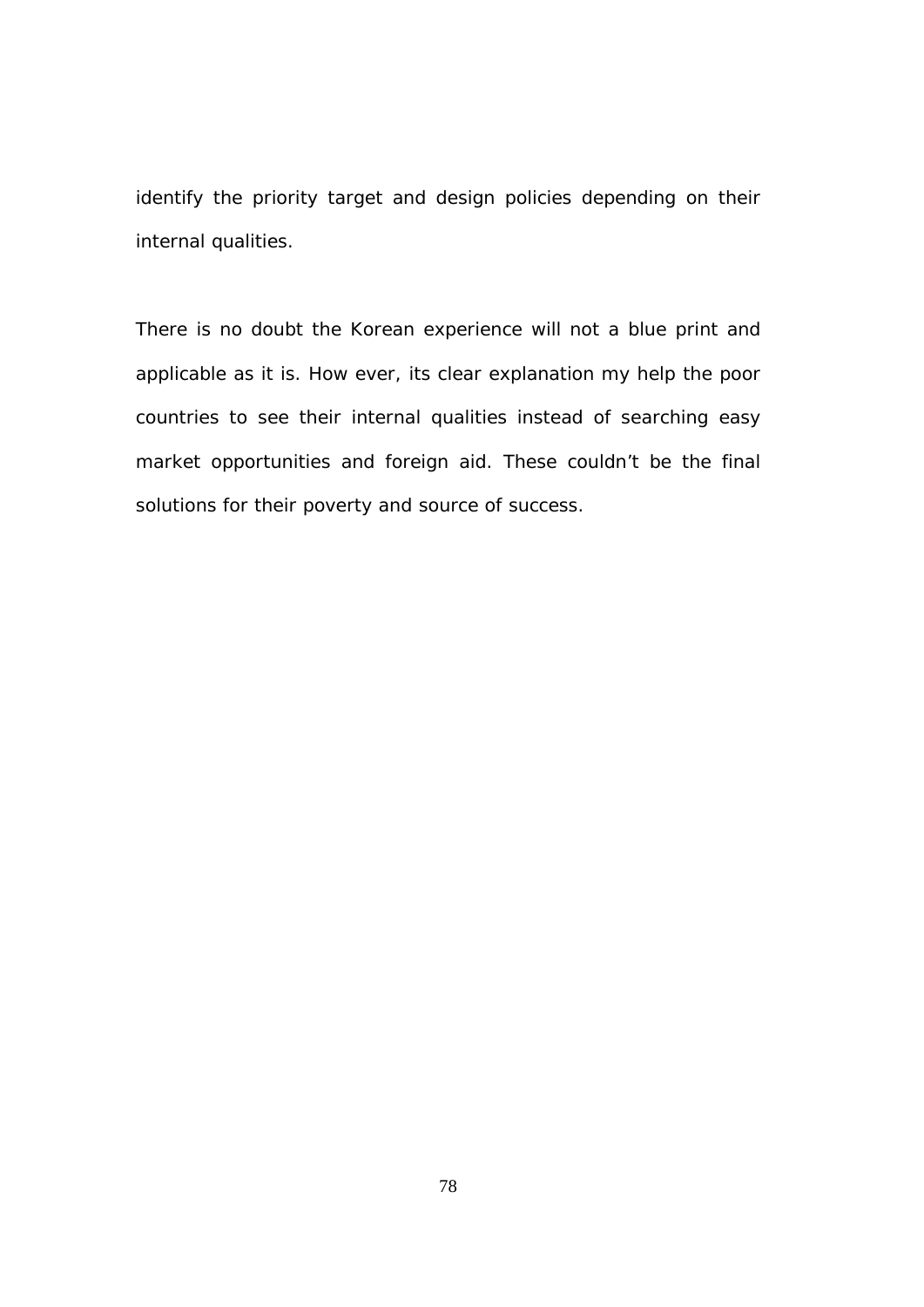identify the priority target and design policies depending on their internal qualities.

There is no doubt the Korean experience will not a blue print and applicable as it is. How ever, its clear explanation my help the poor countries to see their internal qualities instead of searching easy market opportunities and foreign aid. These couldn't be the final solutions for their poverty and source of success.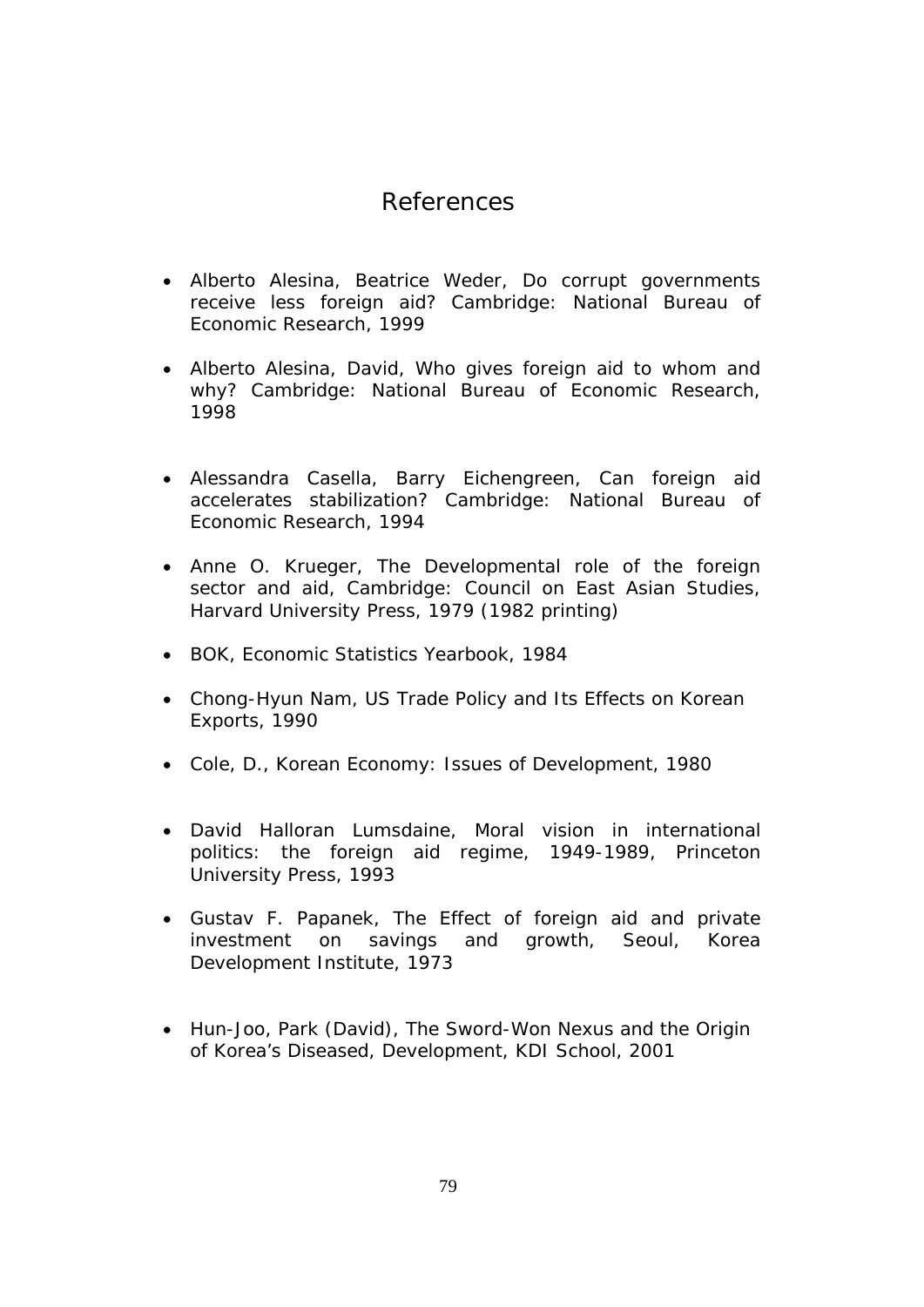# References

- Alberto Alesina, Beatrice Weder, Do corrupt governments receive less foreign aid? Cambridge: National Bureau of Economic Research, 1999

- Alberto Alesina, David, Who gives foreign aid to whom and why? Cambridge: National Bureau of Economic Research, 1998

- Alessandra Casella, Barry Eichengreen, Can foreign aid accelerates stabilization? Cambridge: National Bureau of Economic Research, 1994

- Anne O. Krueger, The Developmental role of the foreign sector and aid, Cambridge: Council on East Asian Studies, Harvard University Press, 1979 (1982 printing)

- BOK, Economic Statistics Yearbook, 1984

- Chong-Hyun Nam, US Trade Policy and Its Effects on Korean Exports, 1990

- Cole, D., Korean Economy: Issues of Development, 1980

- David Halloran Lumsdaine, Moral vision in international politics: the foreign aid regime, 1949-1989, Princeton University Press, 1993

- Gustav F. Papanek, The Effect of foreign aid and private investment on savings and growth, Seoul, Korea Development Institute, 1973

- Hun-Joo, Park (David), The Sword-Won Nexus and the Origin of Korea's Diseased, Development, KDI School, 2001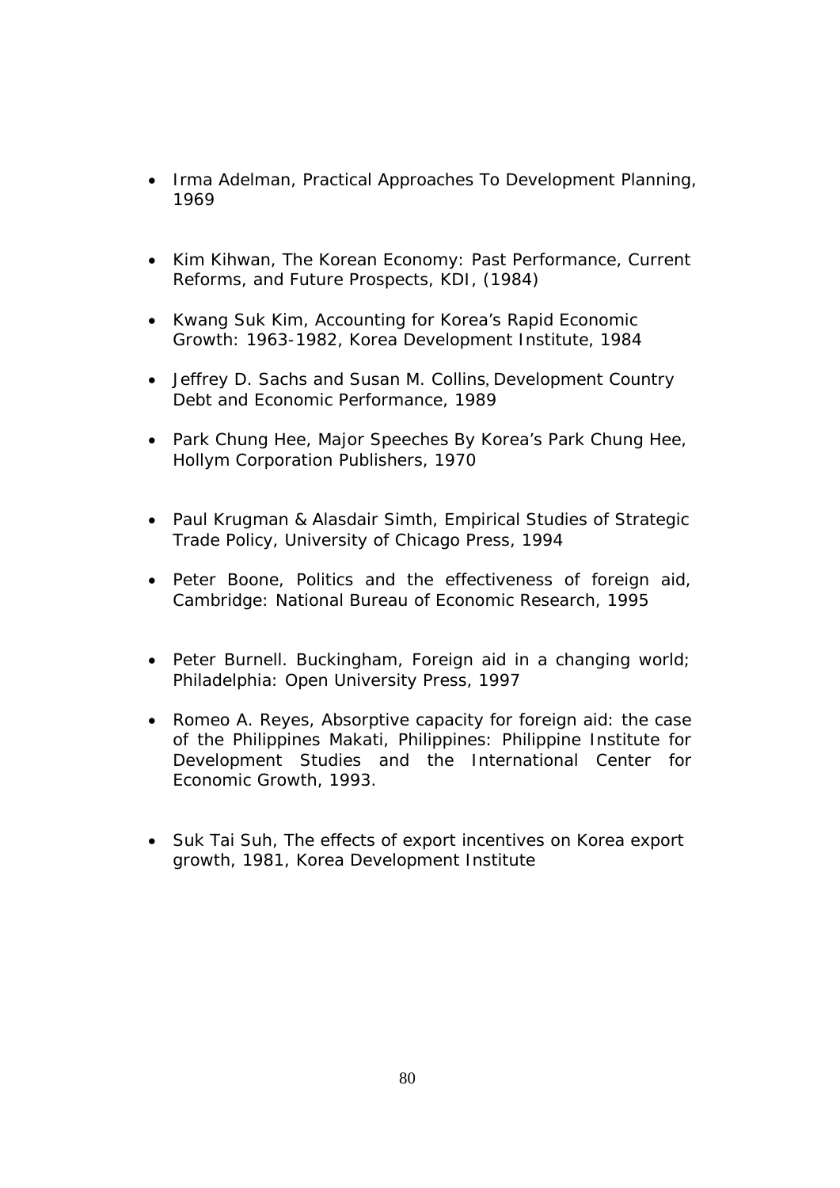- Irma Adelman, Practical Approaches To Development Planning, 1969

- Kim Kihwan, The Korean Economy: Past Performance, Current Reforms, and Future Prospects, KDI, (1984)

- Kwang Suk Kim, Accounting for Korea's Rapid Economic Growth: 1963-1982, Korea Development Institute, 1984

- Jeffrey D. Sachs and Susan M. Collins, Development Country Debt and Economic Performance, 1989

- Park Chung Hee, Major Speeches By Korea's Park Chung Hee, Hollym Corporation Publishers, 1970

- Paul Krugman & Alasdair Simth, Empirical Studies of Strategic Trade Policy, University of Chicago Press, 1994

- Peter Boone, Politics and the effectiveness of foreign aid, Cambridge: National Bureau of Economic Research, 1995

- Peter Burnell. Buckingham, Foreign aid in a changing world; Philadelphia: Open University Press, 1997

- Romeo A. Reyes, Absorptive capacity for foreign aid: the case of the Philippines Makati, Philippines: Philippine Institute for Development Studies and the International Center for Economic Growth, 1993.

- Suk Tai Suh, The effects of export incentives on Korea export growth, 1981, Korea Development Institute